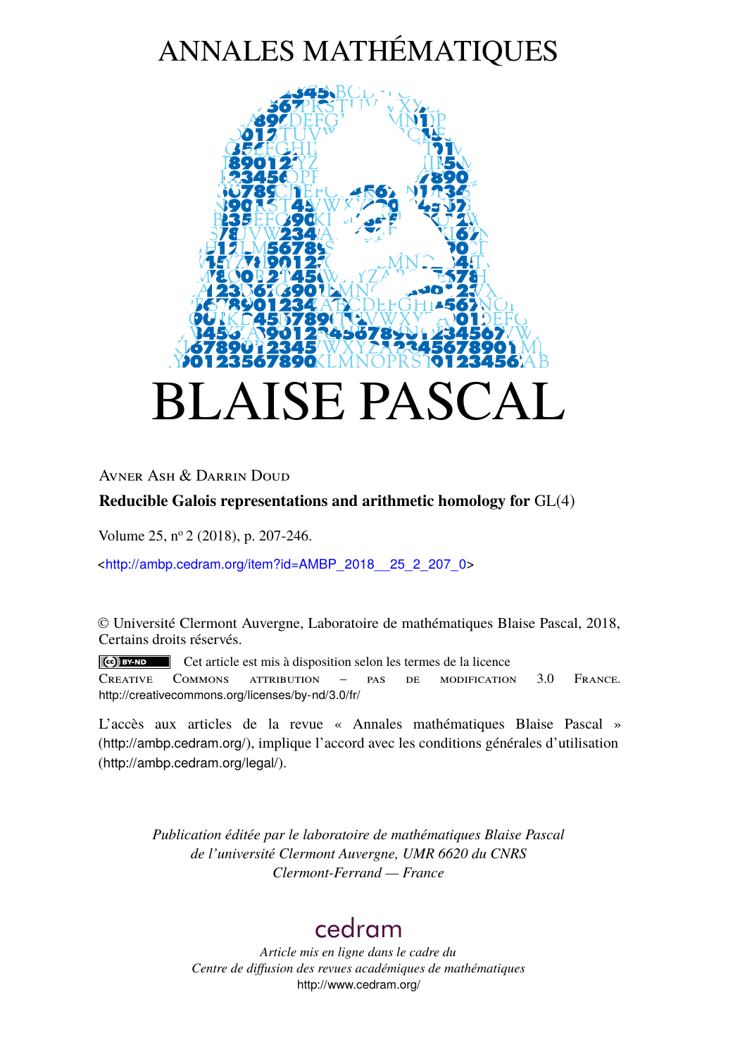# ANNALES MATHÉMATIQUES

# BLAISE PASCAL

AVNER ASH & DARRIN DOUD

**Reducible Galois representations and arithmetic homology for GL(4)**

Volume 25, nº 2 (2018), p. 207-246.

<http://ambp.cedram.org/item?id=AMBP_2018__25_2_207_0>

© Université Clermont Auvergne, Laboratoire de mathématiques Blaise Pascal, 2018, Certains droits réservés.

Cet article est mis à disposition selon les termes de la licence CREATIVE COMMONS ATTRIBUTION – PAS DE MODIFICATION 3.0 FRANCE. http://creativecommons.org/licenses/by-nd/3.0/fr/

L'accès aux articles de la revue « Annales mathématiques Blaise Pascal » (http://ambp.cedram.org/), implique l'accord avec les conditions générales d'utilisation (http://ambp.cedram.org/legal/).

*Publication éditée par le laboratoire de mathématiques Blaise Pascal de l'université Clermont Auvergne, UMR 6620 du CNRS Clermont-Ferrand — France*

cedram

*Article mis en ligne dans le cadre du Centre de diffusion des revues académiques de mathématiques*
http://www.cedram.org/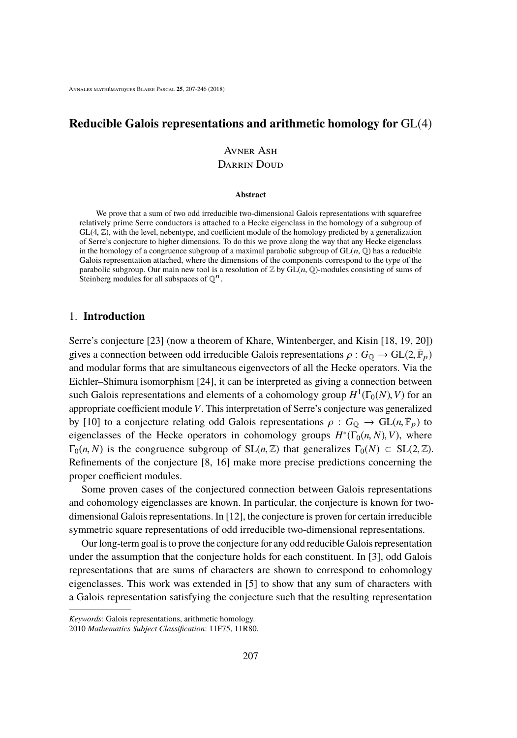# Reducible Galois representations and arithmetic homology for GL(4)

Avner Ash
Darrin Doud

**Abstract**

We prove that a sum of two odd irreducible two-dimensional Galois representations with squarefree relatively prime Serre conductors is attached to a Hecke eigenclass in the homology of a subgroup of $\mathrm{GL}(4, \mathbb{Z})$, with the level, nebentype, and coefficient module of the homology predicted by a generalization of Serre's conjecture to higher dimensions. To do this we prove along the way that any Hecke eigenclass in the homology of a congruence subgroup of a maximal parabolic subgroup of $\mathrm{GL}(n, \mathbb{Q})$ has a reducible Galois representation attached, where the dimensions of the components correspond to the type of the parabolic subgroup. Our main new tool is a resolution of $\mathbb{Z}$ by $\mathrm{GL}(n, \mathbb{Q})$-modules consisting of sums of Steinberg modules for all subspaces of $\mathbb{Q}^n$.

## 1. Introduction

Serre's conjecture [23] (now a theorem of Khare, Wintenberger, and Kisin [18, 19, 20]) gives a connection between odd irreducible Galois representations $\rho : G_{\mathbb{Q}} \to \mathrm{GL}(2, \bar{\mathbb{F}}_p)$ and modular forms that are simultaneous eigenvectors of all the Hecke operators. Via the Eichler–Shimura isomorphism [24], it can be interpreted as giving a connection between such Galois representations and elements of a cohomology group $H^1(\Gamma_0(N), V)$ for an appropriate coefficient module $V$. This interpretation of Serre's conjecture was generalized by [10] to a conjecture relating odd Galois representations $\rho : G_{\mathbb{Q}} \to \mathrm{GL}(n, \bar{\mathbb{F}}_p)$ to eigenclasses of the Hecke operators in cohomology groups $H^*(\Gamma_0(n, N), V)$, where $\Gamma_0(n, N)$ is the congruence subgroup of $\mathrm{SL}(n, \mathbb{Z})$ that generalizes $\Gamma_0(N) \subset \mathrm{SL}(2, \mathbb{Z})$. Refinements of the conjecture [8, 16] make more precise predictions concerning the proper coefficient modules.

Some proven cases of the conjectured connection between Galois representations and cohomology eigenclasses are known. In particular, the conjecture is known for two-dimensional Galois representations. In [12], the conjecture is proven for certain irreducible symmetric square representations of odd irreducible two-dimensional representations.

Our long-term goal is to prove the conjecture for any odd reducible Galois representation under the assumption that the conjecture holds for each constituent. In [3], odd Galois representations that are sums of characters are shown to correspond to cohomology eigenclasses. This work was extended in [5] to show that any sum of characters with a Galois representation satisfying the conjecture such that the resulting representation

---

*Keywords*: Galois representations, arithmetic homology.
2010 *Mathematics Subject Classification*: 11F75, 11R80.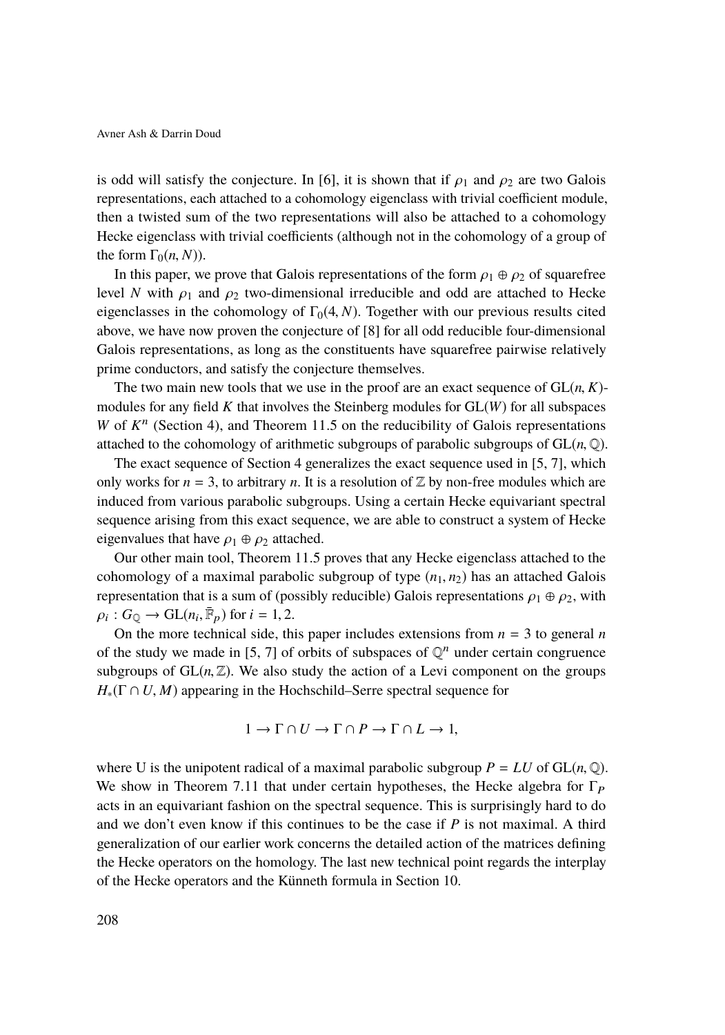is odd will satisfy the conjecture. In [6], it is shown that if $\rho_1$ and $\rho_2$ are two Galois representations, each attached to a cohomology eigenclass with trivial coefficient module, then a twisted sum of the two representations will also be attached to a cohomology Hecke eigenclass with trivial coefficients (although not in the cohomology of a group of the form $\Gamma_0(n, N)$).

In this paper, we prove that Galois representations of the form $\rho_1 \oplus \rho_2$ of squarefree level $N$ with $\rho_1$ and $\rho_2$ two-dimensional irreducible and odd are attached to Hecke eigenclasses in the cohomology of $\Gamma_0(4, N)$. Together with our previous results cited above, we have now proven the conjecture of [8] for all odd reducible four-dimensional Galois representations, as long as the constituents have squarefree pairwise relatively prime conductors, and satisfy the conjecture themselves.

The two main new tools that we use in the proof are an exact sequence of $\mathrm{GL}(n, K)$-modules for any field $K$ that involves the Steinberg modules for $\mathrm{GL}(W)$ for all subspaces $W$ of $K^n$ (Section 4), and Theorem 11.5 on the reducibility of Galois representations attached to the cohomology of arithmetic subgroups of parabolic subgroups of $\mathrm{GL}(n, \mathbb{Q})$.

The exact sequence of Section 4 generalizes the exact sequence used in [5, 7], which only works for $n = 3$, to arbitrary $n$. It is a resolution of $\mathbb{Z}$ by non-free modules which are induced from various parabolic subgroups. Using a certain Hecke equivariant spectral sequence arising from this exact sequence, we are able to construct a system of Hecke eigenvalues that have $\rho_1 \oplus \rho_2$ attached.

Our other main tool, Theorem 11.5 proves that any Hecke eigenclass attached to the cohomology of a maximal parabolic subgroup of type $(n_1, n_2)$ has an attached Galois representation that is a sum of (possibly reducible) Galois representations $\rho_1 \oplus \rho_2$, with $\rho_i : G_{\mathbb{Q}} \to \mathrm{GL}(n_i, \bar{\mathbb{F}}_p)$ for $i = 1, 2$.

On the more technical side, this paper includes extensions from $n = 3$ to general $n$ of the study we made in [5, 7] of orbits of subspaces of $\mathbb{Q}^n$ under certain congruence subgroups of $\mathrm{GL}(n, \mathbb{Z})$. We also study the action of a Levi component on the groups $H_*(\Gamma \cap U, M)$ appearing in the Hochschild–Serre spectral sequence for

$$1 \to \Gamma \cap U \to \Gamma \cap P \to \Gamma \cap L \to 1,$$

where U is the unipotent radical of a maximal parabolic subgroup $P = LU$ of $\mathrm{GL}(n, \mathbb{Q})$. We show in Theorem 7.11 that under certain hypotheses, the Hecke algebra for $\Gamma_P$ acts in an equivariant fashion on the spectral sequence. This is surprisingly hard to do and we don't even know if this continues to be the case if $P$ is not maximal. A third generalization of our earlier work concerns the detailed action of the matrices defining the Hecke operators on the homology. The last new technical point regards the interplay of the Hecke operators and the Künneth formula in Section 10.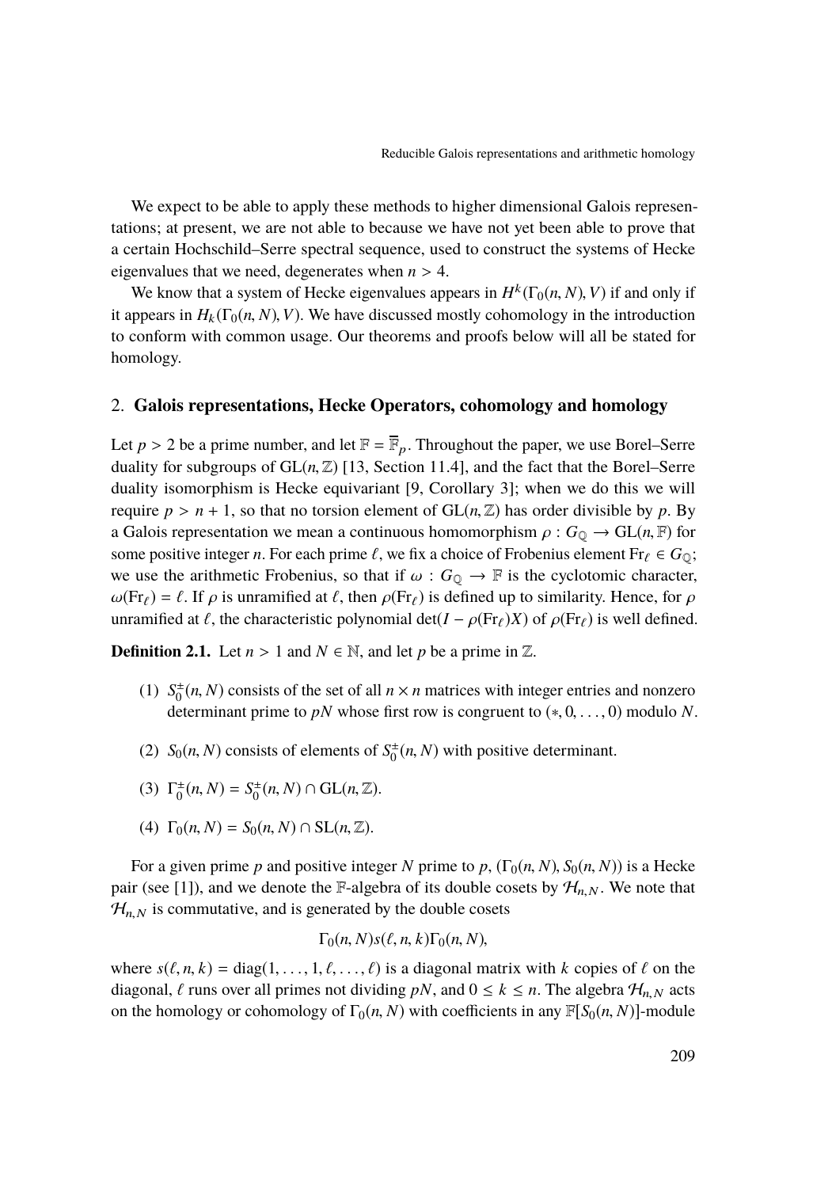We expect to be able to apply these methods to higher dimensional Galois representations; at present, we are not able to because we have not yet been able to prove that a certain Hochschild–Serre spectral sequence, used to construct the systems of Hecke eigenvalues that we need, degenerates when $n > 4$.

We know that a system of Hecke eigenvalues appears in $H^k(\Gamma_0(n, N), V)$ if and only if it appears in $H_k(\Gamma_0(n, N), V)$. We have discussed mostly cohomology in the introduction to conform with common usage. Our theorems and proofs below will all be stated for homology.

## 2. **Galois representations, Hecke Operators, cohomology and homology**

Let $p > 2$ be a prime number, and let $\mathbb{F} = \overline{\mathbb{F}}_p$. Throughout the paper, we use Borel–Serre duality for subgroups of $\mathrm{GL}(n, \mathbb{Z})$ [13, Section 11.4], and the fact that the Borel–Serre duality isomorphism is Hecke equivariant [9, Corollary 3]; when we do this we will require $p > n + 1$, so that no torsion element of $\mathrm{GL}(n, \mathbb{Z})$ has order divisible by $p$. By a Galois representation we mean a continuous homomorphism $\rho : G_{\mathbb{Q}} \to \mathrm{GL}(n, \mathbb{F})$ for some positive integer $n$. For each prime $\ell$, we fix a choice of Frobenius element $\mathrm{Fr}_\ell \in G_{\mathbb{Q}}$; we use the arithmetic Frobenius, so that if $\omega : G_{\mathbb{Q}} \to \mathbb{F}$ is the cyclotomic character, $\omega(\mathrm{Fr}_\ell) = \ell$. If $\rho$ is unramified at $\ell$, then $\rho(\mathrm{Fr}_\ell)$ is defined up to similarity. Hence, for $\rho$ unramified at $\ell$, the characteristic polynomial $\det(I - \rho(\mathrm{Fr}_\ell)X)$ of $\rho(\mathrm{Fr}_\ell)$ is well defined.

**Definition 2.1.** Let $n > 1$ and $N \in \mathbb{N}$, and let $p$ be a prime in $\mathbb{Z}$.

(1) $S_0^{\pm}(n, N)$ consists of the set of all $n \times n$ matrices with integer entries and nonzero determinant prime to $pN$ whose first row is congruent to $(*, 0, \dots, 0)$ modulo $N$.

(2) $S_0(n, N)$ consists of elements of $S_0^{\pm}(n, N)$ with positive determinant.

(3) $\Gamma_0^{\pm}(n, N) = S_0^{\pm}(n, N) \cap \mathrm{GL}(n, \mathbb{Z})$.

(4) $\Gamma_0(n, N) = S_0(n, N) \cap \mathrm{SL}(n, \mathbb{Z})$.

For a given prime $p$ and positive integer $N$ prime to $p$, $(\Gamma_0(n, N), S_0(n, N))$ is a Hecke pair (see [1]), and we denote the $\mathbb{F}$-algebra of its double cosets by $\mathcal{H}_{n,N}$. We note that $\mathcal{H}_{n,N}$ is commutative, and is generated by the double cosets

$$\Gamma_0(n, N)s(\ell, n, k)\Gamma_0(n, N),$$

where $s(\ell, n, k) = \mathrm{diag}(1, \dots, 1, \ell, \dots, \ell)$ is a diagonal matrix with $k$ copies of $\ell$ on the diagonal, $\ell$ runs over all primes not dividing $pN$, and $0 \le k \le n$. The algebra $\mathcal{H}_{n,N}$ acts on the homology or cohomology of $\Gamma_0(n, N)$ with coefficients in any $\mathbb{F}[S_0(n, N)]$-module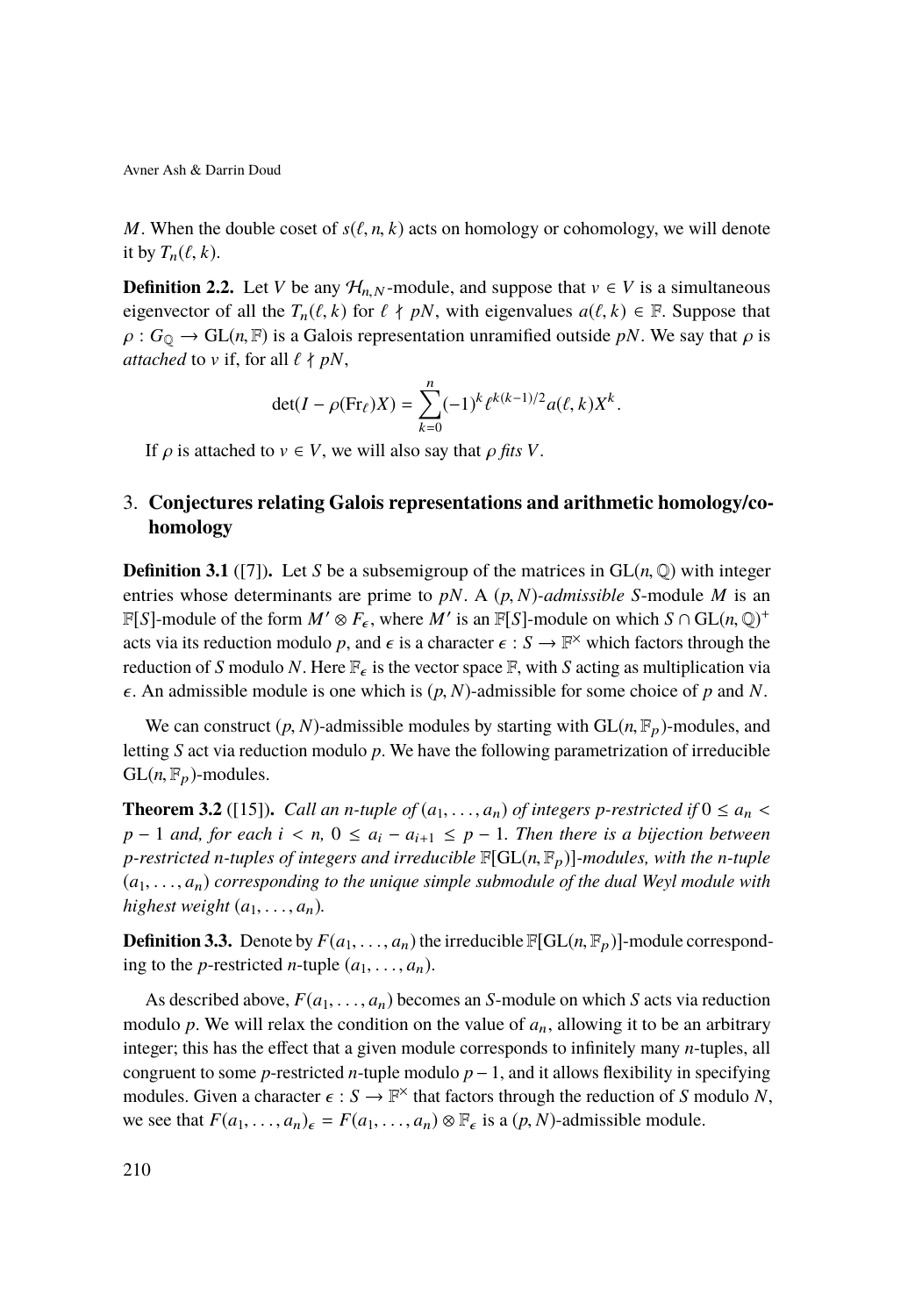$M$. When the double coset of $s(\ell, n, k)$ acts on homology or cohomology, we will denote it by $T_n(\ell, k)$.

**Definition 2.2.** Let $V$ be any $\mathcal{H}_{n,N}$-module, and suppose that $v \in V$ is a simultaneous eigenvector of all the $T_n(\ell, k)$ for $\ell \nmid pN$, with eigenvalues $a(\ell, k) \in \mathbb{F}$. Suppose that $\rho : G_{\mathbb{Q}} \to \mathrm{GL}(n, \mathbb{F})$ is a Galois representation unramified outside $pN$. We say that $\rho$ is *attached* to $v$ if, for all $\ell \nmid pN$,

$$\det(I - \rho(\mathrm{Fr}_\ell)X) = \sum_{k=0}^{n} (-1)^k \ell^{k(k-1)/2} a(\ell, k) X^k.$$

If $\rho$ is attached to $v \in V$, we will also say that $\rho$ *fits* $V$.

## 3. Conjectures relating Galois representations and arithmetic homology/cohomology

**Definition 3.1** ([7])**.** Let $S$ be a subsemigroup of the matrices in $\mathrm{GL}(n, \mathbb{Q})$ with integer entries whose determinants are prime to $pN$. A $(p, N)$-*admissible* $S$-module $M$ is an $\mathbb{F}[S]$-module of the form $M' \otimes F_\epsilon$, where $M'$ is an $\mathbb{F}[S]$-module on which $S \cap \mathrm{GL}(n, \mathbb{Q})^+$ acts via its reduction modulo $p$, and $\epsilon$ is a character $\epsilon : S \to \mathbb{F}^\times$ which factors through the reduction of $S$ modulo $N$. Here $\mathbb{F}_\epsilon$ is the vector space $\mathbb{F}$, with $S$ acting as multiplication via $\epsilon$. An admissible module is one which is $(p, N)$-admissible for some choice of $p$ and $N$.

We can construct $(p, N)$-admissible modules by starting with $\mathrm{GL}(n, \mathbb{F}_p)$-modules, and letting $S$ act via reduction modulo $p$. We have the following parametrization of irreducible $\mathrm{GL}(n, \mathbb{F}_p)$-modules.

**Theorem 3.2** ([15])**.** *Call an $n$-tuple of $(a_1, \ldots, a_n)$ of integers $p$-restricted if $0 \le a_n < p - 1$ and, for each $i < n$, $0 \le a_i - a_{i+1} \le p - 1$. Then there is a bijection between $p$-restricted $n$-tuples of integers and irreducible $\mathbb{F}[\mathrm{GL}(n, \mathbb{F}_p)]$-modules, with the $n$-tuple $(a_1, \ldots, a_n)$ corresponding to the unique simple submodule of the dual Weyl module with highest weight $(a_1, \ldots, a_n)$.*

**Definition 3.3.** Denote by $F(a_1, \ldots, a_n)$ the irreducible $\mathbb{F}[\mathrm{GL}(n, \mathbb{F}_p)]$-module corresponding to the $p$-restricted $n$-tuple $(a_1, \ldots, a_n)$.

As described above, $F(a_1, \ldots, a_n)$ becomes an $S$-module on which $S$ acts via reduction modulo $p$. We will relax the condition on the value of $a_n$, allowing it to be an arbitrary integer; this has the effect that a given module corresponds to infinitely many $n$-tuples, all congruent to some $p$-restricted $n$-tuple modulo $p - 1$, and it allows flexibility in specifying modules. Given a character $\epsilon : S \to \mathbb{F}^\times$ that factors through the reduction of $S$ modulo $N$, we see that $F(a_1, \ldots, a_n)_\epsilon = F(a_1, \ldots, a_n) \otimes \mathbb{F}_\epsilon$ is a $(p, N)$-admissible module.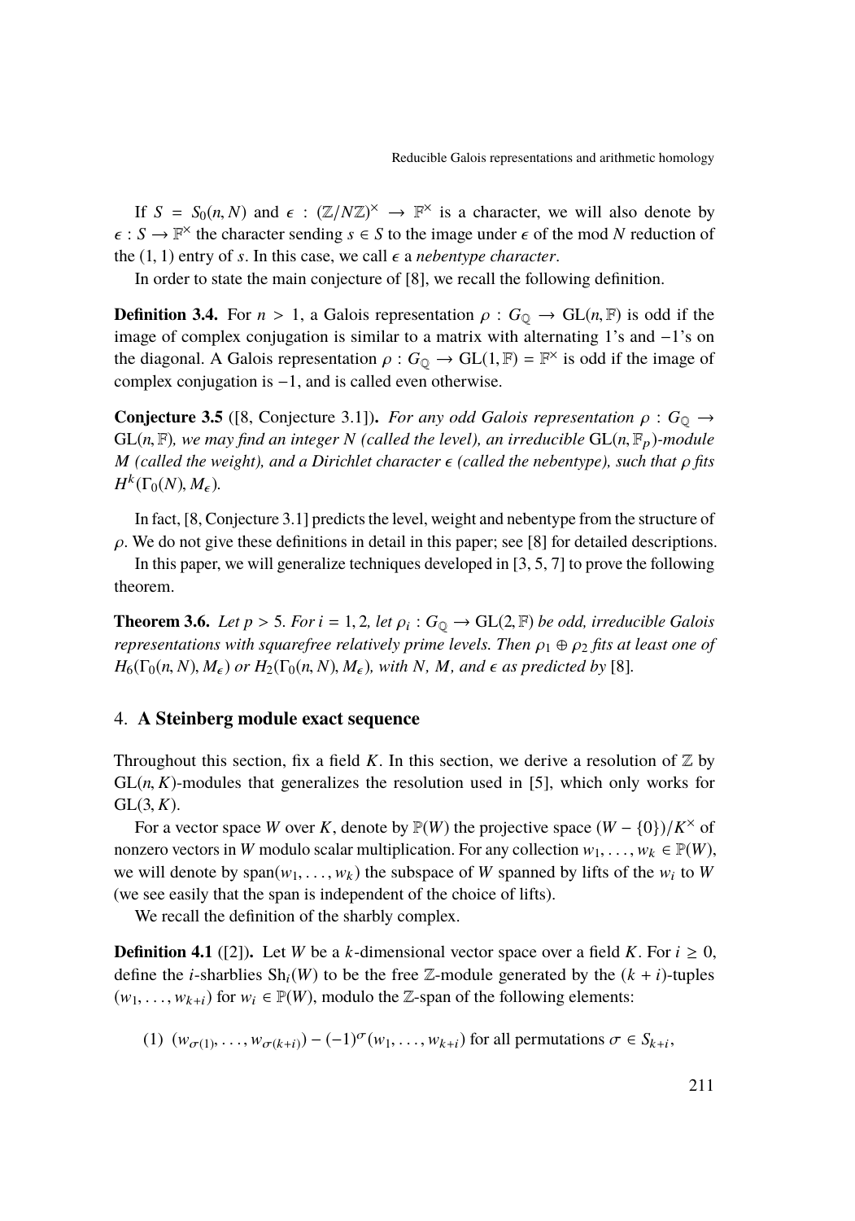If $S = S_0(n, N)$ and $\epsilon : (\mathbb{Z}/N\mathbb{Z})^\times \to \mathbb{F}^\times$ is a character, we will also denote by $\epsilon : S \to \mathbb{F}^\times$ the character sending $s \in S$ to the image under $\epsilon$ of the mod $N$ reduction of the $(1, 1)$ entry of $s$. In this case, we call $\epsilon$ a *nebentype character*.

In order to state the main conjecture of [8], we recall the following definition.

**Definition 3.4.** For $n > 1$, a Galois representation $\rho : G_{\mathbb{Q}} \to \mathrm{GL}(n, \mathbb{F})$ is odd if the image of complex conjugation is similar to a matrix with alternating 1's and $-1$'s on the diagonal. A Galois representation $\rho : G_{\mathbb{Q}} \to \mathrm{GL}(1, \mathbb{F}) = \mathbb{F}^\times$ is odd if the image of complex conjugation is $-1$, and is called even otherwise.

**Conjecture 3.5** ([8, Conjecture 3.1])**.** *For any odd Galois representation $\rho : G_{\mathbb{Q}} \to \mathrm{GL}(n, \mathbb{F})$, we may find an integer $N$ (called the level), an irreducible $\mathrm{GL}(n, \mathbb{F}_p)$-module $M$ (called the weight), and a Dirichlet character $\epsilon$ (called the nebentype), such that $\rho$ fits $H^k(\Gamma_0(N), M_\epsilon)$.*

In fact, [8, Conjecture 3.1] predicts the level, weight and nebentype from the structure of $\rho$. We do not give these definitions in detail in this paper; see [8] for detailed descriptions.

In this paper, we will generalize techniques developed in [3, 5, 7] to prove the following theorem.

**Theorem 3.6.** *Let $p > 5$. For $i = 1, 2$, let $\rho_i : G_{\mathbb{Q}} \to \mathrm{GL}(2, \mathbb{F})$ be odd, irreducible Galois representations with squarefree relatively prime levels. Then $\rho_1 \oplus \rho_2$ fits at least one of $H_6(\Gamma_0(n, N), M_\epsilon)$ or $H_2(\Gamma_0(n, N), M_\epsilon)$, with $N$, $M$, and $\epsilon$ as predicted by* [8].

## 4. A Steinberg module exact sequence

Throughout this section, fix a field $K$. In this section, we derive a resolution of $\mathbb{Z}$ by $\mathrm{GL}(n, K)$-modules that generalizes the resolution used in [5], which only works for $\mathrm{GL}(3, K)$.

For a vector space $W$ over $K$, denote by $\mathbb{P}(W)$ the projective space $(W - \{0\})/K^\times$ of nonzero vectors in $W$ modulo scalar multiplication. For any collection $w_1, \ldots, w_k \in \mathbb{P}(W)$, we will denote by $\mathrm{span}(w_1, \ldots, w_k)$ the subspace of $W$ spanned by lifts of the $w_i$ to $W$ (we see easily that the span is independent of the choice of lifts).

We recall the definition of the sharbly complex.

**Definition 4.1** ([2])**.** Let $W$ be a $k$-dimensional vector space over a field $K$. For $i \geq 0$, define the $i$-sharblies $\mathrm{Sh}_i(W)$ to be the free $\mathbb{Z}$-module generated by the $(k + i)$-tuples $(w_1, \ldots, w_{k+i})$ for $w_i \in \mathbb{P}(W)$, modulo the $\mathbb{Z}$-span of the following elements:

(1) $(w_{\sigma(1)}, \ldots, w_{\sigma(k+i)}) - (-1)^\sigma (w_1, \ldots, w_{k+i})$ for all permutations $\sigma \in S_{k+i}$,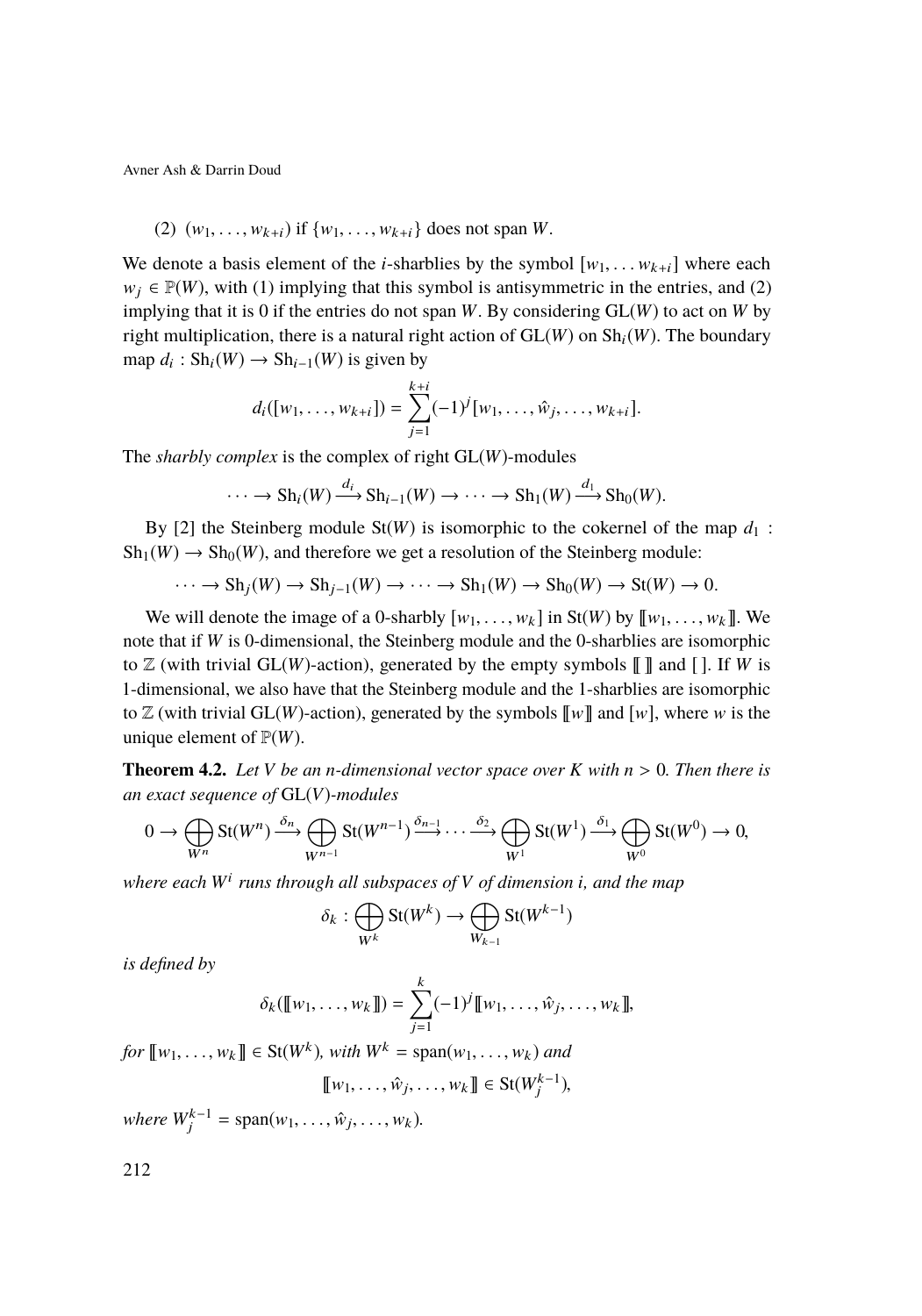(2) $(w_1, \ldots, w_{k+i})$ if $\{w_1, \ldots, w_{k+i}\}$ does not span $W$.

We denote a basis element of the $i$-sharblies by the symbol $[w_1, \ldots w_{k+i}]$ where each $w_j \in \mathbb{P}(W)$, with (1) implying that this symbol is antisymmetric in the entries, and (2) implying that it is 0 if the entries do not span $W$. By considering $\mathrm{GL}(W)$ to act on $W$ by right multiplication, there is a natural right action of $\mathrm{GL}(W)$ on $\mathrm{Sh}_i(W)$. The boundary map $d_i : \mathrm{Sh}_i(W) \to \mathrm{Sh}_{i-1}(W)$ is given by

$$d_i([w_1, \ldots, w_{k+i}]) = \sum_{j=1}^{k+i} (-1)^j [w_1, \ldots, \hat{w}_j, \ldots, w_{k+i}].$$

The *sharbly complex* is the complex of right $\mathrm{GL}(W)$-modules

$$\cdots \to \mathrm{Sh}_i(W) \xrightarrow{d_i} \mathrm{Sh}_{i-1}(W) \to \cdots \to \mathrm{Sh}_1(W) \xrightarrow{d_1} \mathrm{Sh}_0(W).$$

By [2] the Steinberg module $\mathrm{St}(W)$ is isomorphic to the cokernel of the map $d_1 : \mathrm{Sh}_1(W) \to \mathrm{Sh}_0(W)$, and therefore we get a resolution of the Steinberg module:

$$\cdots \to \mathrm{Sh}_j(W) \to \mathrm{Sh}_{j-1}(W) \to \cdots \to \mathrm{Sh}_1(W) \to \mathrm{Sh}_0(W) \to \mathrm{St}(W) \to 0.$$

We will denote the image of a 0-sharbly $[w_1, \ldots, w_k]$ in $\mathrm{St}(W)$ by $[\![w_1, \ldots, w_k]\!]$. We note that if $W$ is 0-dimensional, the Steinberg module and the 0-sharblies are isomorphic to $\mathbb{Z}$ (with trivial $\mathrm{GL}(W)$-action), generated by the empty symbols $[\![\,]\!]$ and $[\,]$. If $W$ is 1-dimensional, we also have that the Steinberg module and the 1-sharblies are isomorphic to $\mathbb{Z}$ (with trivial $\mathrm{GL}(W)$-action), generated by the symbols $[\![w]\!]$ and $[w]$, where $w$ is the unique element of $\mathbb{P}(W)$.

**Theorem 4.2.** *Let $V$ be an $n$-dimensional vector space over $K$ with $n > 0$. Then there is an exact sequence of* $\mathrm{GL}(V)$*-modules*

$$0 \to \bigoplus_{W^n} \mathrm{St}(W^n) \xrightarrow{\delta_n} \bigoplus_{W^{n-1}} \mathrm{St}(W^{n-1}) \xrightarrow{\delta_{n-1}} \cdots \xrightarrow{\delta_2} \bigoplus_{W^1} \mathrm{St}(W^1) \xrightarrow{\delta_1} \bigoplus_{W^0} \mathrm{St}(W^0) \to 0,$$

*where each $W^i$ runs through all subspaces of $V$ of dimension $i$, and the map*

$$\delta_k : \bigoplus_{W^k} \mathrm{St}(W^k) \to \bigoplus_{W_{k-1}} \mathrm{St}(W^{k-1})$$

*is defined by*

$$\delta_k([\![w_1, \ldots, w_k]\!]) = \sum_{j=1}^{k} (-1)^j [\![w_1, \ldots, \hat{w}_j, \ldots, w_k]\!],$$

*for $[\![w_1, \ldots, w_k]\!] \in \mathrm{St}(W^k)$, with $W^k = \mathrm{span}(w_1, \ldots, w_k)$ and*

$$[\![w_1, \ldots, \hat{w}_j, \ldots, w_k]\!] \in \mathrm{St}(W_j^{k-1}),$$

*where $W_j^{k-1} = \mathrm{span}(w_1, \ldots, \hat{w}_j, \ldots, w_k)$.*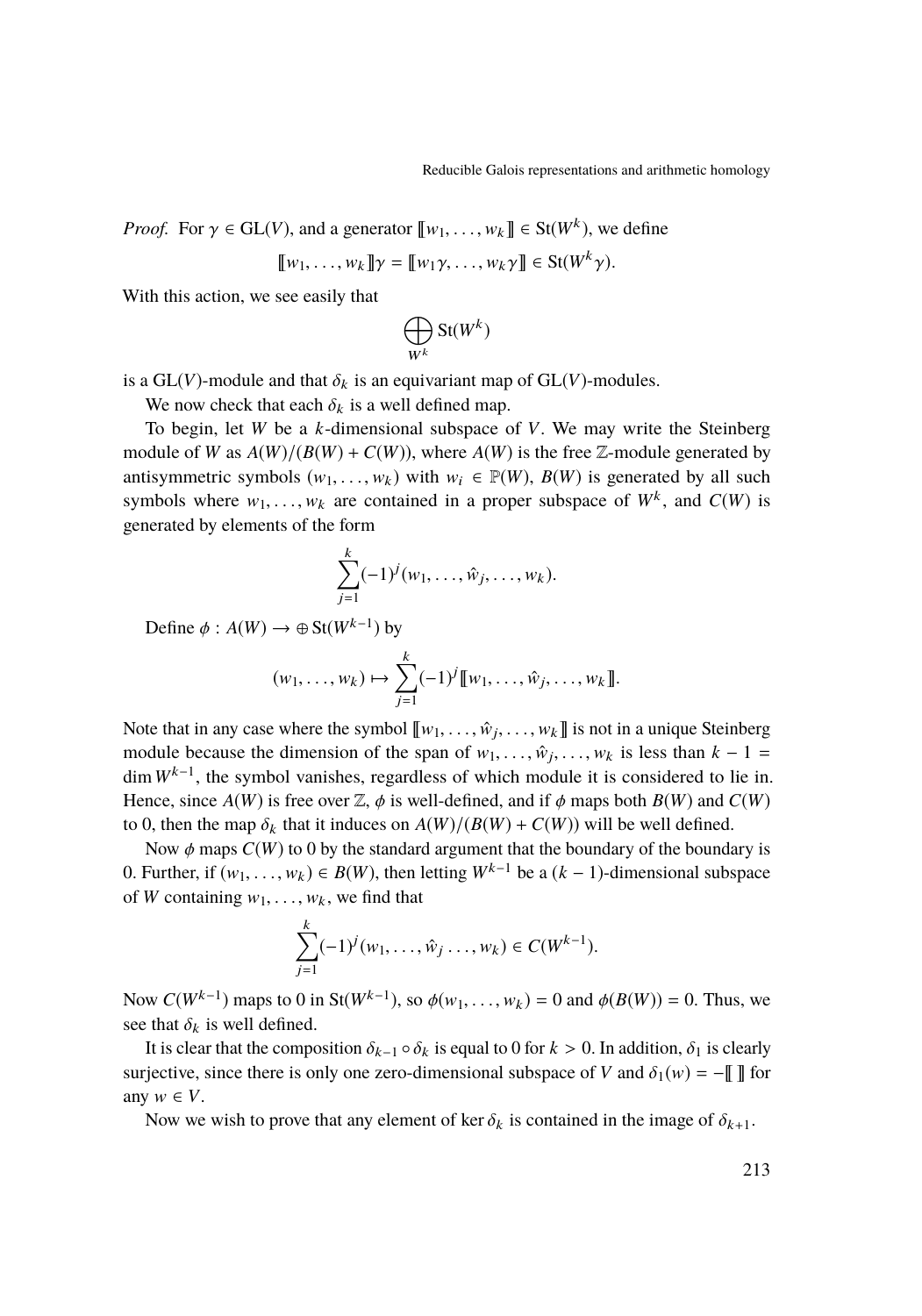*Proof.* For $\gamma \in \mathrm{GL}(V)$, and a generator $[\![w_1, \dots, w_k]\!] \in \mathrm{St}(W^k)$, we define

$$[\![w_1, \dots, w_k]\!]\gamma = [\![w_1\gamma, \dots, w_k\gamma]\!] \in \mathrm{St}(W^k\gamma).$$

With this action, we see easily that

$$\bigoplus_{W^k} \mathrm{St}(W^k)$$

is a $\mathrm{GL}(V)$-module and that $\delta_k$ is an equivariant map of $\mathrm{GL}(V)$-modules.

We now check that each $\delta_k$ is a well defined map.

To begin, let $W$ be a $k$-dimensional subspace of $V$. We may write the Steinberg module of $W$ as $A(W)/(B(W) + C(W))$, where $A(W)$ is the free $\mathbb{Z}$-module generated by antisymmetric symbols $(w_1, \dots, w_k)$ with $w_i \in \mathbb{P}(W)$, $B(W)$ is generated by all such symbols where $w_1, \dots, w_k$ are contained in a proper subspace of $W^k$, and $C(W)$ is generated by elements of the form

$$\sum_{j=1}^{k} (-1)^j (w_1, \dots, \hat{w}_j, \dots, w_k).$$

Define $\phi : A(W) \to \oplus \mathrm{St}(W^{k-1})$ by

$$(w_1, \dots, w_k) \mapsto \sum_{j=1}^{k} (-1)^j [\![w_1, \dots, \hat{w}_j, \dots, w_k]\!].$$

Note that in any case where the symbol $[\![w_1, \dots, \hat{w}_j, \dots, w_k]\!]$ is not in a unique Steinberg module because the dimension of the span of $w_1, \dots, \hat{w}_j, \dots, w_k$ is less than $k - 1 = \dim W^{k-1}$, the symbol vanishes, regardless of which module it is considered to lie in. Hence, since $A(W)$ is free over $\mathbb{Z}$, $\phi$ is well-defined, and if $\phi$ maps both $B(W)$ and $C(W)$ to 0, then the map $\delta_k$ that it induces on $A(W)/(B(W) + C(W))$ will be well defined.

Now $\phi$ maps $C(W)$ to 0 by the standard argument that the boundary of the boundary is 0. Further, if $(w_1, \dots, w_k) \in B(W)$, then letting $W^{k-1}$ be a $(k-1)$-dimensional subspace of $W$ containing $w_1, \dots, w_k$, we find that

$$\sum_{j=1}^{k} (-1)^j (w_1, \dots, \hat{w}_j \dots, w_k) \in C(W^{k-1}).$$

Now $C(W^{k-1})$ maps to 0 in $\mathrm{St}(W^{k-1})$, so $\phi(w_1, \dots, w_k) = 0$ and $\phi(B(W)) = 0$. Thus, we see that $\delta_k$ is well defined.

It is clear that the composition $\delta_{k-1} \circ \delta_k$ is equal to 0 for $k > 0$. In addition, $\delta_1$ is clearly surjective, since there is only one zero-dimensional subspace of $V$ and $\delta_1(w) = -[\![\ ]\!]$ for any $w \in V$.

Now we wish to prove that any element of $\ker \delta_k$ is contained in the image of $\delta_{k+1}$.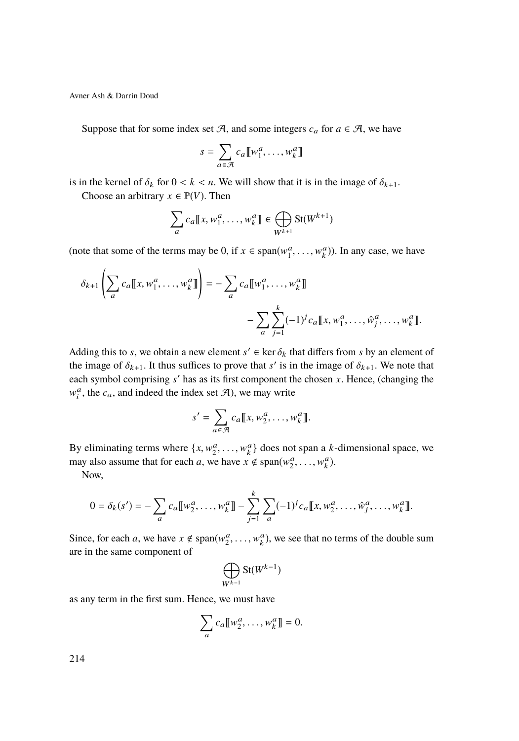Suppose that for some index set $\mathcal{A}$, and some integers $c_a$ for $a \in \mathcal{A}$, we have

$$s = \sum_{a \in \mathcal{A}} c_a [\![ w_1^a, \ldots, w_k^a ]\!]$$

is in the kernel of $\delta_k$ for $0 < k < n$. We will show that it is in the image of $\delta_{k+1}$.

Choose an arbitrary $x \in \mathbb{P}(V)$. Then

$$\sum_a c_a [\![ x, w_1^a, \ldots, w_k^a ]\!] \in \bigoplus_{W^{k+1}} \mathrm{St}(W^{k+1})$$

(note that some of the terms may be 0, if $x \in \mathrm{span}(w_1^a, \ldots, w_k^a)$). In any case, we have

$$\delta_{k+1} \left( \sum_a c_a [\![ x, w_1^a, \ldots, w_k^a ]\!] \right) = - \sum_a c_a [\![ w_1^a, \ldots, w_k^a ]\!] \\ - \sum_a \sum_{j=1}^{k} (-1)^j c_a [\![ x, w_1^a, \ldots, \hat{w}_j^a, \ldots, w_k^a ]\!].$$

Adding this to $s$, we obtain a new element $s' \in \ker \delta_k$ that differs from $s$ by an element of the image of $\delta_{k+1}$. It thus suffices to prove that $s'$ is in the image of $\delta_{k+1}$. We note that each symbol comprising $s'$ has as its first component the chosen $x$. Hence, (changing the $w_i^a$, the $c_a$, and indeed the index set $\mathcal{A}$), we may write

$$s' = \sum_{a \in \mathcal{A}} c_a [\![ x, w_2^a, \ldots, w_k^a ]\!].$$

By eliminating terms where $\{x, w_2^a, \ldots, w_k^a\}$ does not span a $k$-dimensional space, we may also assume that for each $a$, we have $x \notin \mathrm{span}(w_2^a, \ldots, w_k^a)$.

Now,

$$0 = \delta_k(s') = - \sum_a c_a [\![ w_2^a, \ldots, w_k^a ]\!] - \sum_{j=1}^{k} \sum_a (-1)^j c_a [\![ x, w_2^a, \ldots, \hat{w}_j^a, \ldots, w_k^a ]\!].$$

Since, for each $a$, we have $x \notin \mathrm{span}(w_2^a, \ldots, w_k^a)$, we see that no terms of the double sum are in the same component of

$$\bigoplus_{W^{k-1}} \mathrm{St}(W^{k-1})$$

as any term in the first sum. Hence, we must have

$$\sum_a c_a [\![ w_2^a, \ldots, w_k^a ]\!] = 0.$$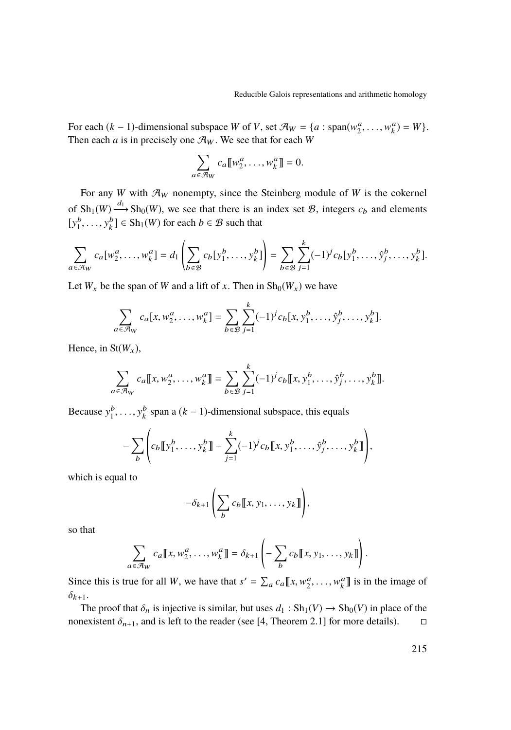For each $(k-1)$-dimensional subspace $W$ of $V$, set $\mathcal{A}_W = \{a : \operatorname{span}(w_2^a, \dots, w_k^a) = W\}$. Then each $a$ is in precisely one $\mathcal{A}_W$. We see that for each $W$

$$\sum_{a \in \mathcal{A}_W} c_a [\![ w_2^a, \dots, w_k^a ]\!] = 0.$$

For any $W$ with $\mathcal{A}_W$ nonempty, since the Steinberg module of $W$ is the cokernel of $\operatorname{Sh}_1(W) \xrightarrow{d_1} \operatorname{Sh}_0(W)$, we see that there is an index set $\mathcal{B}$, integers $c_b$ and elements $[y_1^b, \dots, y_k^b] \in \operatorname{Sh}_1(W)$ for each $b \in \mathcal{B}$ such that

$$\sum_{a \in \mathcal{A}_W} c_a [w_2^a, \dots, w_k^a] = d_1 \left( \sum_{b \in \mathcal{B}} c_b [y_1^b, \dots, y_k^b] \right) = \sum_{b \in \mathcal{B}} \sum_{j=1}^{k} (-1)^j c_b [y_1^b, \dots, \hat{y}_j^b, \dots, y_k^b].$$

Let $W_x$ be the span of $W$ and a lift of $x$. Then in $\operatorname{Sh}_0(W_x)$ we have

$$\sum_{a \in \mathcal{A}_W} c_a [x, w_2^a, \dots, w_k^a] = \sum_{b \in \mathcal{B}} \sum_{j=1}^{k} (-1)^j c_b [x, y_1^b, \dots, \hat{y}_j^b, \dots, y_k^b].$$

Hence, in $\operatorname{St}(W_x)$,

$$\sum_{a \in \mathcal{A}_W} c_a [\![ x, w_2^a, \dots, w_k^a ]\!] = \sum_{b \in \mathcal{B}} \sum_{j=1}^{k} (-1)^j c_b [\![ x, y_1^b, \dots, \hat{y}_j^b, \dots, y_k^b ]\!].$$

Because $y_1^b, \dots, y_k^b$ span a $(k-1)$-dimensional subspace, this equals

$$-\sum_{b} \left( c_b [\![ y_1^b, \dots, y_k^b ]\!] - \sum_{j=1}^{k} (-1)^j c_b [\![ x, y_1^b, \dots, \hat{y}_j^b, \dots, y_k^b ]\!] \right),$$

which is equal to

$$-\delta_{k+1} \left( \sum_{b} c_b [\![ x, y_1, \dots, y_k ]\!] \right),$$

so that

$$\sum_{a \in \mathcal{A}_W} c_a [\![ x, w_2^a, \dots, w_k^a ]\!] = \delta_{k+1} \left( -\sum_{b} c_b [\![ x, y_1, \dots, y_k ]\!] \right).$$

Since this is true for all $W$, we have that $s' = \sum_a c_a [\![ x, w_2^a, \dots, w_k^a ]\!]$ is in the image of $\delta_{k+1}$.

The proof that $\delta_n$ is injective is similar, but uses $d_1 : \operatorname{Sh}_1(V) \to \operatorname{Sh}_0(V)$ in place of the nonexistent $\delta_{n+1}$, and is left to the reader (see [4, Theorem 2.1] for more details). $\square$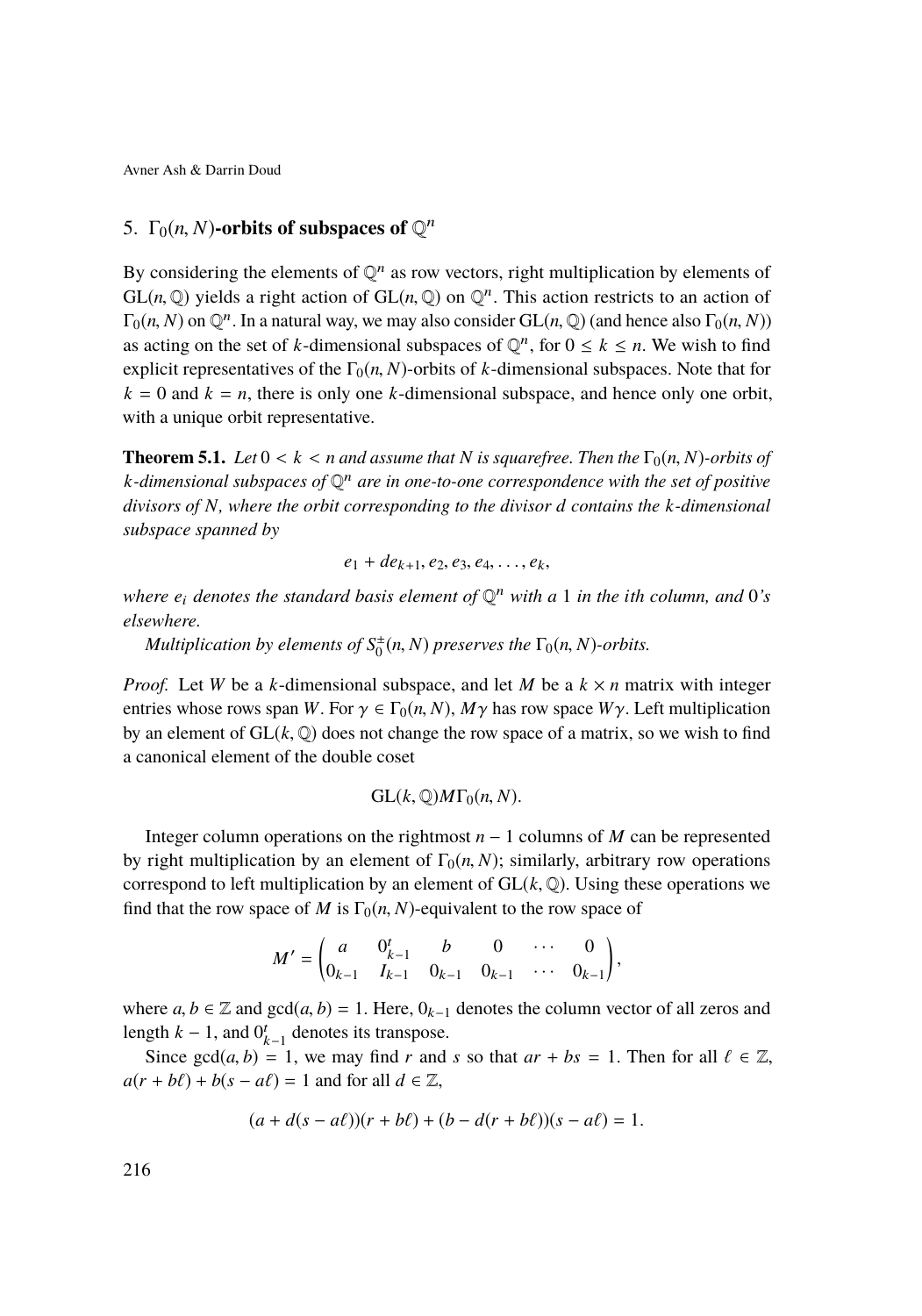## 5. $\Gamma_0(n, N)$-orbits of subspaces of $\mathbb{Q}^n$

By considering the elements of $\mathbb{Q}^n$ as row vectors, right multiplication by elements of $\mathrm{GL}(n, \mathbb{Q})$ yields a right action of $\mathrm{GL}(n, \mathbb{Q})$ on $\mathbb{Q}^n$. This action restricts to an action of $\Gamma_0(n, N)$ on $\mathbb{Q}^n$. In a natural way, we may also consider $\mathrm{GL}(n, \mathbb{Q})$ (and hence also $\Gamma_0(n, N)$) as acting on the set of $k$-dimensional subspaces of $\mathbb{Q}^n$, for $0 \leq k \leq n$. We wish to find explicit representatives of the $\Gamma_0(n, N)$-orbits of $k$-dimensional subspaces. Note that for $k = 0$ and $k = n$, there is only one $k$-dimensional subspace, and hence only one orbit, with a unique orbit representative.

**Theorem 5.1.** *Let $0 < k < n$ and assume that $N$ is squarefree. Then the $\Gamma_0(n, N)$-orbits of $k$-dimensional subspaces of $\mathbb{Q}^n$ are in one-to-one correspondence with the set of positive divisors of $N$, where the orbit corresponding to the divisor $d$ contains the $k$-dimensional subspace spanned by*

$$e_1 + de_{k+1}, e_2, e_3, e_4, \ldots, e_k,$$

*where $e_i$ denotes the standard basis element of $\mathbb{Q}^n$ with a 1 in the ith column, and 0's elsewhere.*

*Multiplication by elements of $S_0^{\pm}(n, N)$ preserves the $\Gamma_0(n, N)$-orbits.*

*Proof.* Let $W$ be a $k$-dimensional subspace, and let $M$ be a $k \times n$ matrix with integer entries whose rows span $W$. For $\gamma \in \Gamma_0(n, N)$, $M\gamma$ has row space $W\gamma$. Left multiplication by an element of $\mathrm{GL}(k, \mathbb{Q})$ does not change the row space of a matrix, so we wish to find a canonical element of the double coset

$$\mathrm{GL}(k, \mathbb{Q}) M \Gamma_0(n, N).$$

Integer column operations on the rightmost $n - 1$ columns of $M$ can be represented by right multiplication by an element of $\Gamma_0(n, N)$; similarly, arbitrary row operations correspond to left multiplication by an element of $\mathrm{GL}(k, \mathbb{Q})$. Using these operations we find that the row space of $M$ is $\Gamma_0(n, N)$-equivalent to the row space of

$$M' = \begin{pmatrix} a & 0_{k-1}^t & b & 0 & \cdots & 0 \\ 0_{k-1} & I_{k-1} & 0_{k-1} & 0_{k-1} & \cdots & 0_{k-1} \end{pmatrix},$$

where $a, b \in \mathbb{Z}$ and $\gcd(a, b) = 1$. Here, $0_{k-1}$ denotes the column vector of all zeros and length $k - 1$, and $0_{k-1}^t$ denotes its transpose.

Since $\gcd(a, b) = 1$, we may find $r$ and $s$ so that $ar + bs = 1$. Then for all $\ell \in \mathbb{Z}$, $a(r + b\ell) + b(s - a\ell) = 1$ and for all $d \in \mathbb{Z}$,

$$(a + d(s - a\ell))(r + b\ell) + (b - d(r + b\ell))(s - a\ell) = 1.$$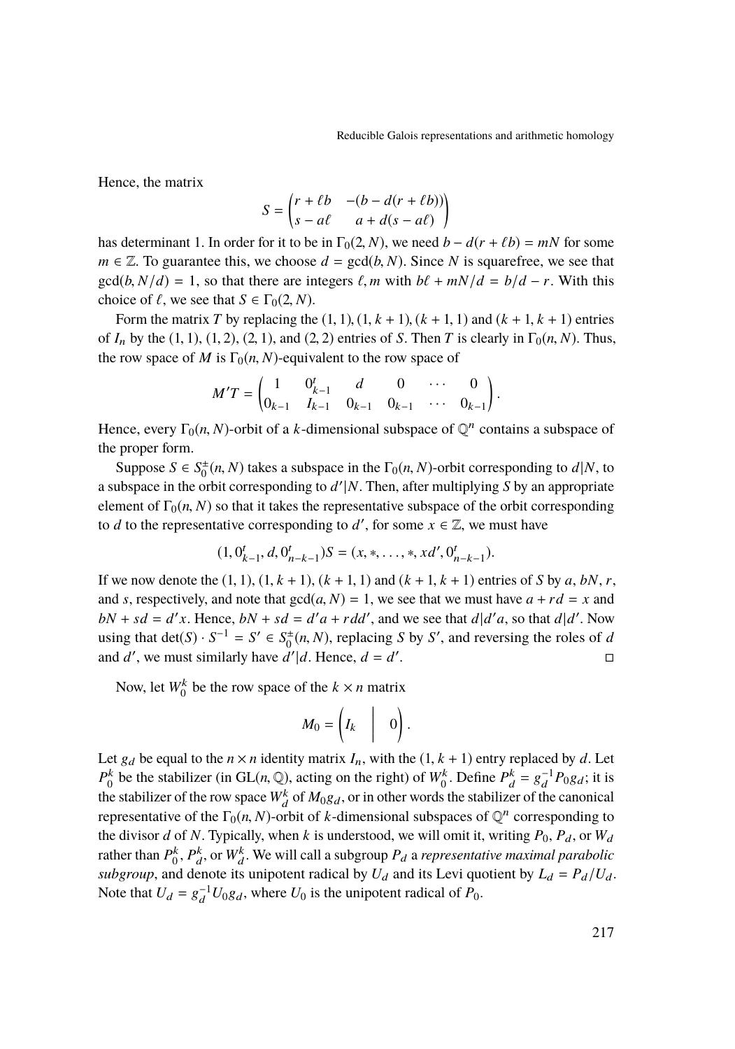Hence, the matrix

$$S = \begin{pmatrix} r + \ell b & -(b - d(r + \ell b)) \\ s - a\ell & a + d(s - a\ell) \end{pmatrix}$$

has determinant 1. In order for it to be in $\Gamma_0(2, N)$, we need $b - d(r + \ell b) = mN$ for some $m \in \mathbb{Z}$. To guarantee this, we choose $d = \gcd(b, N)$. Since $N$ is squarefree, we see that $\gcd(b, N/d) = 1$, so that there are integers $\ell, m$ with $b\ell + mN/d = b/d - r$. With this choice of $\ell$, we see that $S \in \Gamma_0(2, N)$.

Form the matrix $T$ by replacing the $(1, 1), (1, k + 1), (k + 1, 1)$ and $(k + 1, k + 1)$ entries of $I_n$ by the $(1, 1)$, $(1, 2)$, $(2, 1)$, and $(2, 2)$ entries of $S$. Then $T$ is clearly in $\Gamma_0(n, N)$. Thus, the row space of $M$ is $\Gamma_0(n, N)$-equivalent to the row space of

$$M'T = \begin{pmatrix} 1 & 0_{k-1}^t & d & 0 & \cdots & 0 \\ 0_{k-1} & I_{k-1} & 0_{k-1} & 0_{k-1} & \cdots & 0_{k-1} \end{pmatrix}.$$

Hence, every $\Gamma_0(n, N)$-orbit of a $k$-dimensional subspace of $\mathbb{Q}^n$ contains a subspace of the proper form.

Suppose $S \in S_0^{\pm}(n, N)$ takes a subspace in the $\Gamma_0(n, N)$-orbit corresponding to $d|N$, to a subspace in the orbit corresponding to $d'|N$. Then, after multiplying $S$ by an appropriate element of $\Gamma_0(n, N)$ so that it takes the representative subspace of the orbit corresponding to $d$ to the representative corresponding to $d'$, for some $x \in \mathbb{Z}$, we must have

$$(1, 0_{k-1}^t, d, 0_{n-k-1}^t)S = (x, *, \dots, *, xd', 0_{n-k-1}^t).$$

If we now denote the $(1, 1)$, $(1, k + 1)$, $(k + 1, 1)$ and $(k + 1, k + 1)$ entries of $S$ by $a$, $bN$, $r$, and $s$, respectively, and note that $\gcd(a, N) = 1$, we see that we must have $a + rd = x$ and $bN + sd = d'x$. Hence, $bN + sd = d'a + rdd'$, and we see that $d|d'a$, so that $d|d'$. Now using that $\det(S) \cdot S^{-1} = S' \in S_0^{\pm}(n, N)$, replacing $S$ by $S'$, and reversing the roles of $d$ and $d'$, we must similarly have $d'|d$. Hence, $d = d'$. ◻

Now, let $W_0^k$ be the row space of the $k \times n$ matrix

$$M_0 = \begin{pmatrix} I_k & \Big| & 0 \end{pmatrix}.$$

Let $g_d$ be equal to the $n \times n$ identity matrix $I_n$, with the $(1, k + 1)$ entry replaced by $d$. Let $P_0^k$ be the stabilizer (in $\mathrm{GL}(n, \mathbb{Q})$, acting on the right) of $W_0^k$. Define $P_d^k = g_d^{-1} P_0 g_d$; it is the stabilizer of the row space $W_d^k$ of $M_0 g_d$, or in other words the stabilizer of the canonical representative of the $\Gamma_0(n, N)$-orbit of $k$-dimensional subspaces of $\mathbb{Q}^n$ corresponding to the divisor $d$ of $N$. Typically, when $k$ is understood, we will omit it, writing $P_0$, $P_d$, or $W_d$ rather than $P_0^k$, $P_d^k$, or $W_d^k$. We will call a subgroup $P_d$ a *representative maximal parabolic subgroup*, and denote its unipotent radical by $U_d$ and its Levi quotient by $L_d = P_d/U_d$. Note that $U_d = g_d^{-1} U_0 g_d$, where $U_0$ is the unipotent radical of $P_0$.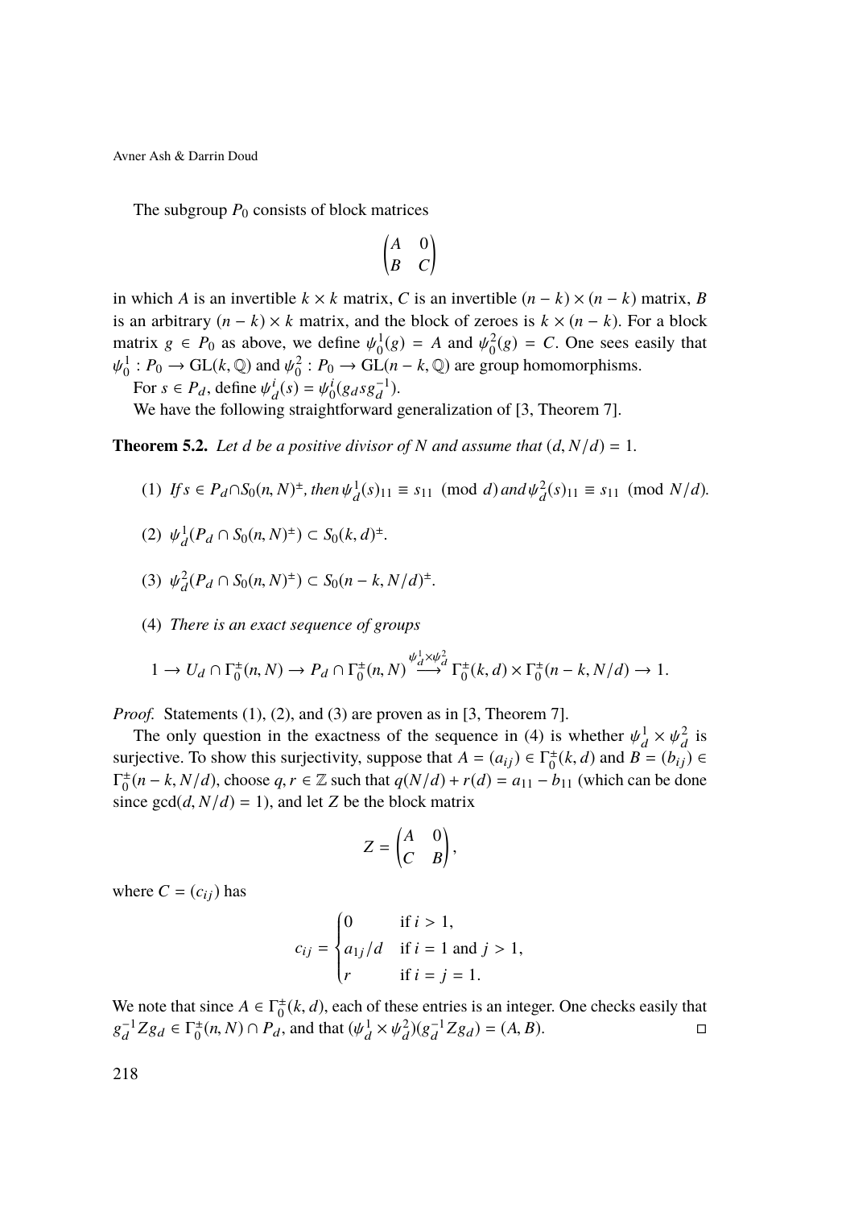The subgroup $P_0$ consists of block matrices

$$\begin{pmatrix} A & 0 \\ B & C \end{pmatrix}$$

in which $A$ is an invertible $k \times k$ matrix, $C$ is an invertible $(n-k)\times(n-k)$ matrix, $B$ is an arbitrary $(n-k)\times k$ matrix, and the block of zeroes is $k \times (n-k)$. For a block matrix $g \in P_0$ as above, we define $\psi_0^1(g) = A$ and $\psi_0^2(g) = C$. One sees easily that $\psi_0^1 : P_0 \to \mathrm{GL}(k, \mathbb{Q})$ and $\psi_0^2 : P_0 \to \mathrm{GL}(n-k, \mathbb{Q})$ are group homomorphisms.

For $s \in P_d$, define $\psi_d^i(s) = \psi_0^i(g_d s g_d^{-1})$.

We have the following straightforward generalization of [3, Theorem 7].

**Theorem 5.2.** *Let $d$ be a positive divisor of $N$ and assume that $(d, N/d) = 1$.*

1. *If $s \in P_d \cap S_0(n,N)^{\pm}$, then $\psi_d^1(s)_{11} \equiv s_{11} \pmod{d}$ and $\psi_d^2(s)_{11} \equiv s_{11} \pmod{N/d}$.*
2. *$\psi_d^1(P_d \cap S_0(n,N)^{\pm}) \subset S_0(k,d)^{\pm}$.*
3. *$\psi_d^2(P_d \cap S_0(n,N)^{\pm}) \subset S_0(n-k, N/d)^{\pm}$.*
4. *There is an exact sequence of groups*

$$1 \to U_d \cap \Gamma_0^{\pm}(n,N) \to P_d \cap \Gamma_0^{\pm}(n,N) \xrightarrow{\psi_d^1 \times \psi_d^2} \Gamma_0^{\pm}(k,d) \times \Gamma_0^{\pm}(n-k, N/d) \to 1.$$

*Proof.* Statements (1), (2), and (3) are proven as in [3, Theorem 7].

The only question in the exactness of the sequence in (4) is whether $\psi_d^1 \times \psi_d^2$ is surjective. To show this surjectivity, suppose that $A = (a_{ij}) \in \Gamma_0^{\pm}(k,d)$ and $B = (b_{ij}) \in \Gamma_0^{\pm}(n-k, N/d)$, choose $q, r \in \mathbb{Z}$ such that $q(N/d) + r(d) = a_{11} - b_{11}$ (which can be done since $\gcd(d, N/d) = 1$), and let $Z$ be the block matrix

$$Z = \begin{pmatrix} A & 0 \\ C & B \end{pmatrix},$$

where $C = (c_{ij})$ has

$$c_{ij} = \begin{cases} 0 & \text{if } i > 1, \\ a_{1j}/d & \text{if } i = 1 \text{ and } j > 1, \\ r & \text{if } i = j = 1. \end{cases}$$

We note that since $A \in \Gamma_0^{\pm}(k,d)$, each of these entries is an integer. One checks easily that $g_d^{-1} Z g_d \in \Gamma_0^{\pm}(n,N) \cap P_d$, and that $(\psi_d^1 \times \psi_d^2)(g_d^{-1} Z g_d) = (A, B)$. $\square$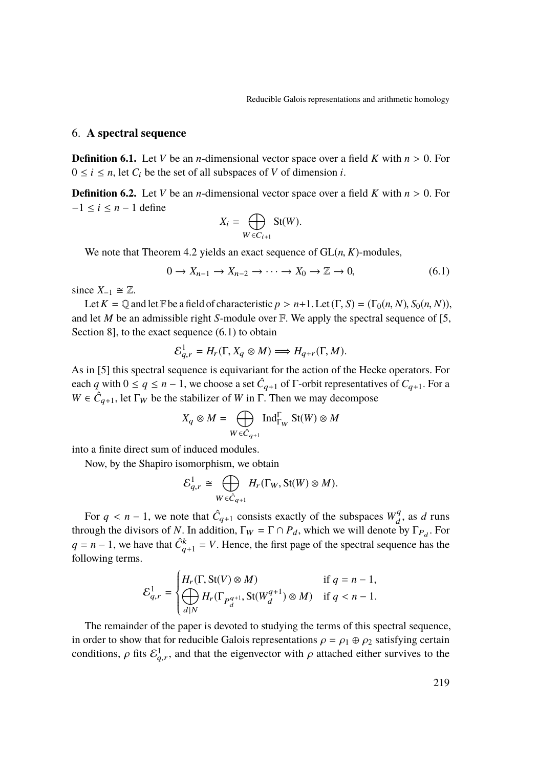## 6. **A spectral sequence**

**Definition 6.1.** Let $V$ be an $n$-dimensional vector space over a field $K$ with $n > 0$. For $0 \leq i \leq n$, let $C_i$ be the set of all subspaces of $V$ of dimension $i$.

**Definition 6.2.** Let $V$ be an $n$-dimensional vector space over a field $K$ with $n > 0$. For $-1 \leq i \leq n-1$ define

$$X_i = \bigoplus_{W \in C_{i+1}} \mathrm{St}(W).$$

We note that Theorem 4.2 yields an exact sequence of $\mathrm{GL}(n, K)$-modules,

$$0 \to X_{n-1} \to X_{n-2} \to \cdots \to X_0 \to \mathbb{Z} \to 0, \tag{6.1}$$

since $X_{-1} \cong \mathbb{Z}$.

Let $K = \mathbb{Q}$ and let $\mathbb{F}$ be a field of characteristic $p > n+1$. Let $(\Gamma, S) = (\Gamma_0(n, N), S_0(n, N))$, and let $M$ be an admissible right $S$-module over $\mathbb{F}$. We apply the spectral sequence of [5, Section 8], to the exact sequence (6.1) to obtain

$$\mathcal{E}^1_{q,r} = H_r(\Gamma, X_q \otimes M) \Longrightarrow H_{q+r}(\Gamma, M).$$

As in [5] this spectral sequence is equivariant for the action of the Hecke operators. For each $q$ with $0 \leq q \leq n-1$, we choose a set $\hat{C}_{q+1}$ of $\Gamma$-orbit representatives of $C_{q+1}$. For a $W \in \hat{C}_{q+1}$, let $\Gamma_W$ be the stabilizer of $W$ in $\Gamma$. Then we may decompose

$$X_q \otimes M = \bigoplus_{W \in \hat{C}_{q+1}} \mathrm{Ind}^{\Gamma}_{\Gamma_W} \mathrm{St}(W) \otimes M$$

into a finite direct sum of induced modules.

Now, by the Shapiro isomorphism, we obtain

$$\mathcal{E}^1_{q,r} \cong \bigoplus_{W \in \hat{C}_{q+1}} H_r(\Gamma_W, \mathrm{St}(W) \otimes M).$$

For $q < n-1$, we note that $\hat{C}_{q+1}$ consists exactly of the subspaces $W^q_d$, as $d$ runs through the divisors of $N$. In addition, $\Gamma_W = \Gamma \cap P_d$, which we will denote by $\Gamma_{P_d}$. For $q = n-1$, we have that $\hat{C}^k_{q+1} = V$. Hence, the first page of the spectral sequence has the following terms.

$$\mathcal{E}^1_{q,r} = \begin{cases} H_r(\Gamma, \mathrm{St}(V) \otimes M) & \text{if } q = n-1, \\ \displaystyle\bigoplus_{d \mid N} H_r(\Gamma_{P^{q+1}_d}, \mathrm{St}(W^{q+1}_d) \otimes M) & \text{if } q < n-1. \end{cases}$$

The remainder of the paper is devoted to studying the terms of this spectral sequence, in order to show that for reducible Galois representations $\rho = \rho_1 \oplus \rho_2$ satisfying certain conditions, $\rho$ fits $\mathcal{E}^1_{q,r}$, and that the eigenvector with $\rho$ attached either survives to the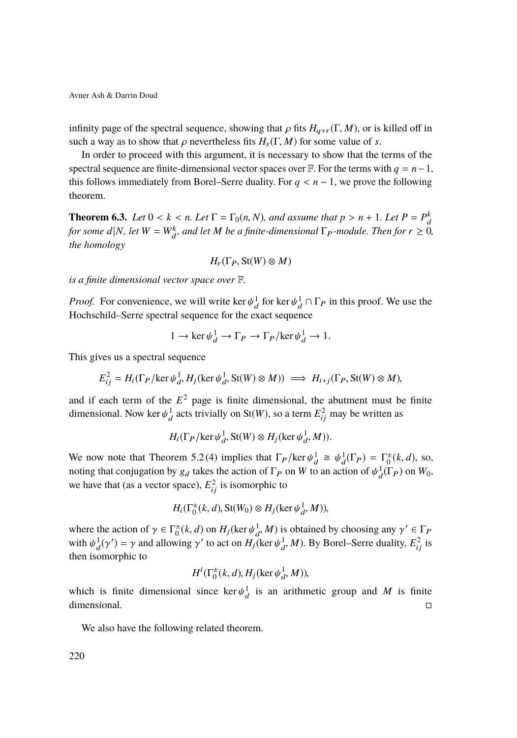infinity page of the spectral sequence, showing that $\rho$ fits $H_{q+r}(\Gamma, M)$, or is killed off in such a way as to show that $\rho$ nevertheless fits $H_s(\Gamma, M)$ for some value of $s$.

In order to proceed with this argument, it is necessary to show that the terms of the spectral sequence are finite-dimensional vector spaces over $\mathbb{F}$. For the terms with $q = n-1$, this follows immediately from Borel–Serre duality. For $q < n-1$, we prove the following theorem.

**Theorem 6.3.** *Let $0 < k < n$. Let $\Gamma = \Gamma_0(n, N)$, and assume that $p > n+1$. Let $P = P_d^k$ for some $d|N$, let $W = W_d^k$, and let $M$ be a finite-dimensional $\Gamma_P$-module. Then for $r \geq 0$, the homology*

$$H_r(\Gamma_P, \mathrm{St}(W) \otimes M)$$

*is a finite dimensional vector space over $\mathbb{F}$.*

*Proof.* For convenience, we will write $\ker \psi_d^1$ for $\ker \psi_d^1 \cap \Gamma_P$ in this proof. We use the Hochschild–Serre spectral sequence for the exact sequence

$$1 \to \ker \psi_d^1 \to \Gamma_P \to \Gamma_P / \ker \psi_d^1 \to 1.$$

This gives us a spectral sequence

$$E_{ij}^2 = H_i(\Gamma_P / \ker \psi_d^1, H_j(\ker \psi_d^1, \mathrm{St}(W) \otimes M)) \implies H_{i+j}(\Gamma_P, \mathrm{St}(W) \otimes M),$$

and if each term of the $E^2$ page is finite dimensional, the abutment must be finite dimensional. Now $\ker \psi_d^1$ acts trivially on $\mathrm{St}(W)$, so a term $E_{ij}^2$ may be written as

$$H_i(\Gamma_P / \ker \psi_d^1, \mathrm{St}(W) \otimes H_j(\ker \psi_d^1, M)).$$

We now note that Theorem 5.2(4) implies that $\Gamma_P / \ker \psi_d^1 \cong \psi_d^1(\Gamma_P) = \Gamma_0^{\pm}(k, d)$, so, noting that conjugation by $g_d$ takes the action of $\Gamma_P$ on $W$ to an action of $\psi_d^1(\Gamma_P)$ on $W_0$, we have that (as a vector space), $E_{ij}^2$ is isomorphic to

$$H_i(\Gamma_0^{\pm}(k, d), \mathrm{St}(W_0) \otimes H_j(\ker \psi_d^1, M)),$$

where the action of $\gamma \in \Gamma_0^{\pm}(k, d)$ on $H_j(\ker \psi_d^1, M)$ is obtained by choosing any $\gamma' \in \Gamma_P$ with $\psi_d^1(\gamma') = \gamma$ and allowing $\gamma'$ to act on $H_j(\ker \psi_d^1, M)$. By Borel–Serre duality, $E_{ij}^2$ is then isomorphic to

$$H^i(\Gamma_0^{\pm}(k, d), H_j(\ker \psi_d^1, M)),$$

which is finite dimensional since $\ker \psi_d^1$ is an arithmetic group and $M$ is finite dimensional. $\square$

We also have the following related theorem.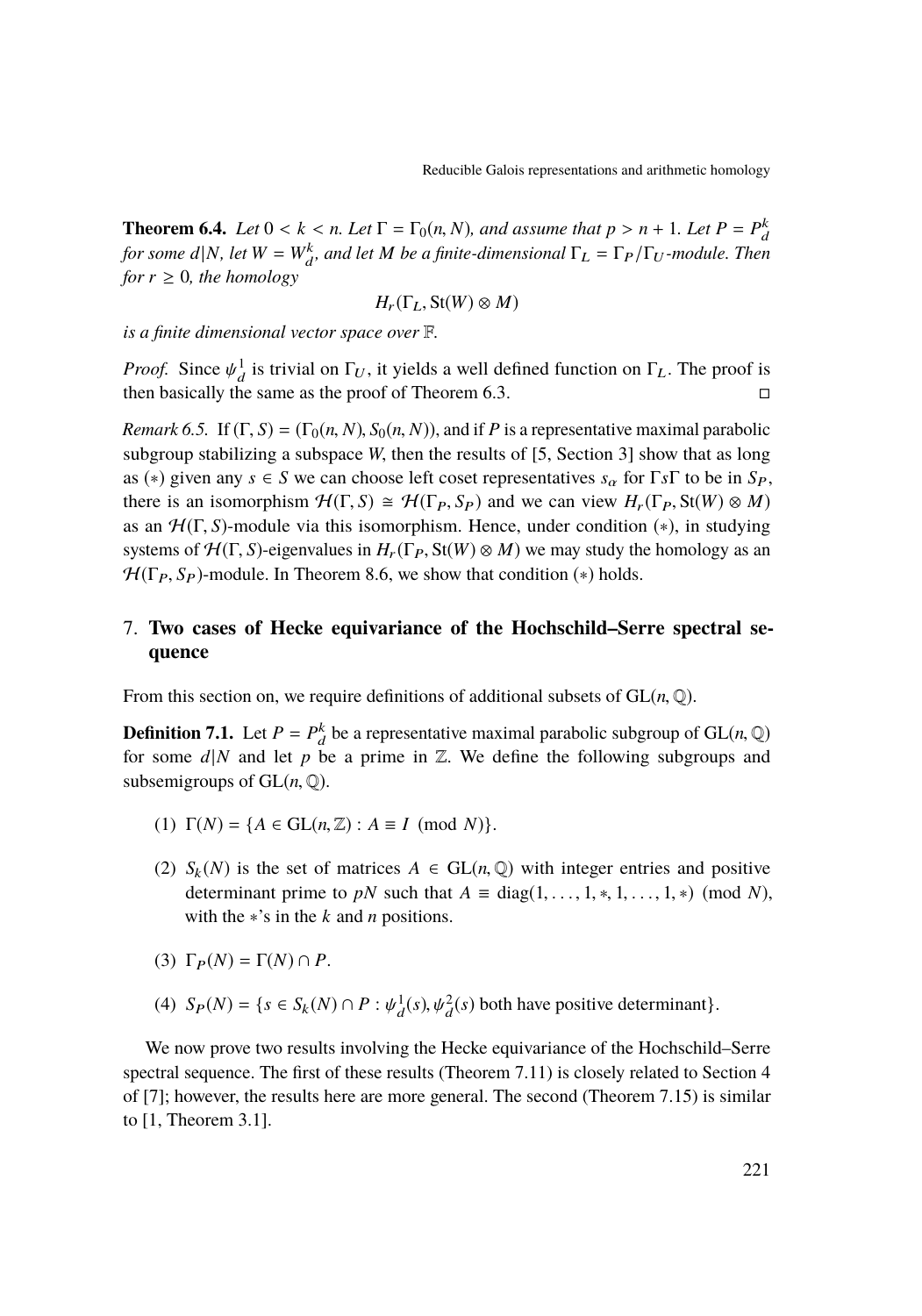**Theorem 6.4.** *Let $0 < k < n$. Let $\Gamma = \Gamma_0(n, N)$, and assume that $p > n + 1$. Let $P = P_d^k$ for some $d|N$, let $W = W_d^k$, and let $M$ be a finite-dimensional $\Gamma_L = \Gamma_P/\Gamma_U$-module. Then for $r \geq 0$, the homology*

$$H_r(\Gamma_L, \mathrm{St}(W) \otimes M)$$

*is a finite dimensional vector space over $\mathbb{F}$.*

*Proof.* Since $\psi_d^1$ is trivial on $\Gamma_U$, it yields a well defined function on $\Gamma_L$. The proof is then basically the same as the proof of Theorem 6.3. □

*Remark 6.5.* If $(\Gamma, S) = (\Gamma_0(n, N), S_0(n, N))$, and if $P$ is a representative maximal parabolic subgroup stabilizing a subspace $W$, then the results of [5, Section 3] show that as long as $(*)$ given any $s \in S$ we can choose left coset representatives $s_\alpha$ for $\Gamma s \Gamma$ to be in $S_P$, there is an isomorphism $\mathcal{H}(\Gamma, S) \cong \mathcal{H}(\Gamma_P, S_P)$ and we can view $H_r(\Gamma_P, \mathrm{St}(W) \otimes M)$ as an $\mathcal{H}(\Gamma, S)$-module via this isomorphism. Hence, under condition $(*)$, in studying systems of $\mathcal{H}(\Gamma, S)$-eigenvalues in $H_r(\Gamma_P, \mathrm{St}(W) \otimes M)$ we may study the homology as an $\mathcal{H}(\Gamma_P, S_P)$-module. In Theorem 8.6, we show that condition $(*)$ holds.

## 7. Two cases of Hecke equivariance of the Hochschild–Serre spectral sequence

From this section on, we require definitions of additional subsets of $\mathrm{GL}(n, \mathbb{Q})$.

**Definition 7.1.** Let $P = P_d^k$ be a representative maximal parabolic subgroup of $\mathrm{GL}(n, \mathbb{Q})$ for some $d|N$ and let $p$ be a prime in $\mathbb{Z}$. We define the following subgroups and subsemigroups of $\mathrm{GL}(n, \mathbb{Q})$.

(1) $\Gamma(N) = \{A \in \mathrm{GL}(n, \mathbb{Z}) : A \equiv I \pmod{N}\}$.

(2) $S_k(N)$ is the set of matrices $A \in \mathrm{GL}(n, \mathbb{Q})$ with integer entries and positive determinant prime to $pN$ such that $A \equiv \mathrm{diag}(1, \ldots, 1, *, 1, \ldots, 1, *) \pmod{N}$, with the $*$'s in the $k$ and $n$ positions.

(3) $\Gamma_P(N) = \Gamma(N) \cap P$.

(4) $S_P(N) = \{s \in S_k(N) \cap P : \psi_d^1(s), \psi_d^2(s) \text{ both have positive determinant}\}$.

We now prove two results involving the Hecke equivariance of the Hochschild–Serre spectral sequence. The first of these results (Theorem 7.11) is closely related to Section 4 of [7]; however, the results here are more general. The second (Theorem 7.15) is similar to [1, Theorem 3.1].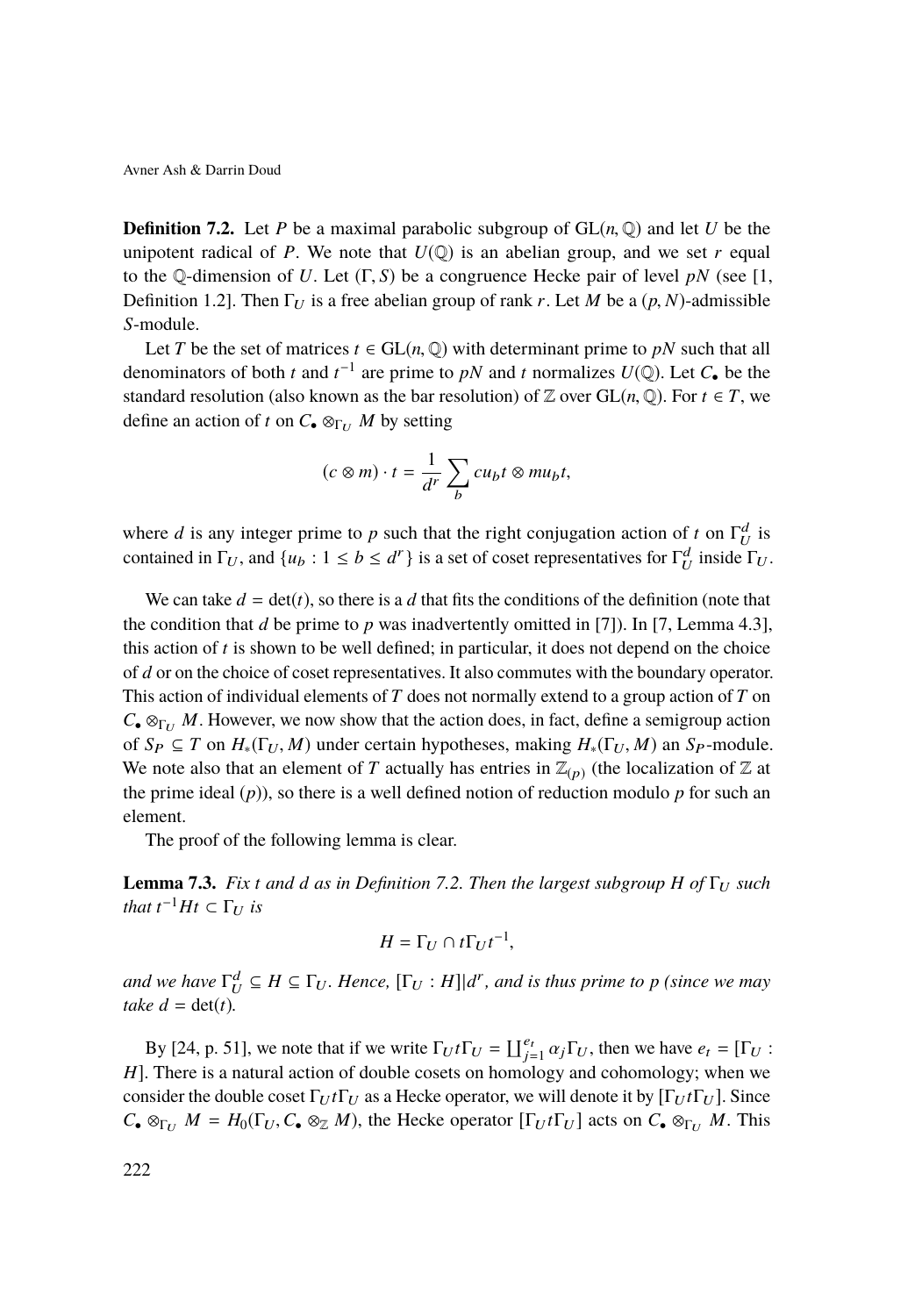**Definition 7.2.** Let $P$ be a maximal parabolic subgroup of $\mathrm{GL}(n, \mathbb{Q})$ and let $U$ be the unipotent radical of $P$. We note that $U(\mathbb{Q})$ is an abelian group, and we set $r$ equal to the $\mathbb{Q}$-dimension of $U$. Let $(\Gamma, S)$ be a congruence Hecke pair of level $pN$ (see [1, Definition 1.2]. Then $\Gamma_U$ is a free abelian group of rank $r$. Let $M$ be a $(p, N)$-admissible $S$-module.

Let $T$ be the set of matrices $t \in \mathrm{GL}(n, \mathbb{Q})$ with determinant prime to $pN$ such that all denominators of both $t$ and $t^{-1}$ are prime to $pN$ and $t$ normalizes $U(\mathbb{Q})$. Let $C_\bullet$ be the standard resolution (also known as the bar resolution) of $\mathbb{Z}$ over $\mathrm{GL}(n, \mathbb{Q})$. For $t \in T$, we define an action of $t$ on $C_\bullet \otimes_{\Gamma_U} M$ by setting

$$(c \otimes m) \cdot t = \frac{1}{d^r} \sum_b c u_b t \otimes m u_b t,$$

where $d$ is any integer prime to $p$ such that the right conjugation action of $t$ on $\Gamma_U^d$ is contained in $\Gamma_U$, and $\{u_b : 1 \leq b \leq d^r\}$ is a set of coset representatives for $\Gamma_U^d$ inside $\Gamma_U$.

We can take $d = \det(t)$, so there is a $d$ that fits the conditions of the definition (note that the condition that $d$ be prime to $p$ was inadvertently omitted in [7]). In [7, Lemma 4.3], this action of $t$ is shown to be well defined; in particular, it does not depend on the choice of $d$ or on the choice of coset representatives. It also commutes with the boundary operator. This action of individual elements of $T$ does not normally extend to a group action of $T$ on $C_\bullet \otimes_{\Gamma_U} M$. However, we now show that the action does, in fact, define a semigroup action of $S_P \subseteq T$ on $H_*(\Gamma_U, M)$ under certain hypotheses, making $H_*(\Gamma_U, M)$ an $S_P$-module. We note also that an element of $T$ actually has entries in $\mathbb{Z}_{(p)}$ (the localization of $\mathbb{Z}$ at the prime ideal $(p)$), so there is a well defined notion of reduction modulo $p$ for such an element.

The proof of the following lemma is clear.

**Lemma 7.3.** *Fix $t$ and $d$ as in Definition 7.2. Then the largest subgroup $H$ of $\Gamma_U$ such that $t^{-1}Ht \subset \Gamma_U$ is*

$$H = \Gamma_U \cap t\Gamma_U t^{-1},$$

*and we have $\Gamma_U^d \subseteq H \subseteq \Gamma_U$. Hence, $[\Gamma_U : H] | d^r$, and is thus prime to $p$ (since we may take $d = \det(t)$.*

By [24, p. 51], we note that if we write $\Gamma_U t \Gamma_U = \coprod_{j=1}^{e_t} \alpha_j \Gamma_U$, then we have $e_t = [\Gamma_U : H]$. There is a natural action of double cosets on homology and cohomology; when we consider the double coset $\Gamma_U t \Gamma_U$ as a Hecke operator, we will denote it by $[\Gamma_U t \Gamma_U]$. Since $C_\bullet \otimes_{\Gamma_U} M = H_0(\Gamma_U, C_\bullet \otimes_{\mathbb{Z}} M)$, the Hecke operator $[\Gamma_U t \Gamma_U]$ acts on $C_\bullet \otimes_{\Gamma_U} M$. This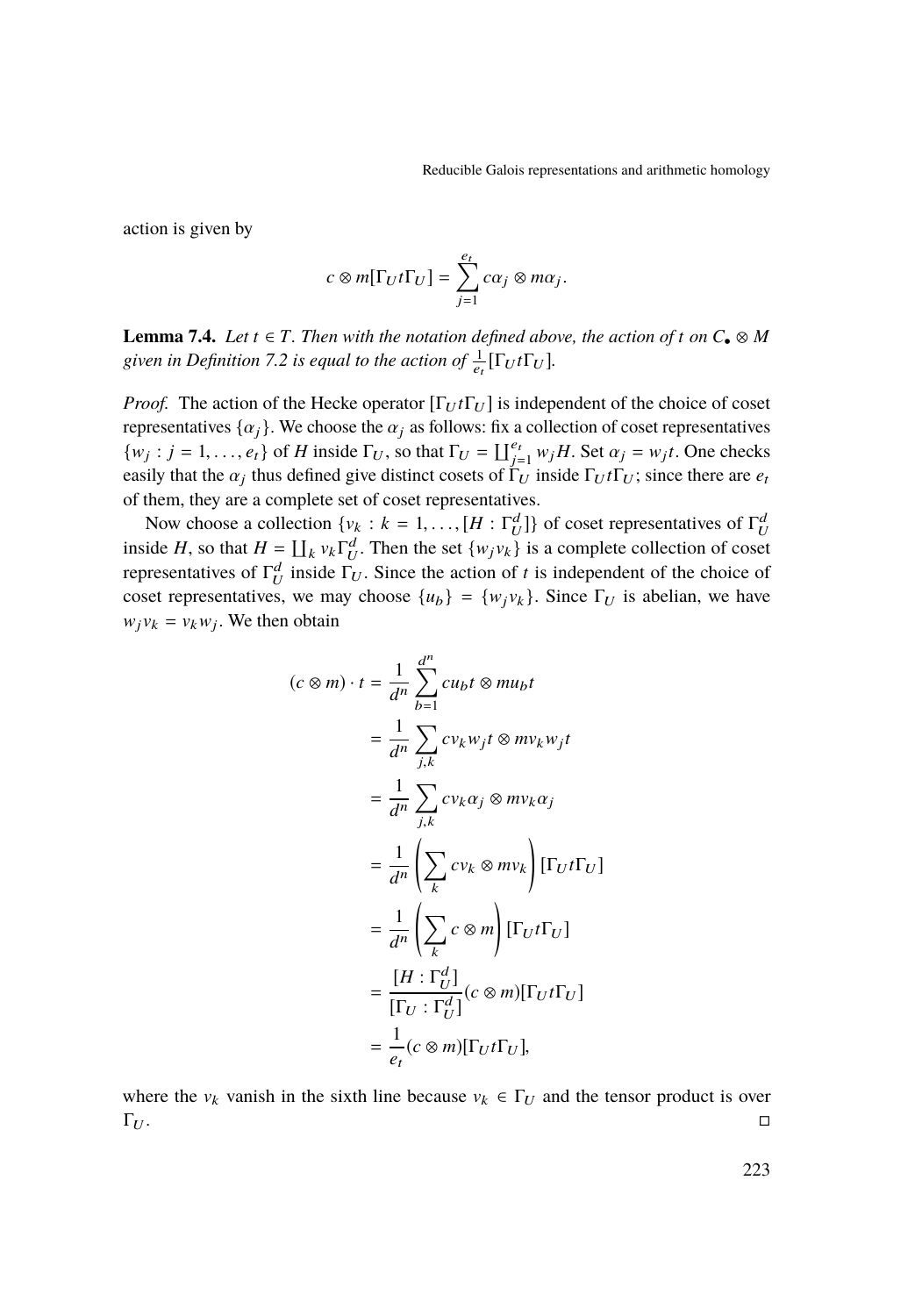action is given by

$$c \otimes m[\Gamma_U t \Gamma_U] = \sum_{j=1}^{e_t} c\alpha_j \otimes m\alpha_j.$$

**Lemma 7.4.** *Let $t \in T$. Then with the notation defined above, the action of $t$ on $C_\bullet \otimes M$ given in Definition 7.2 is equal to the action of $\frac{1}{e_t}[\Gamma_U t \Gamma_U]$.*

*Proof.* The action of the Hecke operator $[\Gamma_U t \Gamma_U]$ is independent of the choice of coset representatives $\{\alpha_j\}$. We choose the $\alpha_j$ as follows: fix a collection of coset representatives $\{w_j : j = 1, \ldots, e_t\}$ of $H$ inside $\Gamma_U$, so that $\Gamma_U = \coprod_{j=1}^{e_t} w_j H$. Set $\alpha_j = w_j t$. One checks easily that the $\alpha_j$ thus defined give distinct cosets of $\Gamma_U$ inside $\Gamma_U t \Gamma_U$; since there are $e_t$ of them, they are a complete set of coset representatives.

Now choose a collection $\{v_k : k = 1, \ldots, [H : \Gamma_U^d]\}$ of coset representatives of $\Gamma_U^d$ inside $H$, so that $H = \coprod_k v_k \Gamma_U^d$. Then the set $\{w_j v_k\}$ is a complete collection of coset representatives of $\Gamma_U^d$ inside $\Gamma_U$. Since the action of $t$ is independent of the choice of coset representatives, we may choose $\{u_b\} = \{w_j v_k\}$. Since $\Gamma_U$ is abelian, we have $w_j v_k = v_k w_j$. We then obtain

$$\begin{aligned}
(c \otimes m) \cdot t &= \frac{1}{d^n} \sum_{b=1}^{d^n} c u_b t \otimes m u_b t \\
&= \frac{1}{d^n} \sum_{j,k} c v_k w_j t \otimes m v_k w_j t \\
&= \frac{1}{d^n} \sum_{j,k} c v_k \alpha_j \otimes m v_k \alpha_j \\
&= \frac{1}{d^n} \left( \sum_k c v_k \otimes m v_k \right) [\Gamma_U t \Gamma_U] \\
&= \frac{1}{d^n} \left( \sum_k c \otimes m \right) [\Gamma_U t \Gamma_U] \\
&= \frac{[H : \Gamma_U^d]}{[\Gamma_U : \Gamma_U^d]} (c \otimes m)[\Gamma_U t \Gamma_U] \\
&= \frac{1}{e_t} (c \otimes m)[\Gamma_U t \Gamma_U],
\end{aligned}$$

where the $v_k$ vanish in the sixth line because $v_k \in \Gamma_U$ and the tensor product is over $\Gamma_U$. ◻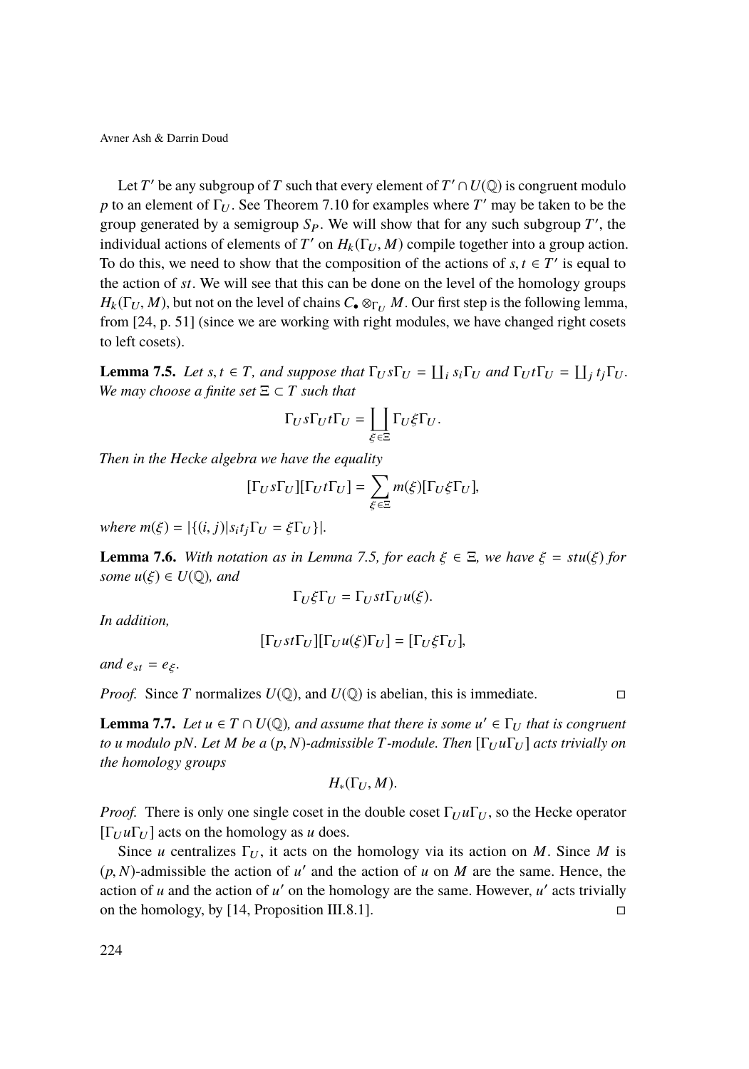Let $T'$ be any subgroup of $T$ such that every element of $T' \cap U(\mathbb{Q})$ is congruent modulo $p$ to an element of $\Gamma_U$. See Theorem 7.10 for examples where $T'$ may be taken to be the group generated by a semigroup $S_P$. We will show that for any such subgroup $T'$, the individual actions of elements of $T'$ on $H_k(\Gamma_U, M)$ compile together into a group action. To do this, we need to show that the composition of the actions of $s, t \in T'$ is equal to the action of $st$. We will see that this can be done on the level of the homology groups $H_k(\Gamma_U, M)$, but not on the level of chains $C_\bullet \otimes_{\Gamma_U} M$. Our first step is the following lemma, from [24, p. 51] (since we are working with right modules, we have changed right cosets to left cosets).

**Lemma 7.5.** *Let $s, t \in T$, and suppose that $\Gamma_U s \Gamma_U = \coprod_i s_i \Gamma_U$ and $\Gamma_U t \Gamma_U = \coprod_j t_j \Gamma_U$. We may choose a finite set $\Xi \subset T$ such that*

$$\Gamma_U s \Gamma_U t \Gamma_U = \coprod_{\xi \in \Xi} \Gamma_U \xi \Gamma_U.$$

*Then in the Hecke algebra we have the equality*

$$[\Gamma_U s \Gamma_U][\Gamma_U t \Gamma_U] = \sum_{\xi \in \Xi} m(\xi)[\Gamma_U \xi \Gamma_U],$$

*where $m(\xi) = |\{(i, j) | s_i t_j \Gamma_U = \xi \Gamma_U\}|$.*

**Lemma 7.6.** *With notation as in Lemma 7.5, for each $\xi \in \Xi$, we have $\xi = stu(\xi)$ for some $u(\xi) \in U(\mathbb{Q})$, and*

$$\Gamma_U \xi \Gamma_U = \Gamma_U st \Gamma_U u(\xi).$$

*In addition,*

$$[\Gamma_U st \Gamma_U][\Gamma_U u(\xi) \Gamma_U] = [\Gamma_U \xi \Gamma_U],$$

*and $e_{st} = e_\xi$.*

*Proof.* Since $T$ normalizes $U(\mathbb{Q})$, and $U(\mathbb{Q})$ is abelian, this is immediate. □

**Lemma 7.7.** *Let $u \in T \cap U(\mathbb{Q})$, and assume that there is some $u' \in \Gamma_U$ that is congruent to $u$ modulo $pN$. Let $M$ be a $(p, N)$-admissible $T$-module. Then $[\Gamma_U u \Gamma_U]$ acts trivially on the homology groups*

$$H_*(\Gamma_U, M).$$

*Proof.* There is only one single coset in the double coset $\Gamma_U u \Gamma_U$, so the Hecke operator $[\Gamma_U u \Gamma_U]$ acts on the homology as $u$ does.

Since $u$ centralizes $\Gamma_U$, it acts on the homology via its action on $M$. Since $M$ is $(p, N)$-admissible the action of $u'$ and the action of $u$ on $M$ are the same. Hence, the action of $u$ and the action of $u'$ on the homology are the same. However, $u'$ acts trivially on the homology, by [14, Proposition III.8.1]. □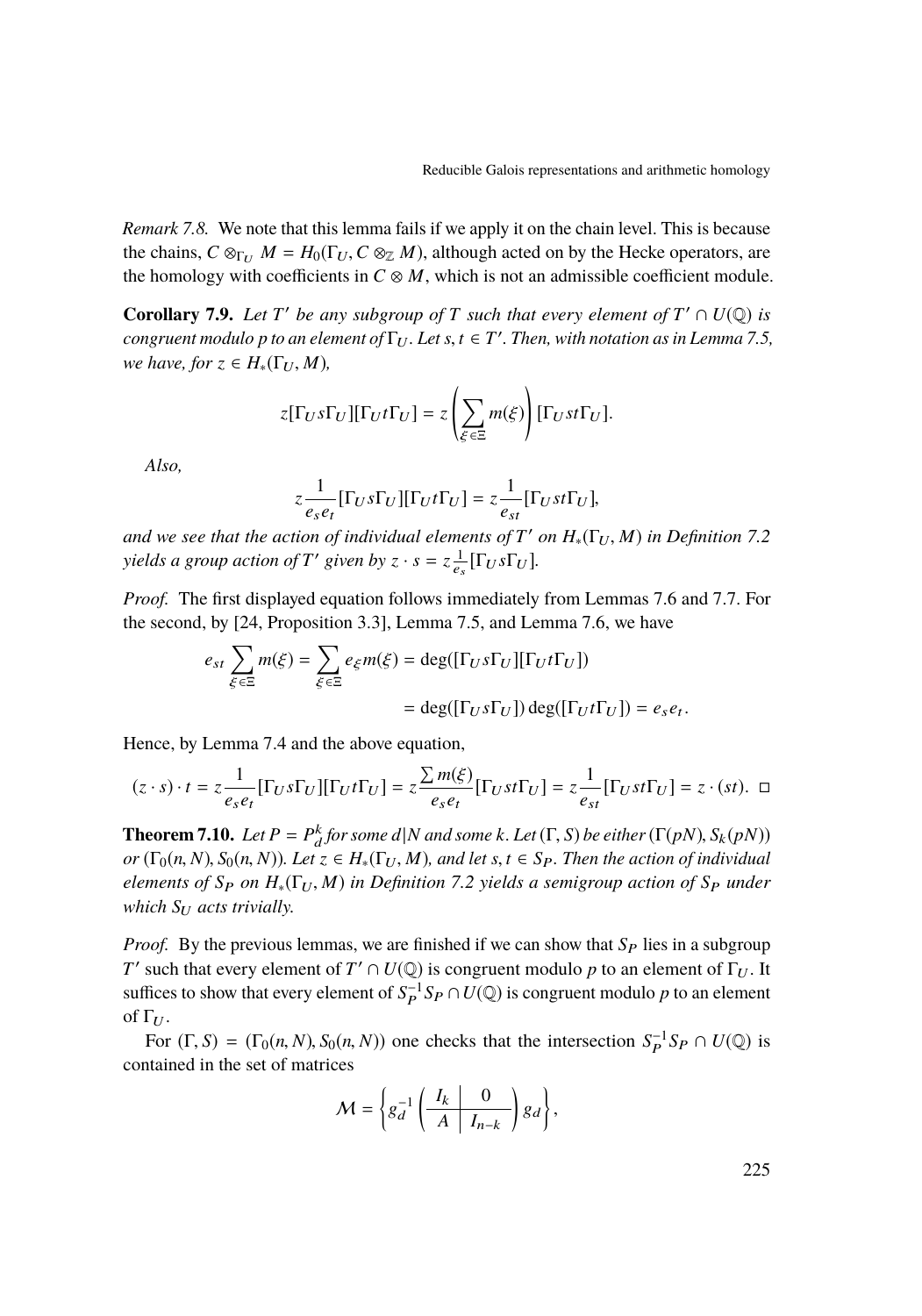*Remark 7.8.* We note that this lemma fails if we apply it on the chain level. This is because the chains, $C \otimes_{\Gamma_U} M = H_0(\Gamma_U, C \otimes_{\mathbb{Z}} M)$, although acted on by the Hecke operators, are the homology with coefficients in $C \otimes M$, which is not an admissible coefficient module.

**Corollary 7.9.** *Let $T'$ be any subgroup of $T$ such that every element of $T' \cap U(\mathbb{Q})$ is congruent modulo $p$ to an element of $\Gamma_U$. Let $s, t \in T'$. Then, with notation as in Lemma 7.5, we have, for $z \in H_*(\Gamma_U, M)$,*

$$z[\Gamma_U s \Gamma_U][\Gamma_U t \Gamma_U] = z\left(\sum_{\xi \in \Xi} m(\xi)\right)[\Gamma_U st \Gamma_U].$$

*Also,*

$$z\frac{1}{e_s e_t}[\Gamma_U s \Gamma_U][\Gamma_U t \Gamma_U] = z\frac{1}{e_{st}}[\Gamma_U st \Gamma_U],$$

*and we see that the action of individual elements of $T'$ on $H_*(\Gamma_U, M)$ in Definition 7.2 yields a group action of $T'$ given by $z \cdot s = z\frac{1}{e_s}[\Gamma_U s \Gamma_U]$.*

*Proof.* The first displayed equation follows immediately from Lemmas 7.6 and 7.7. For the second, by [24, Proposition 3.3], Lemma 7.5, and Lemma 7.6, we have

$$\begin{aligned} e_{st}\sum_{\xi \in \Xi} m(\xi) = \sum_{\xi \in \Xi} e_\xi m(\xi) &= \deg([\Gamma_U s \Gamma_U][\Gamma_U t \Gamma_U]) \\ &= \deg([\Gamma_U s \Gamma_U])\deg([\Gamma_U t \Gamma_U]) = e_s e_t. \end{aligned}$$

Hence, by Lemma 7.4 and the above equation,

$$(z \cdot s)\cdot t = z\frac{1}{e_s e_t}[\Gamma_U s \Gamma_U][\Gamma_U t \Gamma_U] = z\frac{\sum m(\xi)}{e_s e_t}[\Gamma_U st \Gamma_U] = z\frac{1}{e_{st}}[\Gamma_U st \Gamma_U] = z \cdot (st). \quad \square$$

**Theorem 7.10.** *Let $P = P_d^k$ for some $d|N$ and some $k$. Let $(\Gamma, S)$ be either $(\Gamma(pN), S_k(pN))$ or $(\Gamma_0(n, N), S_0(n, N))$. Let $z \in H_*(\Gamma_U, M)$, and let $s, t \in S_P$. Then the action of individual elements of $S_P$ on $H_*(\Gamma_U, M)$ in Definition 7.2 yields a semigroup action of $S_P$ under which $S_U$ acts trivially.*

*Proof.* By the previous lemmas, we are finished if we can show that $S_P$ lies in a subgroup $T'$ such that every element of $T' \cap U(\mathbb{Q})$ is congruent modulo $p$ to an element of $\Gamma_U$. It suffices to show that every element of $S_P^{-1}S_P \cap U(\mathbb{Q})$ is congruent modulo $p$ to an element of $\Gamma_U$.

For $(\Gamma, S) = (\Gamma_0(n, N), S_0(n, N))$ one checks that the intersection $S_P^{-1}S_P \cap U(\mathbb{Q})$ is contained in the set of matrices

$$\mathcal{M} = \left\{ g_d^{-1}\left(\begin{array}{c|c} I_k & 0 \\ \hline A & I_{n-k} \end{array}\right) g_d \right\},$$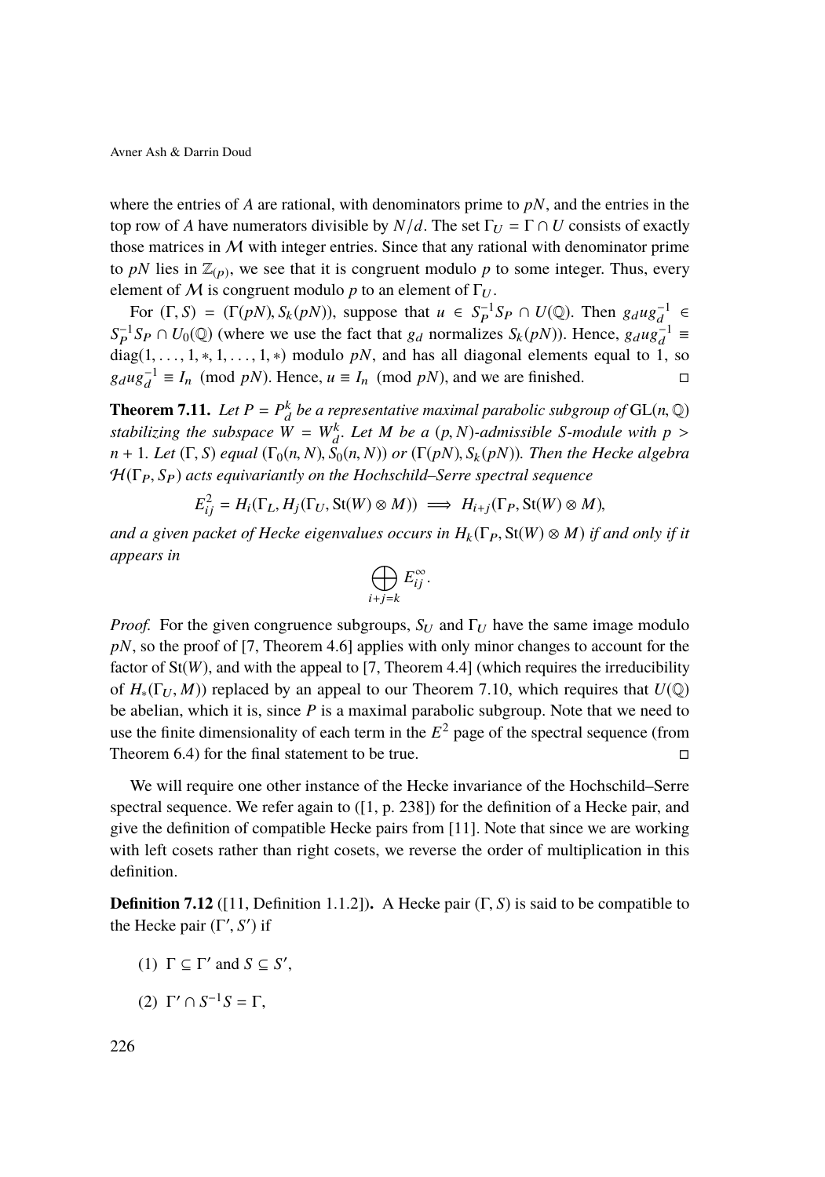where the entries of $A$ are rational, with denominators prime to $pN$, and the entries in the top row of $A$ have numerators divisible by $N/d$. The set $\Gamma_U = \Gamma \cap U$ consists of exactly those matrices in $\mathcal{M}$ with integer entries. Since that any rational with denominator prime to $pN$ lies in $\mathbb{Z}_{(p)}$, we see that it is congruent modulo $p$ to some integer. Thus, every element of $\mathcal{M}$ is congruent modulo $p$ to an element of $\Gamma_U$.

For $(\Gamma, S) = (\Gamma(pN), S_k(pN))$, suppose that $u \in S_P^{-1}S_P \cap U(\mathbb{Q})$. Then $g_d u g_d^{-1} \in S_P^{-1}S_P \cap U_0(\mathbb{Q})$ (where we use the fact that $g_d$ normalizes $S_k(pN)$). Hence, $g_d u g_d^{-1} \equiv \operatorname{diag}(1, \dots, 1, *, 1, \dots, 1, *)$ modulo $pN$, and has all diagonal elements equal to 1, so $g_d u g_d^{-1} \equiv I_n \pmod{pN}$. Hence, $u \equiv I_n \pmod{pN}$, and we are finished. □

**Theorem 7.11.** *Let $P = P_d^k$ be a representative maximal parabolic subgroup of $\mathrm{GL}(n, \mathbb{Q})$ stabilizing the subspace $W = W_d^k$. Let $M$ be a $(p, N)$-admissible $S$-module with $p > n + 1$. Let $(\Gamma, S)$ equal $(\Gamma_0(n, N), S_0(n, N))$ or $(\Gamma(pN), S_k(pN))$. Then the Hecke algebra $\mathcal{H}(\Gamma_P, S_P)$ acts equivariantly on the Hochschild–Serre spectral sequence*

$$E_{ij}^2 = H_i(\Gamma_L, H_j(\Gamma_U, \mathrm{St}(W) \otimes M)) \implies H_{i+j}(\Gamma_P, \mathrm{St}(W) \otimes M),$$

*and a given packet of Hecke eigenvalues occurs in $H_k(\Gamma_P, \mathrm{St}(W) \otimes M)$ if and only if it appears in*

$$\bigoplus_{i+j=k} E_{ij}^\infty.$$

*Proof.* For the given congruence subgroups, $S_U$ and $\Gamma_U$ have the same image modulo $pN$, so the proof of [7, Theorem 4.6] applies with only minor changes to account for the factor of $\mathrm{St}(W)$, and with the appeal to [7, Theorem 4.4] (which requires the irreducibility of $H_*(\Gamma_U, M)$) replaced by an appeal to our Theorem 7.10, which requires that $U(\mathbb{Q})$ be abelian, which it is, since $P$ is a maximal parabolic subgroup. Note that we need to use the finite dimensionality of each term in the $E^2$ page of the spectral sequence (from Theorem 6.4) for the final statement to be true. □

We will require one other instance of the Hecke invariance of the Hochschild–Serre spectral sequence. We refer again to ([1, p. 238]) for the definition of a Hecke pair, and give the definition of compatible Hecke pairs from [11]. Note that since we are working with left cosets rather than right cosets, we reverse the order of multiplication in this definition.

**Definition 7.12** ([11, Definition 1.1.2]). A Hecke pair $(\Gamma, S)$ is said to be compatible to the Hecke pair $(\Gamma', S')$ if

(1) $\Gamma \subseteq \Gamma'$ and $S \subseteq S'$,

(2) $\Gamma' \cap S^{-1}S = \Gamma$,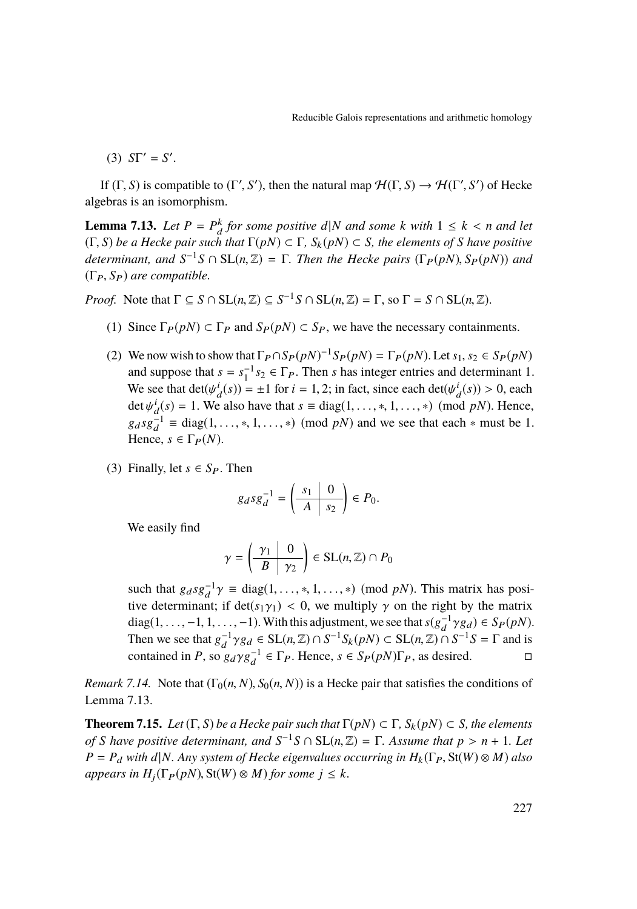(3) $S\Gamma' = S'$.

If $(\Gamma, S)$ is compatible to $(\Gamma', S')$, then the natural map $\mathcal{H}(\Gamma, S) \to \mathcal{H}(\Gamma', S')$ of Hecke algebras is an isomorphism.

**Lemma 7.13.** *Let $P = P_d^k$ for some positive $d|N$ and some $k$ with $1 \leq k < n$ and let $(\Gamma, S)$ be a Hecke pair such that $\Gamma(pN) \subset \Gamma$, $S_k(pN) \subset S$, the elements of $S$ have positive determinant, and $S^{-1}S \cap \mathrm{SL}(n, \mathbb{Z}) = \Gamma$. Then the Hecke pairs $(\Gamma_P(pN), S_P(pN))$ and $(\Gamma_P, S_P)$ are compatible.*

*Proof.* Note that $\Gamma \subseteq S \cap \mathrm{SL}(n, \mathbb{Z}) \subseteq S^{-1}S \cap \mathrm{SL}(n, \mathbb{Z}) = \Gamma$, so $\Gamma = S \cap \mathrm{SL}(n, \mathbb{Z})$.

(1) Since $\Gamma_P(pN) \subset \Gamma_P$ and $S_P(pN) \subset S_P$, we have the necessary containments.

(2) We now wish to show that $\Gamma_P \cap S_P(pN)^{-1} S_P(pN) = \Gamma_P(pN)$. Let $s_1, s_2 \in S_P(pN)$ and suppose that $s = s_1^{-1} s_2 \in \Gamma_P$. Then $s$ has integer entries and determinant 1. We see that $\det(\psi_d^i(s)) = \pm 1$ for $i = 1, 2$; in fact, since each $\det(\psi_d^i(s)) > 0$, each $\det \psi_d^i(s) = 1$. We also have that $s \equiv \mathrm{diag}(1, \dots, *, 1, \dots, *) \pmod{pN}$. Hence, $g_d s g_d^{-1} \equiv \mathrm{diag}(1, \dots, *, 1, \dots, *) \pmod{pN}$ and we see that each $*$ must be 1. Hence, $s \in \Gamma_P(N)$.

(3) Finally, let $s \in S_P$. Then

$$g_d s g_d^{-1} = \left( \begin{array}{c|c} s_1 & 0 \\ \hline A & s_2 \end{array} \right) \in P_0.$$

We easily find

$$\gamma = \left( \begin{array}{c|c} \gamma_1 & 0 \\ \hline B & \gamma_2 \end{array} \right) \in \mathrm{SL}(n, \mathbb{Z}) \cap P_0$$

such that $g_d s g_d^{-1} \gamma \equiv \mathrm{diag}(1, \dots, *, 1, \dots, *) \pmod{pN}$. This matrix has positive determinant; if $\det(s_1 \gamma_1) < 0$, we multiply $\gamma$ on the right by the matrix $\mathrm{diag}(1, \dots, -1, 1, \dots, -1)$. With this adjustment, we see that $s(g_d^{-1} \gamma g_d) \in S_P(pN)$. Then we see that $g_d^{-1} \gamma g_d \in \mathrm{SL}(n, \mathbb{Z}) \cap S^{-1} S_k(pN) \subset \mathrm{SL}(n, \mathbb{Z}) \cap S^{-1} S = \Gamma$ and is contained in $P$, so $g_d \gamma g_d^{-1} \in \Gamma_P$. Hence, $s \in S_P(pN)\Gamma_P$, as desired. $\square$

*Remark 7.14.* Note that $(\Gamma_0(n, N), S_0(n, N))$ is a Hecke pair that satisfies the conditions of Lemma 7.13.

**Theorem 7.15.** *Let $(\Gamma, S)$ be a Hecke pair such that $\Gamma(pN) \subset \Gamma$, $S_k(pN) \subset S$, the elements of $S$ have positive determinant, and $S^{-1}S \cap \mathrm{SL}(n, \mathbb{Z}) = \Gamma$. Assume that $p > n + 1$. Let $P = P_d$ with $d|N$. Any system of Hecke eigenvalues occurring in $H_k(\Gamma_P, \mathrm{St}(W) \otimes M)$ also appears in $H_j(\Gamma_P(pN), \mathrm{St}(W) \otimes M)$ for some $j \leq k$.*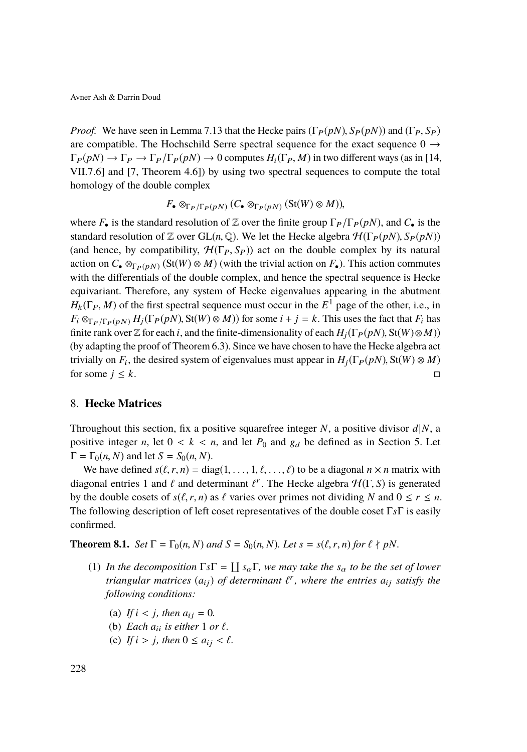*Proof.* We have seen in Lemma 7.13 that the Hecke pairs $(\Gamma_P(pN), S_P(pN))$ and $(\Gamma_P, S_P)$ are compatible. The Hochschild Serre spectral sequence for the exact sequence $0 \to \Gamma_P(pN) \to \Gamma_P \to \Gamma_P/\Gamma_P(pN) \to 0$ computes $H_i(\Gamma_P, M)$ in two different ways (as in [14, VII.7.6] and [7, Theorem 4.6]) by using two spectral sequences to compute the total homology of the double complex

$$F_\bullet \otimes_{\Gamma_P/\Gamma_P(pN)} (C_\bullet \otimes_{\Gamma_P(pN)} (\mathrm{St}(W) \otimes M)),$$

where $F_\bullet$ is the standard resolution of $\mathbb{Z}$ over the finite group $\Gamma_P/\Gamma_P(pN)$, and $C_\bullet$ is the standard resolution of $\mathbb{Z}$ over $\mathrm{GL}(n, \mathbb{Q})$. We let the Hecke algebra $\mathcal{H}(\Gamma_P(pN), S_P(pN))$ (and hence, by compatibility, $\mathcal{H}(\Gamma_P, S_P)$) act on the double complex by its natural action on $C_\bullet \otimes_{\Gamma_P(pN)} (\mathrm{St}(W) \otimes M)$ (with the trivial action on $F_\bullet$). This action commutes with the differentials of the double complex, and hence the spectral sequence is Hecke equivariant. Therefore, any system of Hecke eigenvalues appearing in the abutment $H_k(\Gamma_P, M)$ of the first spectral sequence must occur in the $E^1$ page of the other, i.e., in $F_i \otimes_{\Gamma_P/\Gamma_P(pN)} H_j(\Gamma_P(pN), \mathrm{St}(W) \otimes M))$ for some $i + j = k$. This uses the fact that $F_i$ has finite rank over $\mathbb{Z}$ for each $i$, and the finite-dimensionality of each $H_j(\Gamma_P(pN), \mathrm{St}(W) \otimes M))$ (by adapting the proof of Theorem 6.3). Since we have chosen to have the Hecke algebra act trivially on $F_i$, the desired system of eigenvalues must appear in $H_j(\Gamma_P(pN), \mathrm{St}(W) \otimes M)$ for some $j \le k$. □

## 8. Hecke Matrices

Throughout this section, fix a positive squarefree integer $N$, a positive divisor $d|N$, a positive integer $n$, let $0 < k < n$, and let $P_0$ and $g_d$ be defined as in Section 5. Let $\Gamma = \Gamma_0(n, N)$ and let $S = S_0(n, N)$.

We have defined $s(\ell, r, n) = \mathrm{diag}(1, \dots, 1, \ell, \dots, \ell)$ to be a diagonal $n \times n$ matrix with diagonal entries 1 and $\ell$ and determinant $\ell^r$. The Hecke algebra $\mathcal{H}(\Gamma, S)$ is generated by the double cosets of $s(\ell, r, n)$ as $\ell$ varies over primes not dividing $N$ and $0 \le r \le n$. The following description of left coset representatives of the double coset $\Gamma s \Gamma$ is easily confirmed.

**Theorem 8.1.** *Set $\Gamma = \Gamma_0(n, N)$ and $S = S_0(n, N)$. Let $s = s(\ell, r, n)$ for $\ell \nmid pN$.*

1. *In the decomposition $\Gamma s \Gamma = \coprod s_\alpha \Gamma$, we may take the $s_\alpha$ to be the set of lower triangular matrices $(a_{ij})$ of determinant $\ell^r$, where the entries $a_{ij}$ satisfy the following conditions:*
   - (a) *If $i < j$, then $a_{ij} = 0$.*
   - (b) *Each $a_{ii}$ is either 1 or $\ell$.*
   - (c) *If $i > j$, then $0 \le a_{ij} < \ell$.*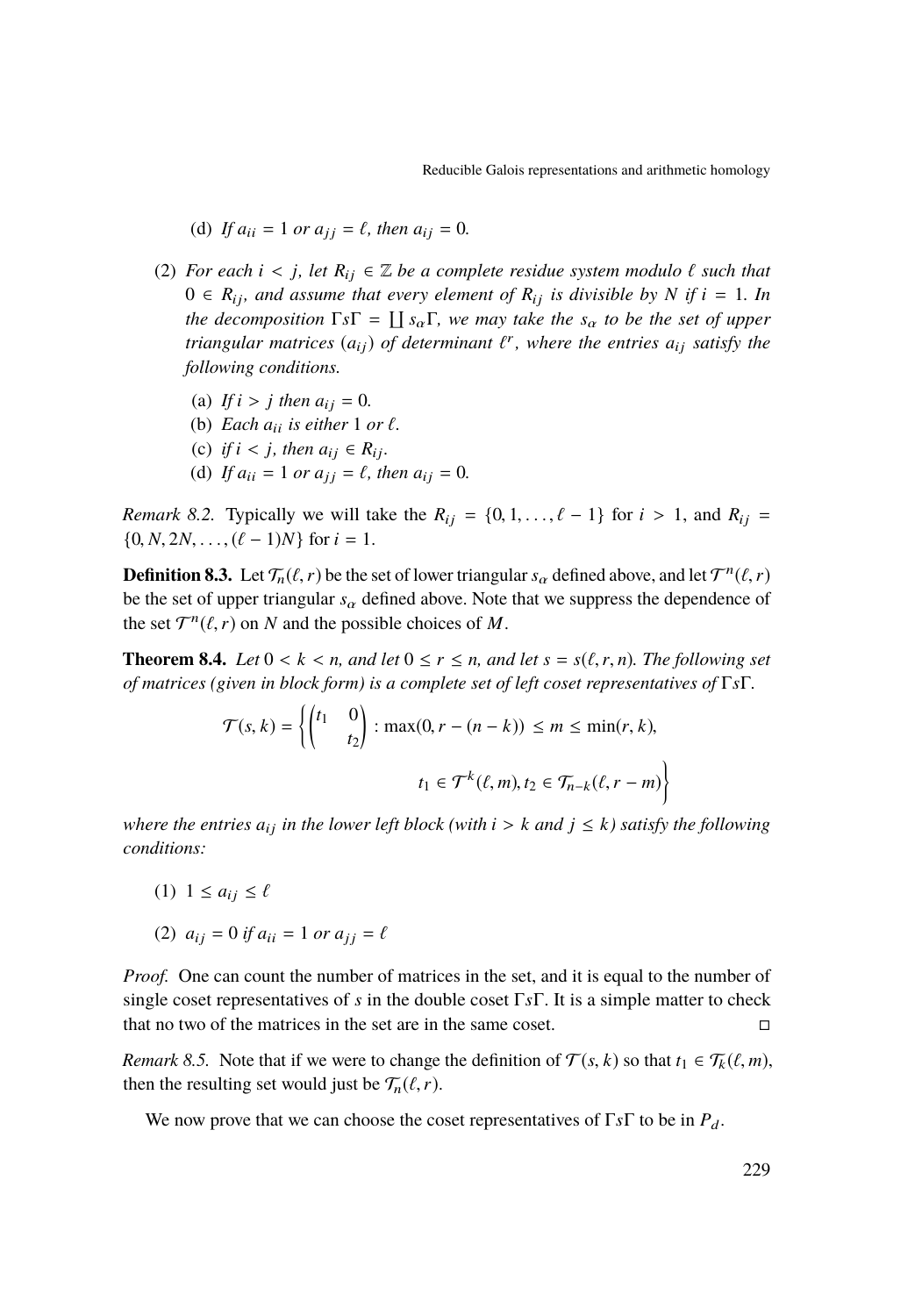(d) *If $a_{ii} = 1$ or $a_{jj} = \ell$, then $a_{ij} = 0$.*

(2) *For each $i < j$, let $R_{ij} \in \mathbb{Z}$ be a complete residue system modulo $\ell$ such that $0 \in R_{ij}$, and assume that every element of $R_{ij}$ is divisible by $N$ if $i = 1$. In the decomposition $\Gamma s \Gamma = \coprod s_\alpha \Gamma$, we may take the $s_\alpha$ to be the set of upper triangular matrices $(a_{ij})$ of determinant $\ell^r$, where the entries $a_{ij}$ satisfy the following conditions.*

   (a) *If $i > j$ then $a_{ij} = 0$.*
   (b) *Each $a_{ii}$ is either $1$ or $\ell$.*
   (c) *if $i < j$, then $a_{ij} \in R_{ij}$.*
   (d) *If $a_{ii} = 1$ or $a_{jj} = \ell$, then $a_{ij} = 0$.*

*Remark 8.2.* Typically we will take the $R_{ij} = \{0, 1, \ldots, \ell - 1\}$ for $i > 1$, and $R_{ij} = \{0, N, 2N, \ldots, (\ell - 1)N\}$ for $i = 1$.

**Definition 8.3.** Let $\mathcal{T}_n(\ell, r)$ be the set of lower triangular $s_\alpha$ defined above, and let $\mathcal{T}^n(\ell, r)$ be the set of upper triangular $s_\alpha$ defined above. Note that we suppress the dependence of the set $\mathcal{T}^n(\ell, r)$ on $N$ and the possible choices of $M$.

**Theorem 8.4.** *Let $0 < k < n$, and let $0 \le r \le n$, and let $s = s(\ell, r, n)$. The following set of matrices (given in block form) is a complete set of left coset representatives of $\Gamma s \Gamma$.*

$$\mathcal{T}(s, k) = \left\{ \begin{pmatrix} t_1 & 0 \\ & t_2 \end{pmatrix} : \max(0, r - (n - k)) \le m \le \min(r, k), \right.$$
$$\left. t_1 \in \mathcal{T}^k(\ell, m), t_2 \in \mathcal{T}_{n-k}(\ell, r - m) \right\}$$

*where the entries $a_{ij}$ in the lower left block (with $i > k$ and $j \le k$) satisfy the following conditions:*

(1) $1 \le a_{ij} \le \ell$

(2) $a_{ij} = 0$ *if* $a_{ii} = 1$ *or* $a_{jj} = \ell$

*Proof.* One can count the number of matrices in the set, and it is equal to the number of single coset representatives of $s$ in the double coset $\Gamma s \Gamma$. It is a simple matter to check that no two of the matrices in the set are in the same coset. $\square$

*Remark 8.5.* Note that if we were to change the definition of $\mathcal{T}(s, k)$ so that $t_1 \in \mathcal{T}_k(\ell, m)$, then the resulting set would just be $\mathcal{T}_n(\ell, r)$.

We now prove that we can choose the coset representatives of $\Gamma s \Gamma$ to be in $P_d$.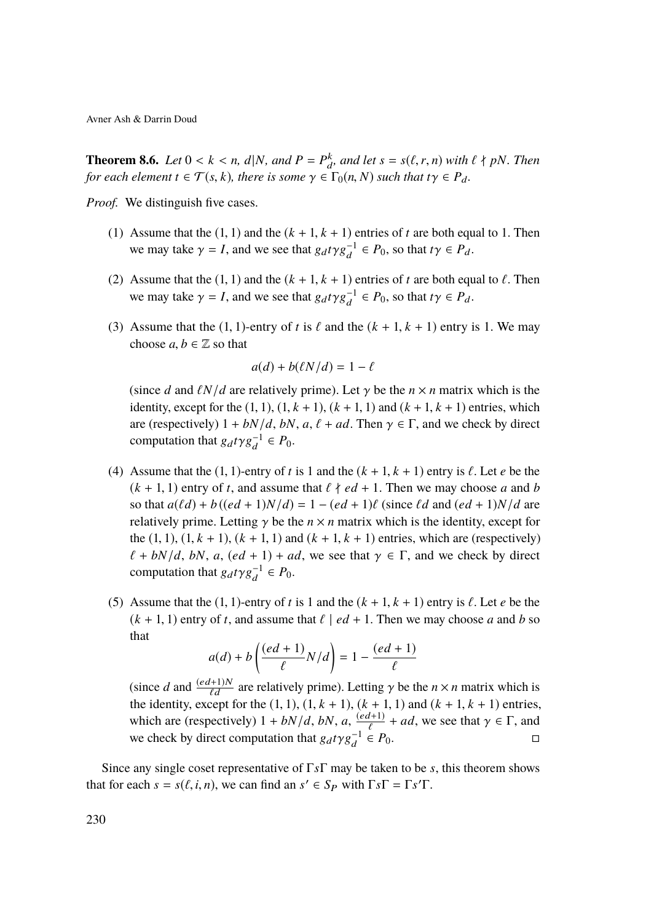**Theorem 8.6.** *Let $0 < k < n$, $d|N$, and $P = P_d^k$, and let $s = s(\ell, r, n)$ with $\ell \nmid pN$. Then for each element $t \in \mathcal{T}(s, k)$, there is some $\gamma \in \Gamma_0(n, N)$ such that $t\gamma \in P_d$.*

*Proof.* We distinguish five cases.

(1) Assume that the $(1, 1)$ and the $(k+1, k+1)$ entries of $t$ are both equal to 1. Then we may take $\gamma = I$, and we see that $g_d t \gamma g_d^{-1} \in P_0$, so that $t\gamma \in P_d$.

(2) Assume that the $(1, 1)$ and the $(k+1, k+1)$ entries of $t$ are both equal to $\ell$. Then we may take $\gamma = I$, and we see that $g_d t \gamma g_d^{-1} \in P_0$, so that $t\gamma \in P_d$.

(3) Assume that the $(1, 1)$-entry of $t$ is $\ell$ and the $(k+1, k+1)$ entry is 1. We may choose $a, b \in \mathbb{Z}$ so that

$$a(d) + b(\ell N/d) = 1 - \ell$$

(since $d$ and $\ell N/d$ are relatively prime). Let $\gamma$ be the $n \times n$ matrix which is the identity, except for the $(1, 1)$, $(1, k+1)$, $(k+1, 1)$ and $(k+1, k+1)$ entries, which are (respectively) $1 + bN/d$, $bN$, $a$, $\ell + ad$. Then $\gamma \in \Gamma$, and we check by direct computation that $g_d t \gamma g_d^{-1} \in P_0$.

(4) Assume that the $(1, 1)$-entry of $t$ is 1 and the $(k+1, k+1)$ entry is $\ell$. Let $e$ be the $(k+1, 1)$ entry of $t$, and assume that $\ell \nmid ed + 1$. Then we may choose $a$ and $b$ so that $a(\ell d) + b((ed+1)N/d) = 1 - (ed+1)\ell$ (since $\ell d$ and $(ed+1)N/d$ are relatively prime). Letting $\gamma$ be the $n \times n$ matrix which is the identity, except for the $(1, 1)$, $(1, k+1)$, $(k+1, 1)$ and $(k+1, k+1)$ entries, which are (respectively) $\ell + bN/d$, $bN$, $a$, $(ed+1) + ad$, we see that $\gamma \in \Gamma$, and we check by direct computation that $g_d t \gamma g_d^{-1} \in P_0$.

(5) Assume that the $(1, 1)$-entry of $t$ is 1 and the $(k+1, k+1)$ entry is $\ell$. Let $e$ be the $(k+1, 1)$ entry of $t$, and assume that $\ell \mid ed + 1$. Then we may choose $a$ and $b$ so that

$$a(d) + b\left(\frac{(ed+1)}{\ell} N/d\right) = 1 - \frac{(ed+1)}{\ell}$$

(since $d$ and $\frac{(ed+1)N}{\ell d}$ are relatively prime). Letting $\gamma$ be the $n \times n$ matrix which is the identity, except for the $(1, 1)$, $(1, k+1)$, $(k+1, 1)$ and $(k+1, k+1)$ entries, which are (respectively) $1 + bN/d$, $bN$, $a$, $\frac{(ed+1)}{\ell} + ad$, we see that $\gamma \in \Gamma$, and we check by direct computation that $g_d t \gamma g_d^{-1} \in P_0$. □

Since any single coset representative of $\Gamma s \Gamma$ may be taken to be $s$, this theorem shows that for each $s = s(\ell, i, n)$, we can find an $s' \in S_P$ with $\Gamma s \Gamma = \Gamma s' \Gamma$.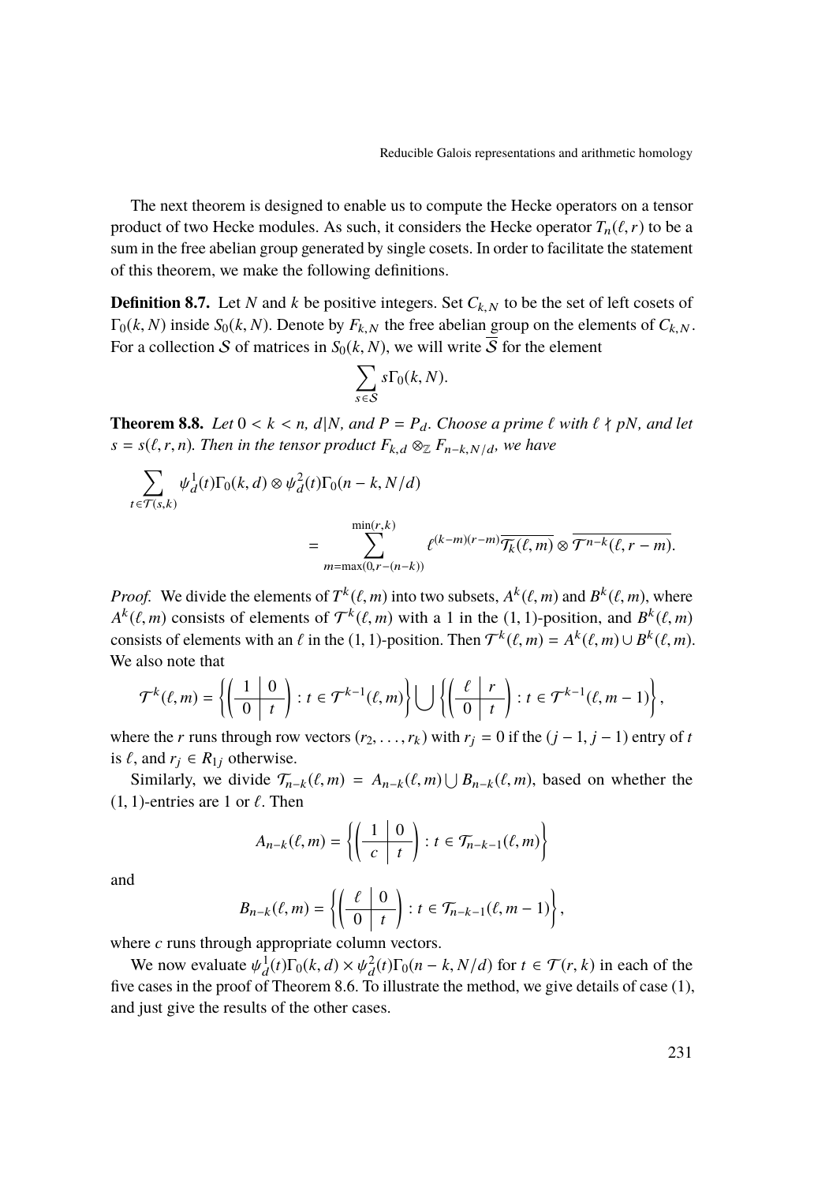The next theorem is designed to enable us to compute the Hecke operators on a tensor product of two Hecke modules. As such, it considers the Hecke operator $T_n(\ell, r)$ to be a sum in the free abelian group generated by single cosets. In order to facilitate the statement of this theorem, we make the following definitions.

**Definition 8.7.** Let $N$ and $k$ be positive integers. Set $C_{k,N}$ to be the set of left cosets of $\Gamma_0(k, N)$ inside $S_0(k, N)$. Denote by $F_{k,N}$ the free abelian group on the elements of $C_{k,N}$. For a collection $\mathcal{S}$ of matrices in $S_0(k, N)$, we will write $\overline{\mathcal{S}}$ for the element

$$\sum_{s \in \mathcal{S}} s\Gamma_0(k, N).$$

**Theorem 8.8.** *Let $0 < k < n$, $d | N$, and $P = P_d$. Choose a prime $\ell$ with $\ell \nmid pN$, and let $s = s(\ell, r, n)$. Then in the tensor product $F_{k,d} \otimes_{\mathbb{Z}} F_{n-k,N/d}$, we have*

$$\sum_{t \in \mathcal{T}(s,k)} \psi_d^1(t)\Gamma_0(k, d) \otimes \psi_d^2(t)\Gamma_0(n-k, N/d)$$
$$= \sum_{m=\max(0, r-(n-k))}^{\min(r,k)} \ell^{(k-m)(r-m)} \overline{\mathcal{T}_k(\ell, m)} \otimes \overline{\mathcal{T}^{n-k}(\ell, r-m)}.$$

*Proof.* We divide the elements of $T^k(\ell, m)$ into two subsets, $A^k(\ell, m)$ and $B^k(\ell, m)$, where $A^k(\ell, m)$ consists of elements of $\mathcal{T}^k(\ell, m)$ with a 1 in the $(1, 1)$-position, and $B^k(\ell, m)$ consists of elements with an $\ell$ in the $(1, 1)$-position. Then $\mathcal{T}^k(\ell, m) = A^k(\ell, m) \cup B^k(\ell, m)$. We also note that

$$\mathcal{T}^k(\ell, m) = \left\{ \left( \begin{array}{c|c} 1 & 0 \\ \hline 0 & t \end{array} \right) : t \in \mathcal{T}^{k-1}(\ell, m) \right\} \bigcup \left\{ \left( \begin{array}{c|c} \ell & r \\ \hline 0 & t \end{array} \right) : t \in \mathcal{T}^{k-1}(\ell, m-1) \right\},$$

where the $r$ runs through row vectors $(r_2, \ldots, r_k)$ with $r_j = 0$ if the $(j-1, j-1)$ entry of $t$ is $\ell$, and $r_j \in R_{1j}$ otherwise.

Similarly, we divide $\mathcal{T}_{n-k}(\ell, m) = A_{n-k}(\ell, m) \bigcup B_{n-k}(\ell, m)$, based on whether the $(1, 1)$-entries are 1 or $\ell$. Then

$$A_{n-k}(\ell, m) = \left\{ \left( \begin{array}{c|c} 1 & 0 \\ \hline c & t \end{array} \right) : t \in \mathcal{T}_{n-k-1}(\ell, m) \right\}$$

and

$$B_{n-k}(\ell, m) = \left\{ \left( \begin{array}{c|c} \ell & 0 \\ \hline 0 & t \end{array} \right) : t \in \mathcal{T}_{n-k-1}(\ell, m-1) \right\},$$

where $c$ runs through appropriate column vectors.

We now evaluate $\psi_d^1(t)\Gamma_0(k, d) \times \psi_d^2(t)\Gamma_0(n-k, N/d)$ for $t \in \mathcal{T}(r, k)$ in each of the five cases in the proof of Theorem 8.6. To illustrate the method, we give details of case (1), and just give the results of the other cases.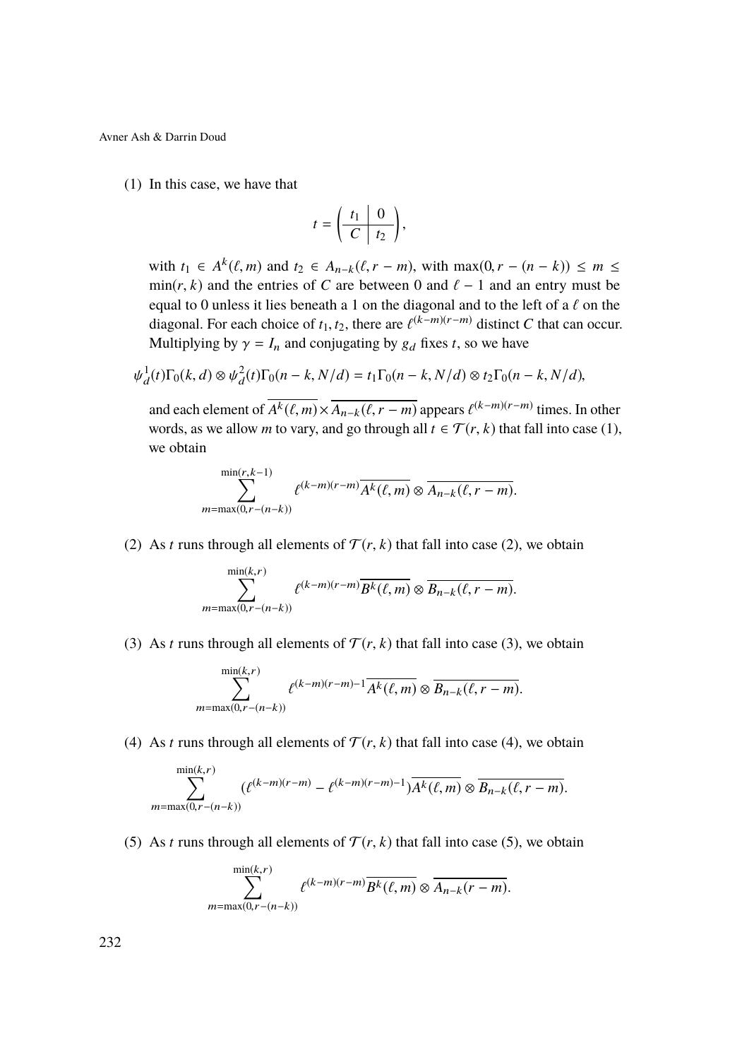(1) In this case, we have that

$$t = \left( \begin{array}{c|c} t_1 & 0 \\ \hline C & t_2 \end{array} \right),$$

with $t_1 \in A^k(\ell, m)$ and $t_2 \in A_{n-k}(\ell, r-m)$, with $\max(0, r-(n-k)) \le m \le \min(r, k)$ and the entries of $C$ are between 0 and $\ell - 1$ and an entry must be equal to 0 unless it lies beneath a 1 on the diagonal and to the left of a $\ell$ on the diagonal. For each choice of $t_1, t_2$, there are $\ell^{(k-m)(r-m)}$ distinct $C$ that can occur. Multiplying by $\gamma = I_n$ and conjugating by $g_d$ fixes $t$, so we have

$$\psi_d^1(t)\Gamma_0(k,d) \otimes \psi_d^2(t)\Gamma_0(n-k, N/d) = t_1\Gamma_0(n-k, N/d) \otimes t_2\Gamma_0(n-k, N/d),$$

and each element of $\overline{A^k(\ell, m)} \times \overline{A_{n-k}(\ell, r-m)}$ appears $\ell^{(k-m)(r-m)}$ times. In other words, as we allow $m$ to vary, and go through all $t \in \mathcal{T}(r, k)$ that fall into case (1), we obtain

$$\sum_{m=\max(0,r-(n-k))}^{\min(r,k-1)} \ell^{(k-m)(r-m)} \overline{A^k(\ell, m)} \otimes \overline{A_{n-k}(\ell, r-m)}.$$

(2) As $t$ runs through all elements of $\mathcal{T}(r, k)$ that fall into case (2), we obtain

$$\sum_{m=\max(0,r-(n-k))}^{\min(k,r)} \ell^{(k-m)(r-m)} \overline{B^k(\ell, m)} \otimes \overline{B_{n-k}(\ell, r-m)}.$$

(3) As $t$ runs through all elements of $\mathcal{T}(r, k)$ that fall into case (3), we obtain

$$\sum_{m=\max(0,r-(n-k))}^{\min(k,r)} \ell^{(k-m)(r-m)-1} \overline{A^k(\ell, m)} \otimes \overline{B_{n-k}(\ell, r-m)}.$$

(4) As $t$ runs through all elements of $\mathcal{T}(r, k)$ that fall into case (4), we obtain

$$\sum_{m=\max(0,r-(n-k))}^{\min(k,r)} (\ell^{(k-m)(r-m)} - \ell^{(k-m)(r-m)-1}) \overline{A^k(\ell, m)} \otimes \overline{B_{n-k}(\ell, r-m)}.$$

(5) As $t$ runs through all elements of $\mathcal{T}(r, k)$ that fall into case (5), we obtain

$$\sum_{m=\max(0,r-(n-k))}^{\min(k,r)} \ell^{(k-m)(r-m)} \overline{B^k(\ell, m)} \otimes \overline{A_{n-k}(r-m)}.$$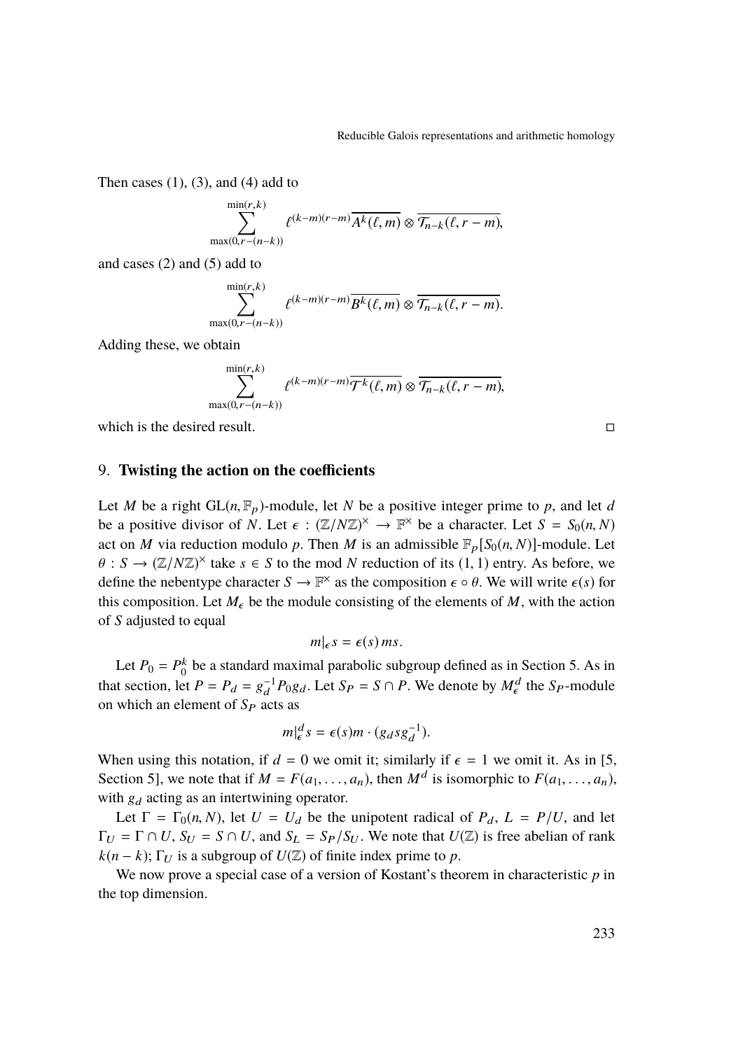Then cases (1), (3), and (4) add to

$$\sum_{\max(0,r-(n-k))}^{\min(r,k)} \ell^{(k-m)(r-m)}\overline{A^k(\ell,m)} \otimes \overline{\mathcal{T}_{n-k}(\ell,r-m)},$$

and cases (2) and (5) add to

$$\sum_{\max(0,r-(n-k))}^{\min(r,k)} \ell^{(k-m)(r-m)}\overline{B^k(\ell,m)} \otimes \overline{\mathcal{T}_{n-k}(\ell,r-m)}.$$

Adding these, we obtain

$$\sum_{\max(0,r-(n-k))}^{\min(r,k)} \ell^{(k-m)(r-m)}\overline{\mathcal{T}^k(\ell,m)} \otimes \overline{\mathcal{T}_{n-k}(\ell,r-m)},$$

which is the desired result. □

## 9. **Twisting the action on the coefficients**

Let $M$ be a right $\mathrm{GL}(n,\mathbb{F}_p)$-module, let $N$ be a positive integer prime to $p$, and let $d$ be a positive divisor of $N$. Let $\epsilon : (\mathbb{Z}/N\mathbb{Z})^\times \to \mathbb{F}^\times$ be a character. Let $S = S_0(n,N)$ act on $M$ via reduction modulo $p$. Then $M$ is an admissible $\mathbb{F}_p[S_0(n,N)]$-module. Let $\theta : S \to (\mathbb{Z}/N\mathbb{Z})^\times$ take $s \in S$ to the mod $N$ reduction of its $(1,1)$ entry. As before, we define the nebentype character $S \to \mathbb{F}^\times$ as the composition $\epsilon \circ \theta$. We will write $\epsilon(s)$ for this composition. Let $M_\epsilon$ be the module consisting of the elements of $M$, with the action of $S$ adjusted to equal

$$m|_\epsilon s = \epsilon(s)\, ms.$$

Let $P_0 = P_0^k$ be a standard maximal parabolic subgroup defined as in Section 5. As in that section, let $P = P_d = g_d^{-1}P_0 g_d$. Let $S_P = S \cap P$. We denote by $M_\epsilon^d$ the $S_P$-module on which an element of $S_P$ acts as

$$m|_\epsilon^d s = \epsilon(s) m \cdot (g_d s g_d^{-1}).$$

When using this notation, if $d = 0$ we omit it; similarly if $\epsilon = 1$ we omit it. As in [5, Section 5], we note that if $M = F(a_1,\ldots,a_n)$, then $M^d$ is isomorphic to $F(a_1,\ldots,a_n)$, with $g_d$ acting as an intertwining operator.

Let $\Gamma = \Gamma_0(n,N)$, let $U = U_d$ be the unipotent radical of $P_d$, $L = P/U$, and let $\Gamma_U = \Gamma \cap U$, $S_U = S \cap U$, and $S_L = S_P/S_U$. We note that $U(\mathbb{Z})$ is free abelian of rank $k(n-k)$; $\Gamma_U$ is a subgroup of $U(\mathbb{Z})$ of finite index prime to $p$.

We now prove a special case of a version of Kostant's theorem in characteristic $p$ in the top dimension.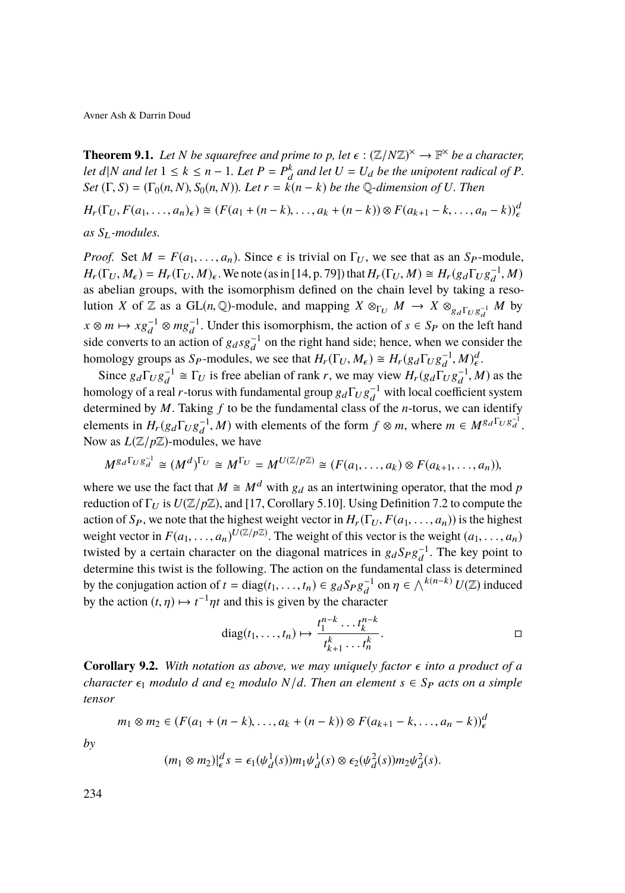**Theorem 9.1.** *Let $N$ be squarefree and prime to $p$, let $\epsilon : (\mathbb{Z}/N\mathbb{Z})^\times \to \mathbb{F}^\times$ be a character, let $d|N$ and let $1 \le k \le n-1$. Let $P = P_d^k$ and let $U = U_d$ be the unipotent radical of $P$. Set $(\Gamma, S) = (\Gamma_0(n,N), S_0(n,N))$. Let $r = k(n-k)$ be the $\mathbb{Q}$-dimension of $U$. Then*

$$H_r(\Gamma_U, F(a_1,\dots,a_n)_\epsilon) \cong (F(a_1+(n-k),\dots,a_k+(n-k)) \otimes F(a_{k+1}-k,\dots,a_n-k))^d_\epsilon$$

*as $S_L$-modules.*

*Proof.* Set $M = F(a_1,\dots,a_n)$. Since $\epsilon$ is trivial on $\Gamma_U$, we see that as an $S_P$-module, $H_r(\Gamma_U, M_\epsilon) = H_r(\Gamma_U, M)_\epsilon$. We note (as in [14, p. 79]) that $H_r(\Gamma_U, M) \cong H_r(g_d\Gamma_U g_d^{-1}, M)$ as abelian groups, with the isomorphism defined on the chain level by taking a resolution $X$ of $\mathbb{Z}$ as a $\mathrm{GL}(n,\mathbb{Q})$-module, and mapping $X \otimes_{\Gamma_U} M \to X \otimes_{g_d\Gamma_U g_d^{-1}} M$ by $x \otimes m \mapsto xg_d^{-1} \otimes mg_d^{-1}$. Under this isomorphism, the action of $s \in S_P$ on the left hand side converts to an action of $g_d s g_d^{-1}$ on the right hand side; hence, when we consider the homology groups as $S_P$-modules, we see that $H_r(\Gamma_U, M_\epsilon) \cong H_r(g_d\Gamma_U g_d^{-1}, M)^d_\epsilon$.

Since $g_d\Gamma_U g_d^{-1} \cong \Gamma_U$ is free abelian of rank $r$, we may view $H_r(g_d\Gamma_U g_d^{-1}, M)$ as the homology of a real $r$-torus with fundamental group $g_d\Gamma_U g_d^{-1}$ with local coefficient system determined by $M$. Taking $f$ to be the fundamental class of the $n$-torus, we can identify elements in $H_r(g_d\Gamma_U g_d^{-1}, M)$ with elements of the form $f \otimes m$, where $m \in M^{g_d\Gamma_U g_d^{-1}}$. Now as $L(\mathbb{Z}/p\mathbb{Z})$-modules, we have

$$M^{g_d\Gamma_U g_d^{-1}} \cong (M^d)^{\Gamma_U} \cong M^{\Gamma_U} = M^{U(\mathbb{Z}/p\mathbb{Z})} \cong (F(a_1,\dots,a_k) \otimes F(a_{k+1},\dots,a_n)),$$

where we use the fact that $M \cong M^d$ with $g_d$ as an intertwining operator, that the mod $p$ reduction of $\Gamma_U$ is $U(\mathbb{Z}/p\mathbb{Z})$, and [17, Corollary 5.10]. Using Definition 7.2 to compute the action of $S_P$, we note that the highest weight vector in $H_r(\Gamma_U, F(a_1,\dots,a_n))$ is the highest weight vector in $F(a_1,\dots,a_n)^{U(\mathbb{Z}/p\mathbb{Z})}$. The weight of this vector is the weight $(a_1,\dots,a_n)$ twisted by a certain character on the diagonal matrices in $g_d S_P g_d^{-1}$. The key point to determine this twist is the following. The action on the fundamental class is determined by the conjugation action of $t = \mathrm{diag}(t_1,\dots,t_n) \in g_d S_P g_d^{-1}$ on $\eta \in \bigwedge^{k(n-k)} U(\mathbb{Z})$ induced by the action $(t,\eta) \mapsto t^{-1}\eta t$ and this is given by the character

$$\mathrm{diag}(t_1,\dots,t_n) \mapsto \frac{t_1^{n-k}\cdots t_k^{n-k}}{t_{k+1}^k \cdots t_n^k}. \qquad \square$$

**Corollary 9.2.** *With notation as above, we may uniquely factor $\epsilon$ into a product of a character $\epsilon_1$ modulo $d$ and $\epsilon_2$ modulo $N/d$. Then an element $s \in S_P$ acts on a simple tensor*

$$m_1 \otimes m_2 \in (F(a_1+(n-k),\dots,a_k+(n-k)) \otimes F(a_{k+1}-k,\dots,a_n-k))^d_\epsilon$$

*by*

$$(m_1 \otimes m_2)|^d_\epsilon s = \epsilon_1(\psi_d^1(s))m_1\psi_d^1(s) \otimes \epsilon_2(\psi_d^2(s))m_2\psi_d^2(s).$$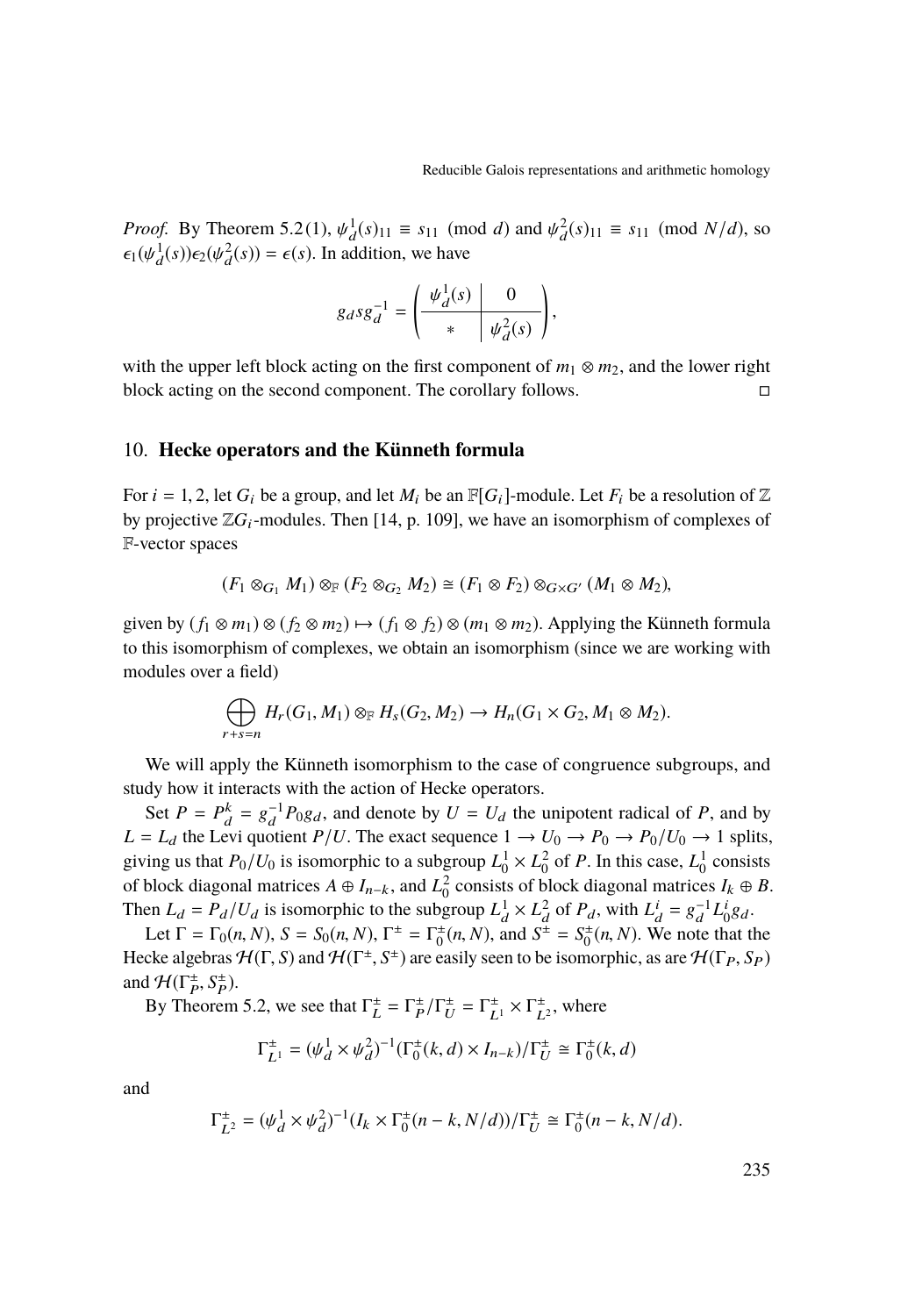*Proof.* By Theorem 5.2(1), $\psi_d^1(s)_{11} \equiv s_{11} \pmod{d}$ and $\psi_d^2(s)_{11} \equiv s_{11} \pmod{N/d}$, so $\epsilon_1(\psi_d^1(s))\epsilon_2(\psi_d^2(s)) = \epsilon(s)$. In addition, we have

$$g_d s g_d^{-1} = \left( \begin{array}{c|c} \psi_d^1(s) & 0 \\ \hline * & \psi_d^2(s) \end{array} \right),$$

with the upper left block acting on the first component of $m_1 \otimes m_2$, and the lower right block acting on the second component. The corollary follows. □

## 10. Hecke operators and the Künneth formula

For $i = 1, 2$, let $G_i$ be a group, and let $M_i$ be an $\mathbb{F}[G_i]$-module. Let $F_i$ be a resolution of $\mathbb{Z}$ by projective $\mathbb{Z}G_i$-modules. Then [14, p. 109], we have an isomorphism of complexes of $\mathbb{F}$-vector spaces

$$(F_1 \otimes_{G_1} M_1) \otimes_{\mathbb{F}} (F_2 \otimes_{G_2} M_2) \cong (F_1 \otimes F_2) \otimes_{G \times G'} (M_1 \otimes M_2),$$

given by $(f_1 \otimes m_1) \otimes (f_2 \otimes m_2) \mapsto (f_1 \otimes f_2) \otimes (m_1 \otimes m_2)$. Applying the Künneth formula to this isomorphism of complexes, we obtain an isomorphism (since we are working with modules over a field)

$$\bigoplus_{r+s=n} H_r(G_1, M_1) \otimes_{\mathbb{F}} H_s(G_2, M_2) \to H_n(G_1 \times G_2, M_1 \otimes M_2).$$

We will apply the Künneth isomorphism to the case of congruence subgroups, and study how it interacts with the action of Hecke operators.

Set $P = P_d^k = g_d^{-1} P_0 g_d$, and denote by $U = U_d$ the unipotent radical of $P$, and by $L = L_d$ the Levi quotient $P/U$. The exact sequence $1 \to U_0 \to P_0 \to P_0/U_0 \to 1$ splits, giving us that $P_0/U_0$ is isomorphic to a subgroup $L_0^1 \times L_0^2$ of $P$. In this case, $L_0^1$ consists of block diagonal matrices $A \oplus I_{n-k}$, and $L_0^2$ consists of block diagonal matrices $I_k \oplus B$. Then $L_d = P_d/U_d$ is isomorphic to the subgroup $L_d^1 \times L_d^2$ of $P_d$, with $L_d^i = g_d^{-1} L_0^i g_d$.

Let $\Gamma = \Gamma_0(n, N)$, $S = S_0(n, N)$, $\Gamma^\pm = \Gamma_0^\pm(n, N)$, and $S^\pm = S_0^\pm(n, N)$. We note that the Hecke algebras $\mathcal{H}(\Gamma, S)$ and $\mathcal{H}(\Gamma^\pm, S^\pm)$ are easily seen to be isomorphic, as are $\mathcal{H}(\Gamma_P, S_P)$ and $\mathcal{H}(\Gamma_P^\pm, S_P^\pm)$.

By Theorem 5.2, we see that $\Gamma_L^\pm = \Gamma_P^\pm / \Gamma_U^\pm = \Gamma_{L^1}^\pm \times \Gamma_{L^2}^\pm$, where

$$\Gamma_{L^1}^\pm = (\psi_d^1 \times \psi_d^2)^{-1}(\Gamma_0^\pm(k, d) \times I_{n-k}) / \Gamma_U^\pm \cong \Gamma_0^\pm(k, d)$$

and

$$\Gamma_{L^2}^\pm = (\psi_d^1 \times \psi_d^2)^{-1}(I_k \times \Gamma_0^\pm(n-k, N/d)) / \Gamma_U^\pm \cong \Gamma_0^\pm(n-k, N/d).$$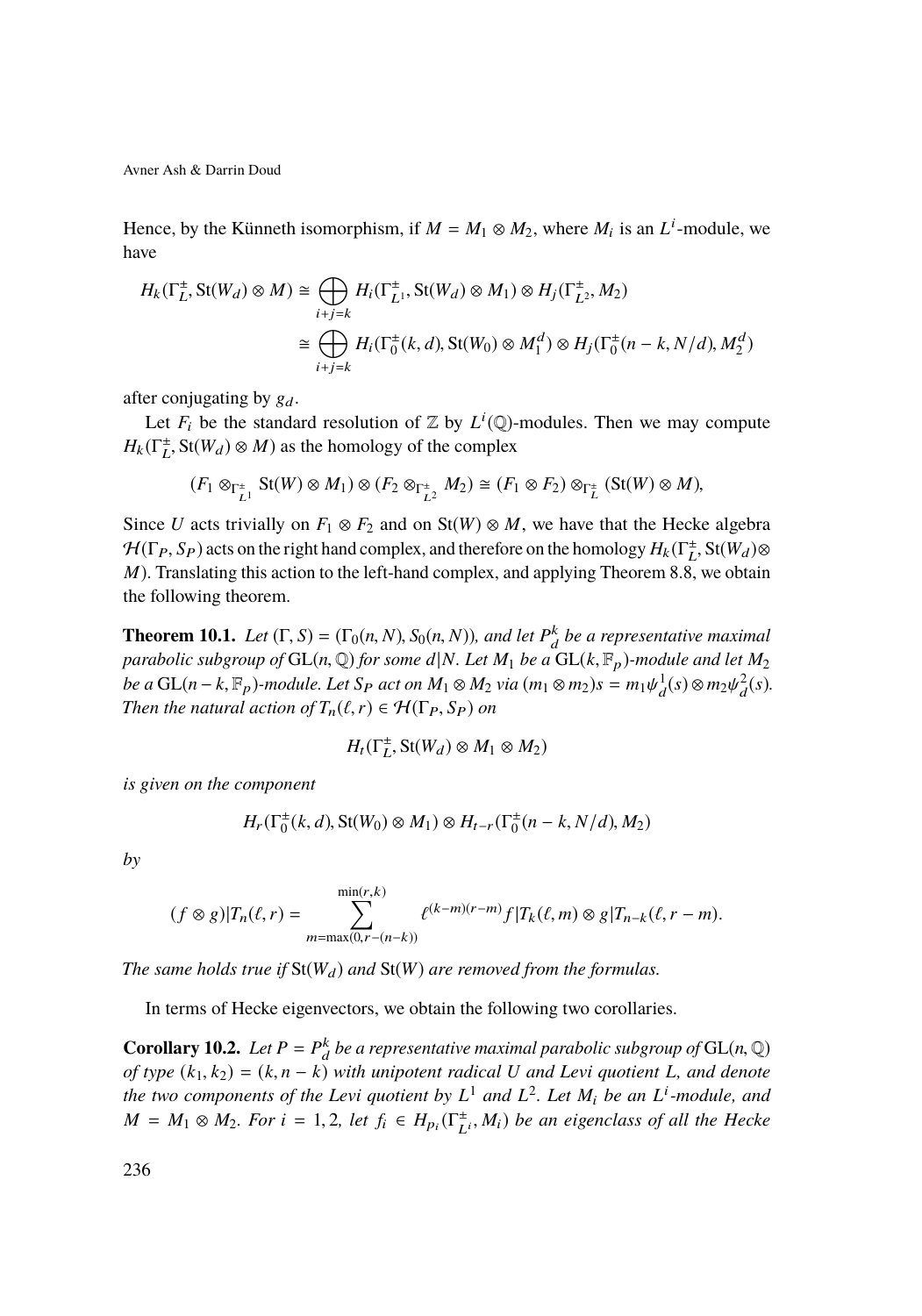Hence, by the Künneth isomorphism, if $M = M_1 \otimes M_2$, where $M_i$ is an $L^i$-module, we have

$$
\begin{aligned}
H_k(\Gamma_L^{\pm}, \mathrm{St}(W_d) \otimes M) &\cong \bigoplus_{i+j=k} H_i(\Gamma_{L^1}^{\pm}, \mathrm{St}(W_d) \otimes M_1) \otimes H_j(\Gamma_{L^2}^{\pm}, M_2) \\
&\cong \bigoplus_{i+j=k} H_i(\Gamma_0^{\pm}(k,d), \mathrm{St}(W_0) \otimes M_1^d) \otimes H_j(\Gamma_0^{\pm}(n-k, N/d), M_2^d)
\end{aligned}
$$

after conjugating by $g_d$.

Let $F_i$ be the standard resolution of $\mathbb{Z}$ by $L^i(\mathbb{Q})$-modules. Then we may compute $H_k(\Gamma_L^{\pm}, \mathrm{St}(W_d) \otimes M)$ as the homology of the complex

$$
(F_1 \otimes_{\Gamma_{L^1}^{\pm}} \mathrm{St}(W) \otimes M_1) \otimes (F_2 \otimes_{\Gamma_{L^2}^{\pm}} M_2) \cong (F_1 \otimes F_2) \otimes_{\Gamma_L^{\pm}} (\mathrm{St}(W) \otimes M),
$$

Since $U$ acts trivially on $F_1 \otimes F_2$ and on $\mathrm{St}(W) \otimes M$, we have that the Hecke algebra $\mathcal{H}(\Gamma_P, S_P)$ acts on the right hand complex, and therefore on the homology $H_k(\Gamma_L^{\pm}, \mathrm{St}(W_d) \otimes M)$. Translating this action to the left-hand complex, and applying Theorem 8.8, we obtain the following theorem.

**Theorem 10.1.** *Let $(\Gamma, S) = (\Gamma_0(n,N), S_0(n,N))$, and let $P_d^k$ be a representative maximal parabolic subgroup of $\mathrm{GL}(n,\mathbb{Q})$ for some $d|N$. Let $M_1$ be a $\mathrm{GL}(k,\mathbb{F}_p)$-module and let $M_2$ be a $\mathrm{GL}(n-k,\mathbb{F}_p)$-module. Let $S_P$ act on $M_1 \otimes M_2$ via $(m_1 \otimes m_2)s = m_1\psi_d^1(s) \otimes m_2\psi_d^2(s)$. Then the natural action of $T_n(\ell, r) \in \mathcal{H}(\Gamma_P, S_P)$ on*

$$
H_t(\Gamma_L^{\pm}, \mathrm{St}(W_d) \otimes M_1 \otimes M_2)
$$

*is given on the component*

$$
H_r(\Gamma_0^{\pm}(k,d), \mathrm{St}(W_0) \otimes M_1) \otimes H_{t-r}(\Gamma_0^{\pm}(n-k, N/d), M_2)
$$

*by*

$$
(f \otimes g)|T_n(\ell, r) = \sum_{m=\max(0, r-(n-k))}^{\min(r,k)} \ell^{(k-m)(r-m)} f|T_k(\ell, m) \otimes g|T_{n-k}(\ell, r-m).
$$

*The same holds true if $\mathrm{St}(W_d)$ and $\mathrm{St}(W)$ are removed from the formulas.*

In terms of Hecke eigenvectors, we obtain the following two corollaries.

**Corollary 10.2.** *Let $P = P_d^k$ be a representative maximal parabolic subgroup of $\mathrm{GL}(n,\mathbb{Q})$ of type $(k_1, k_2) = (k, n-k)$ with unipotent radical $U$ and Levi quotient $L$, and denote the two components of the Levi quotient by $L^1$ and $L^2$. Let $M_i$ be an $L^i$-module, and $M = M_1 \otimes M_2$. For $i = 1, 2$, let $f_i \in H_{p_i}(\Gamma_{L^i}^{\pm}, M_i)$ be an eigenclass of all the Hecke*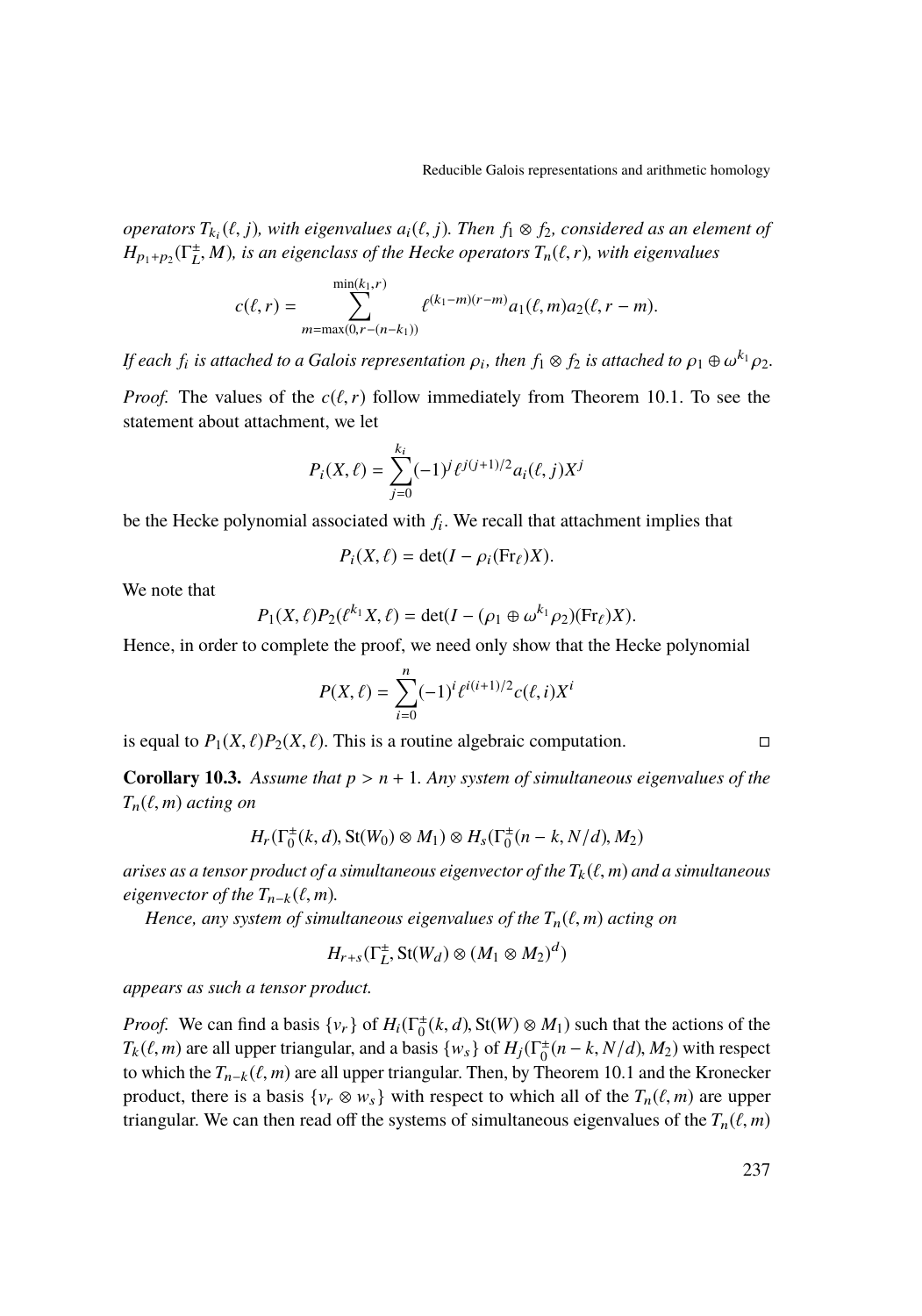*operators $T_{k_i}(\ell, j)$, with eigenvalues $a_i(\ell, j)$. Then $f_1 \otimes f_2$, considered as an element of $H_{p_1+p_2}(\Gamma_L^{\pm}, M)$, is an eigenclass of the Hecke operators $T_n(\ell, r)$, with eigenvalues*

$$c(\ell, r) = \sum_{m=\max(0, r-(n-k_1))}^{\min(k_1, r)} \ell^{(k_1-m)(r-m)} a_1(\ell, m) a_2(\ell, r-m).$$

*If each $f_i$ is attached to a Galois representation $\rho_i$, then $f_1 \otimes f_2$ is attached to $\rho_1 \oplus \omega^{k_1} \rho_2$.*

*Proof.* The values of the $c(\ell, r)$ follow immediately from Theorem 10.1. To see the statement about attachment, we let

$$P_i(X, \ell) = \sum_{j=0}^{k_i} (-1)^j \ell^{j(j+1)/2} a_i(\ell, j) X^j$$

be the Hecke polynomial associated with $f_i$. We recall that attachment implies that

$$P_i(X, \ell) = \det(I - \rho_i(\mathrm{Fr}_\ell) X).$$

We note that

$$P_1(X, \ell) P_2(\ell^{k_1} X, \ell) = \det(I - (\rho_1 \oplus \omega^{k_1} \rho_2)(\mathrm{Fr}_\ell) X).$$

Hence, in order to complete the proof, we need only show that the Hecke polynomial

$$P(X, \ell) = \sum_{i=0}^{n} (-1)^i \ell^{i(i+1)/2} c(\ell, i) X^i$$

is equal to $P_1(X, \ell) P_2(X, \ell)$. This is a routine algebraic computation. □

**Corollary 10.3.** *Assume that $p > n + 1$. Any system of simultaneous eigenvalues of the $T_n(\ell, m)$ acting on*

$$H_r(\Gamma_0^{\pm}(k, d), \mathrm{St}(W_0) \otimes M_1) \otimes H_s(\Gamma_0^{\pm}(n-k, N/d), M_2)$$

*arises as a tensor product of a simultaneous eigenvector of the $T_k(\ell, m)$ and a simultaneous eigenvector of the $T_{n-k}(\ell, m)$.*

*Hence, any system of simultaneous eigenvalues of the $T_n(\ell, m)$ acting on*

$$H_{r+s}(\Gamma_L^{\pm}, \mathrm{St}(W_d) \otimes (M_1 \otimes M_2)^d)$$

*appears as such a tensor product.*

*Proof.* We can find a basis $\{v_r\}$ of $H_i(\Gamma_0^{\pm}(k, d), \mathrm{St}(W) \otimes M_1)$ such that the actions of the $T_k(\ell, m)$ are all upper triangular, and a basis $\{w_s\}$ of $H_j(\Gamma_0^{\pm}(n-k, N/d), M_2)$ with respect to which the $T_{n-k}(\ell, m)$ are all upper triangular. Then, by Theorem 10.1 and the Kronecker product, there is a basis $\{v_r \otimes w_s\}$ with respect to which all of the $T_n(\ell, m)$ are upper triangular. We can then read off the systems of simultaneous eigenvalues of the $T_n(\ell, m)$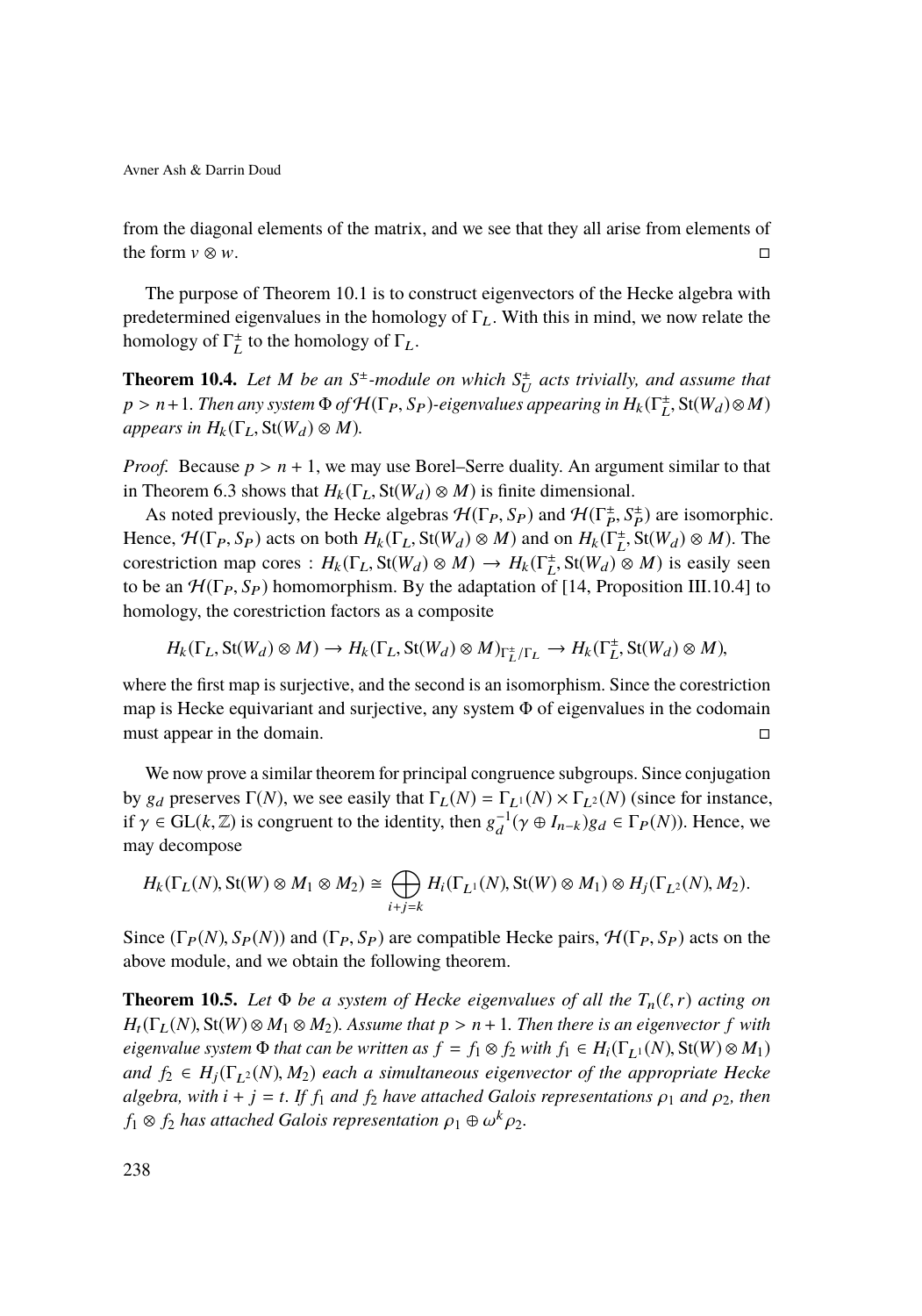from the diagonal elements of the matrix, and we see that they all arise from elements of the form $v \otimes w$. □

The purpose of Theorem 10.1 is to construct eigenvectors of the Hecke algebra with predetermined eigenvalues in the homology of $\Gamma_L$. With this in mind, we now relate the homology of $\Gamma_L^{\pm}$ to the homology of $\Gamma_L$.

**Theorem 10.4.** *Let $M$ be an $S^{\pm}$-module on which $S_U^{\pm}$ acts trivially, and assume that $p > n+1$. Then any system $\Phi$ of $\mathcal{H}(\Gamma_P, S_P)$-eigenvalues appearing in $H_k(\Gamma_L^{\pm}, \mathrm{St}(W_d) \otimes M)$ appears in $H_k(\Gamma_L, \mathrm{St}(W_d) \otimes M)$.*

*Proof.* Because $p > n+1$, we may use Borel–Serre duality. An argument similar to that in Theorem 6.3 shows that $H_k(\Gamma_L, \mathrm{St}(W_d) \otimes M)$ is finite dimensional.

As noted previously, the Hecke algebras $\mathcal{H}(\Gamma_P, S_P)$ and $\mathcal{H}(\Gamma_P^{\pm}, S_P^{\pm})$ are isomorphic. Hence, $\mathcal{H}(\Gamma_P, S_P)$ acts on both $H_k(\Gamma_L, \mathrm{St}(W_d) \otimes M)$ and on $H_k(\Gamma_L^{\pm}, \mathrm{St}(W_d) \otimes M)$. The corestriction map cores : $H_k(\Gamma_L, \mathrm{St}(W_d) \otimes M) \to H_k(\Gamma_L^{\pm}, \mathrm{St}(W_d) \otimes M)$ is easily seen to be an $\mathcal{H}(\Gamma_P, S_P)$ homomorphism. By the adaptation of [14, Proposition III.10.4] to homology, the corestriction factors as a composite

$$H_k(\Gamma_L, \mathrm{St}(W_d) \otimes M) \to H_k(\Gamma_L, \mathrm{St}(W_d) \otimes M)_{\Gamma_L^{\pm}/\Gamma_L} \to H_k(\Gamma_L^{\pm}, \mathrm{St}(W_d) \otimes M),$$

where the first map is surjective, and the second is an isomorphism. Since the corestriction map is Hecke equivariant and surjective, any system $\Phi$ of eigenvalues in the codomain must appear in the domain. □

We now prove a similar theorem for principal congruence subgroups. Since conjugation by $g_d$ preserves $\Gamma(N)$, we see easily that $\Gamma_L(N) = \Gamma_{L^1}(N) \times \Gamma_{L^2}(N)$ (since for instance, if $\gamma \in \mathrm{GL}(k, \mathbb{Z})$ is congruent to the identity, then $g_d^{-1}(\gamma \oplus I_{n-k})g_d \in \Gamma_P(N)$). Hence, we may decompose

$$H_k(\Gamma_L(N), \mathrm{St}(W) \otimes M_1 \otimes M_2) \cong \bigoplus_{i+j=k} H_i(\Gamma_{L^1}(N), \mathrm{St}(W) \otimes M_1) \otimes H_j(\Gamma_{L^2}(N), M_2).$$

Since $(\Gamma_P(N), S_P(N))$ and $(\Gamma_P, S_P)$ are compatible Hecke pairs, $\mathcal{H}(\Gamma_P, S_P)$ acts on the above module, and we obtain the following theorem.

**Theorem 10.5.** *Let $\Phi$ be a system of Hecke eigenvalues of all the $T_n(\ell, r)$ acting on $H_t(\Gamma_L(N), \mathrm{St}(W) \otimes M_1 \otimes M_2)$. Assume that $p > n+1$. Then there is an eigenvector $f$ with eigenvalue system $\Phi$ that can be written as $f = f_1 \otimes f_2$ with $f_1 \in H_i(\Gamma_{L^1}(N), \mathrm{St}(W) \otimes M_1)$ and $f_2 \in H_j(\Gamma_{L^2}(N), M_2)$ each a simultaneous eigenvector of the appropriate Hecke algebra, with $i + j = t$. If $f_1$ and $f_2$ have attached Galois representations $\rho_1$ and $\rho_2$, then $f_1 \otimes f_2$ has attached Galois representation $\rho_1 \oplus \omega^k \rho_2$.*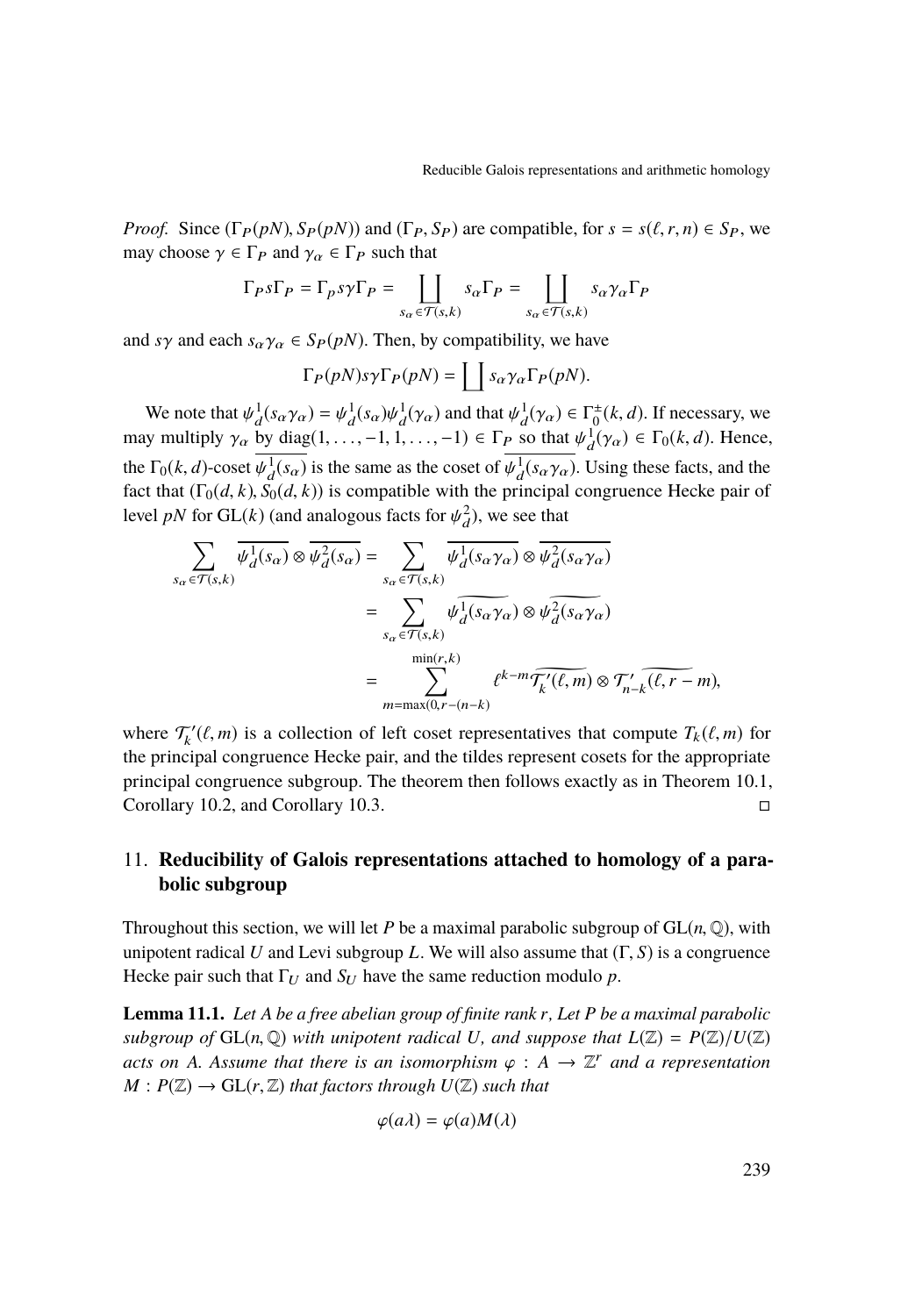*Proof.* Since $(\Gamma_P(pN), S_P(pN))$ and $(\Gamma_P, S_P)$ are compatible, for $s = s(\ell, r, n) \in S_P$, we may choose $\gamma \in \Gamma_P$ and $\gamma_\alpha \in \Gamma_P$ such that

$$\Gamma_P s \Gamma_P = \Gamma_p s\gamma\Gamma_P = \coprod_{s_\alpha \in \mathcal{T}(s,k)} s_\alpha \Gamma_P = \coprod_{s_\alpha \in \mathcal{T}(s,k)} s_\alpha\gamma_\alpha\Gamma_P$$

and $s\gamma$ and each $s_\alpha\gamma_\alpha \in S_P(pN)$. Then, by compatibility, we have

$$\Gamma_P(pN)s\gamma\Gamma_P(pN) = \coprod s_\alpha\gamma_\alpha\Gamma_P(pN).$$

We note that $\psi_d^1(s_\alpha\gamma_\alpha) = \psi_d^1(s_\alpha)\psi_d^1(\gamma_\alpha)$ and that $\psi_d^1(\gamma_\alpha) \in \Gamma_0^{\pm}(k, d)$. If necessary, we may multiply $\gamma_\alpha$ by $\mathrm{diag}(1, \ldots, -1, 1, \ldots, -1) \in \Gamma_P$ so that $\psi_d^1(\gamma_\alpha) \in \Gamma_0(k, d)$. Hence, the $\Gamma_0(k, d)$-coset $\overline{\psi_d^1(s_\alpha)}$ is the same as the coset of $\overline{\psi_d^1(s_\alpha\gamma_\alpha)}$. Using these facts, and the fact that $(\Gamma_0(d, k), S_0(d, k))$ is compatible with the principal congruence Hecke pair of level $pN$ for $\mathrm{GL}(k)$ (and analogous facts for $\psi_d^2$), we see that

$$\begin{aligned}
\sum_{s_\alpha \in \mathcal{T}(s,k)} \overline{\psi_d^1(s_\alpha)} \otimes \overline{\psi_d^2(s_\alpha)} &= \sum_{s_\alpha \in \mathcal{T}(s,k)} \overline{\psi_d^1(s_\alpha\gamma_\alpha)} \otimes \overline{\psi_d^2(s_\alpha\gamma_\alpha)} \\
&= \sum_{s_\alpha \in \mathcal{T}(s,k)} \widetilde{\psi_d^1(s_\alpha\gamma_\alpha)} \otimes \widetilde{\psi_d^2(s_\alpha\gamma_\alpha)} \\
&= \sum_{m=\max(0, r-(n-k))}^{\min(r,k)} \ell^{k-m}\widetilde{\mathcal{T}_k'(\ell, m)} \otimes \widetilde{\mathcal{T}_{n-k}'(\ell, r-m)},
\end{aligned}$$

where $\mathcal{T}_k'(\ell, m)$ is a collection of left coset representatives that compute $T_k(\ell, m)$ for the principal congruence Hecke pair, and the tildes represent cosets for the appropriate principal congruence subgroup. The theorem then follows exactly as in Theorem 10.1, Corollary 10.2, and Corollary 10.3. $\square$

## 11. Reducibility of Galois representations attached to homology of a parabolic subgroup

Throughout this section, we will let $P$ be a maximal parabolic subgroup of $\mathrm{GL}(n, \mathbb{Q})$, with unipotent radical $U$ and Levi subgroup $L$. We will also assume that $(\Gamma, S)$ is a congruence Hecke pair such that $\Gamma_U$ and $S_U$ have the same reduction modulo $p$.

**Lemma 11.1.** *Let $A$ be a free abelian group of finite rank $r$, Let $P$ be a maximal parabolic subgroup of $\mathrm{GL}(n, \mathbb{Q})$ with unipotent radical $U$, and suppose that $L(\mathbb{Z}) = P(\mathbb{Z})/U(\mathbb{Z})$ acts on $A$. Assume that there is an isomorphism $\varphi : A \to \mathbb{Z}^r$ and a representation $M : P(\mathbb{Z}) \to \mathrm{GL}(r, \mathbb{Z})$ that factors through $U(\mathbb{Z})$ such that*

$$\varphi(a\lambda) = \varphi(a)M(\lambda)$$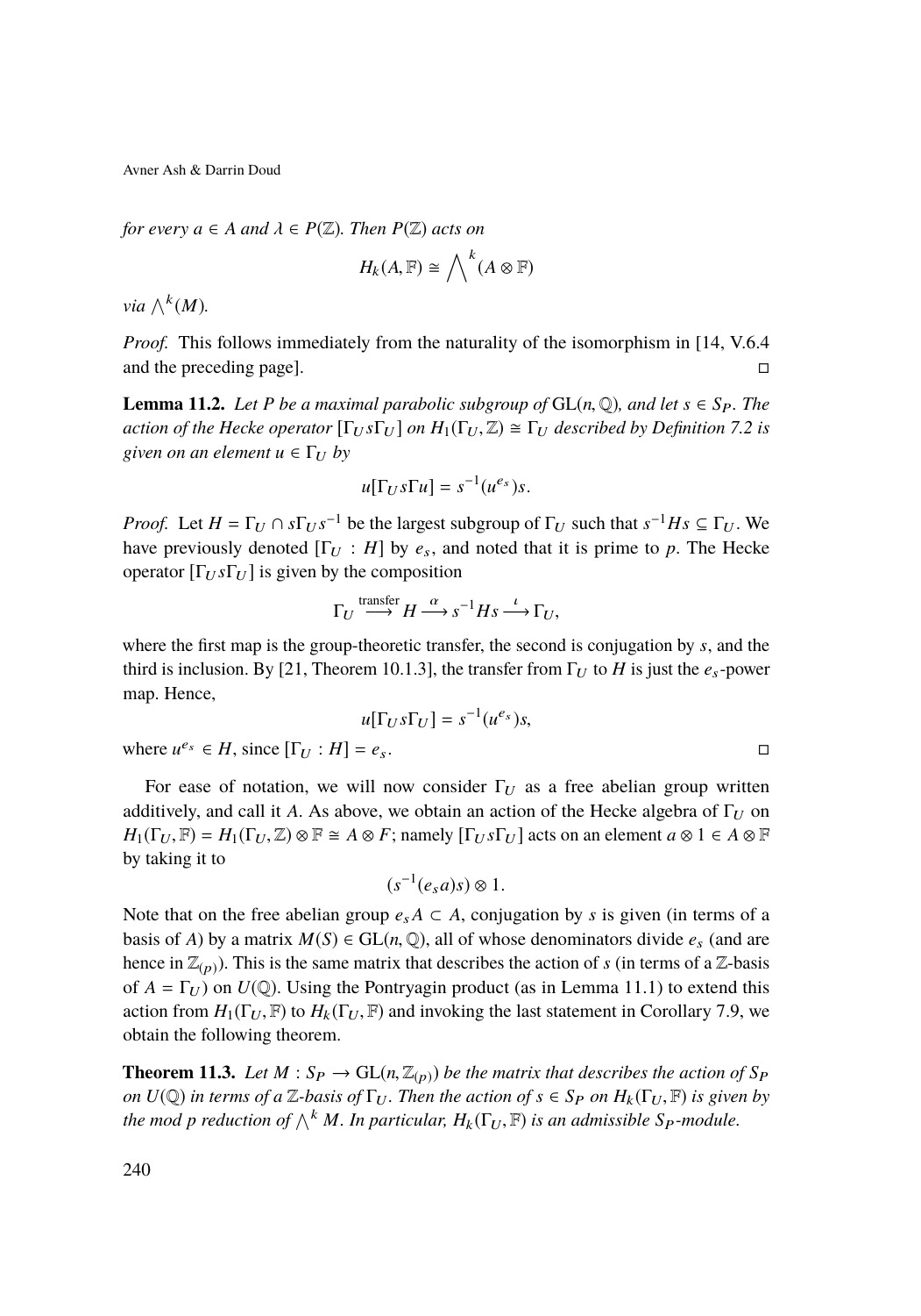*for every $a \in A$ and $\lambda \in P(\mathbb{Z})$. Then $P(\mathbb{Z})$ acts on*

$$H_k(A, \mathbb{F}) \cong \bigwedge^k (A \otimes \mathbb{F})$$

*via $\bigwedge^k(M)$.*

*Proof.* This follows immediately from the naturality of the isomorphism in [14, V.6.4 and the preceding page]. □

**Lemma 11.2.** *Let $P$ be a maximal parabolic subgroup of $\mathrm{GL}(n, \mathbb{Q})$, and let $s \in S_P$. The action of the Hecke operator $[\Gamma_U s \Gamma_U]$ on $H_1(\Gamma_U, \mathbb{Z}) \cong \Gamma_U$ described by Definition 7.2 is given on an element $u \in \Gamma_U$ by*

$$u[\Gamma_U s \Gamma u] = s^{-1}(u^{e_s})s.$$

*Proof.* Let $H = \Gamma_U \cap s\Gamma_U s^{-1}$ be the largest subgroup of $\Gamma_U$ such that $s^{-1}Hs \subseteq \Gamma_U$. We have previously denoted $[\Gamma_U : H]$ by $e_s$, and noted that it is prime to $p$. The Hecke operator $[\Gamma_U s \Gamma_U]$ is given by the composition

$$\Gamma_U \overset{\text{transfer}}{\longrightarrow} H \overset{\alpha}{\longrightarrow} s^{-1}Hs \overset{\iota}{\longrightarrow} \Gamma_U,$$

where the first map is the group-theoretic transfer, the second is conjugation by $s$, and the third is inclusion. By [21, Theorem 10.1.3], the transfer from $\Gamma_U$ to $H$ is just the $e_s$-power map. Hence,

$$u[\Gamma_U s \Gamma_U] = s^{-1}(u^{e_s})s,$$

where $u^{e_s} \in H$, since $[\Gamma_U : H] = e_s$. □

For ease of notation, we will now consider $\Gamma_U$ as a free abelian group written additively, and call it $A$. As above, we obtain an action of the Hecke algebra of $\Gamma_U$ on $H_1(\Gamma_U, \mathbb{F}) = H_1(\Gamma_U, \mathbb{Z}) \otimes \mathbb{F} \cong A \otimes F$; namely $[\Gamma_U s \Gamma_U]$ acts on an element $a \otimes 1 \in A \otimes \mathbb{F}$ by taking it to

$$(s^{-1}(e_s a)s) \otimes 1.$$

Note that on the free abelian group $e_s A \subset A$, conjugation by $s$ is given (in terms of a basis of $A$) by a matrix $M(S) \in \mathrm{GL}(n, \mathbb{Q})$, all of whose denominators divide $e_s$ (and are hence in $\mathbb{Z}_{(p)}$). This is the same matrix that describes the action of $s$ (in terms of a $\mathbb{Z}$-basis of $A = \Gamma_U$) on $U(\mathbb{Q})$. Using the Pontryagin product (as in Lemma 11.1) to extend this action from $H_1(\Gamma_U, \mathbb{F})$ to $H_k(\Gamma_U, \mathbb{F})$ and invoking the last statement in Corollary 7.9, we obtain the following theorem.

**Theorem 11.3.** *Let $M : S_P \to \mathrm{GL}(n, \mathbb{Z}_{(p)})$ be the matrix that describes the action of $S_P$ on $U(\mathbb{Q})$ in terms of a $\mathbb{Z}$-basis of $\Gamma_U$. Then the action of $s \in S_P$ on $H_k(\Gamma_U, \mathbb{F})$ is given by the mod $p$ reduction of $\bigwedge^k M$. In particular, $H_k(\Gamma_U, \mathbb{F})$ is an admissible $S_P$-module.*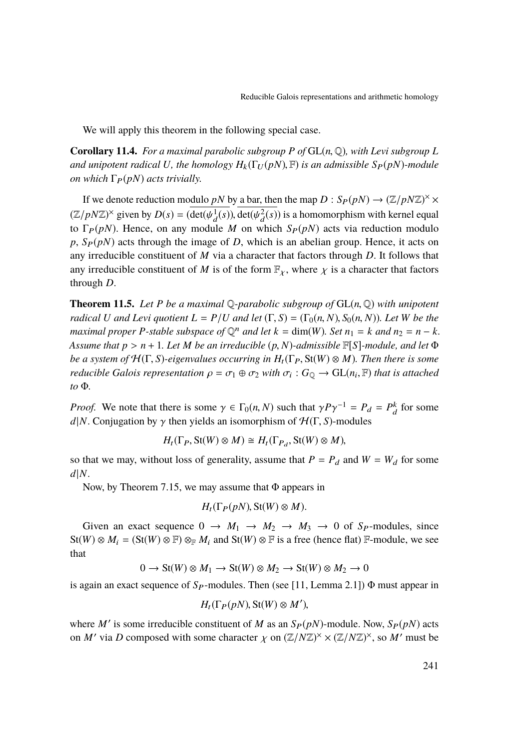We will apply this theorem in the following special case.

**Corollary 11.4.** *For a maximal parabolic subgroup $P$ of $\mathrm{GL}(n,\mathbb{Q})$, with Levi subgroup $L$ and unipotent radical $U$, the homology $H_k(\Gamma_U(pN),\mathbb{F})$ is an admissible $S_P(pN)$-module on which $\Gamma_P(pN)$ acts trivially.*

If we denote reduction modulo $pN$ by a bar, then the map $D : S_P(pN) \to (\mathbb{Z}/pN\mathbb{Z})^\times \times (\mathbb{Z}/pN\mathbb{Z})^\times$ given by $D(s) = (\overline{\det(\psi_d^1(s))}, \overline{\det(\psi_d^2(s))})$ is a homomorphism with kernel equal to $\Gamma_P(pN)$. Hence, on any module $M$ on which $S_P(pN)$ acts via reduction modulo $p$, $S_P(pN)$ acts through the image of $D$, which is an abelian group. Hence, it acts on any irreducible constituent of $M$ via a character that factors through $D$. It follows that any irreducible constituent of $M$ is of the form $\mathbb{F}_\chi$, where $\chi$ is a character that factors through $D$.

**Theorem 11.5.** *Let $P$ be a maximal $\mathbb{Q}$-parabolic subgroup of $\mathrm{GL}(n,\mathbb{Q})$ with unipotent radical $U$ and Levi quotient $L = P/U$ and let $(\Gamma, S) = (\Gamma_0(n,N), S_0(n,N))$. Let $W$ be the maximal proper $P$-stable subspace of $\mathbb{Q}^n$ and let $k = \dim(W)$. Set $n_1 = k$ and $n_2 = n-k$. Assume that $p > n+1$. Let $M$ be an irreducible $(p,N)$-admissible $\mathbb{F}[S]$-module, and let $\Phi$ be a system of $\mathcal{H}(\Gamma,S)$-eigenvalues occurring in $H_t(\Gamma_P, \mathrm{St}(W)\otimes M)$. Then there is some reducible Galois representation $\rho = \sigma_1 \oplus \sigma_2$ with $\sigma_i : G_{\mathbb{Q}} \to \mathrm{GL}(n_i,\mathbb{F})$ that is attached to $\Phi$.*

*Proof.* We note that there is some $\gamma \in \Gamma_0(n,N)$ such that $\gamma P \gamma^{-1} = P_d = P_d^k$ for some $d|N$. Conjugation by $\gamma$ then yields an isomorphism of $\mathcal{H}(\Gamma,S)$-modules

$$H_t(\Gamma_P, \mathrm{St}(W)\otimes M) \cong H_t(\Gamma_{P_d}, \mathrm{St}(W)\otimes M),$$

so that we may, without loss of generality, assume that $P = P_d$ and $W = W_d$ for some $d|N$.

Now, by Theorem 7.15, we may assume that $\Phi$ appears in

$$H_t(\Gamma_P(pN), \mathrm{St}(W)\otimes M).$$

Given an exact sequence $0 \to M_1 \to M_2 \to M_3 \to 0$ of $S_P$-modules, since $\mathrm{St}(W)\otimes M_i = (\mathrm{St}(W)\otimes\mathbb{F})\otimes_{\mathbb{F}} M_i$ and $\mathrm{St}(W)\otimes\mathbb{F}$ is a free (hence flat) $\mathbb{F}$-module, we see that

$$0 \to \mathrm{St}(W)\otimes M_1 \to \mathrm{St}(W)\otimes M_2 \to \mathrm{St}(W)\otimes M_2 \to 0$$

is again an exact sequence of $S_P$-modules. Then (see [11, Lemma 2.1]) $\Phi$ must appear in

$$H_t(\Gamma_P(pN), \mathrm{St}(W)\otimes M'),$$

where $M'$ is some irreducible constituent of $M$ as an $S_P(pN)$-module. Now, $S_P(pN)$ acts on $M'$ via $D$ composed with some character $\chi$ on $(\mathbb{Z}/N\mathbb{Z})^\times \times (\mathbb{Z}/N\mathbb{Z})^\times$, so $M'$ must be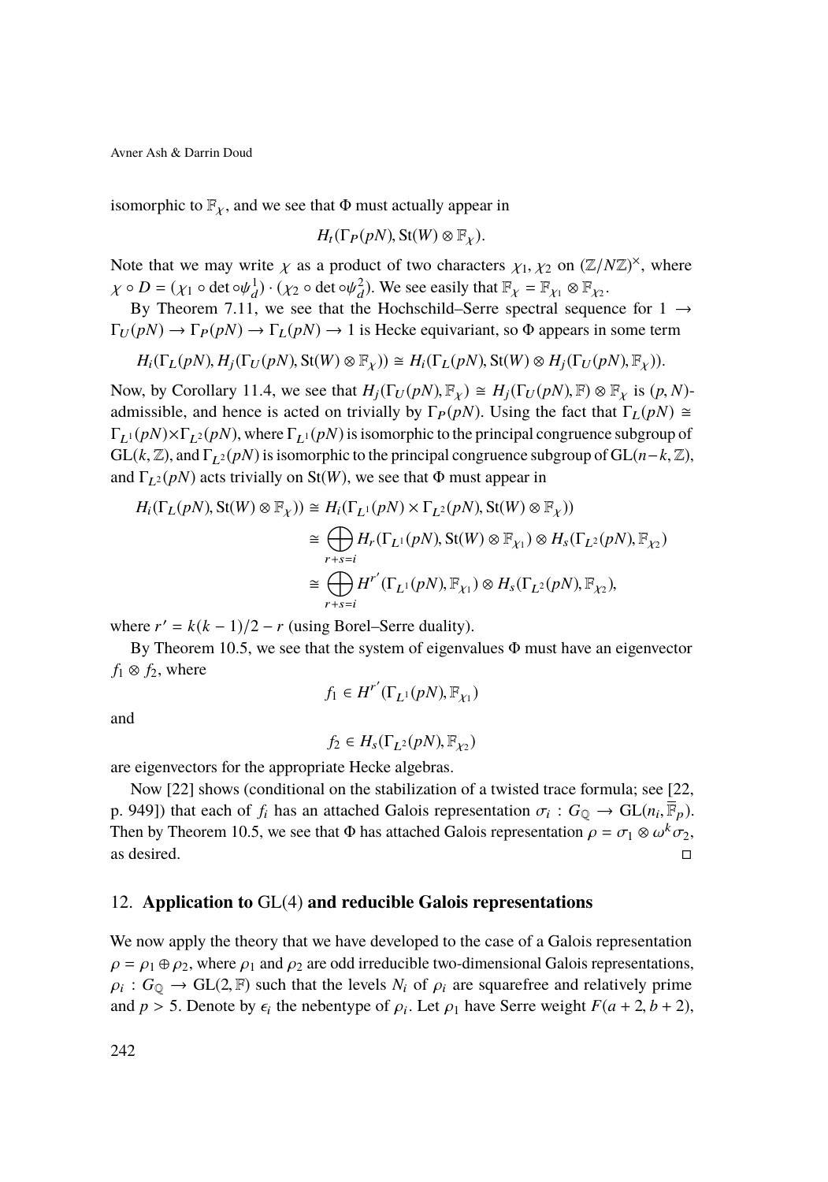isomorphic to $\mathbb{F}_\chi$, and we see that $\Phi$ must actually appear in

$$H_t(\Gamma_P(pN), \mathrm{St}(W) \otimes \mathbb{F}_\chi).$$

Note that we may write $\chi$ as a product of two characters $\chi_1, \chi_2$ on $(\mathbb{Z}/N\mathbb{Z})^\times$, where $\chi \circ D = (\chi_1 \circ \det \circ \psi_d^1) \cdot (\chi_2 \circ \det \circ \psi_d^2)$. We see easily that $\mathbb{F}_\chi = \mathbb{F}_{\chi_1} \otimes \mathbb{F}_{\chi_2}$.

By Theorem 7.11, we see that the Hochschild–Serre spectral sequence for $1 \to \Gamma_U(pN) \to \Gamma_P(pN) \to \Gamma_L(pN) \to 1$ is Hecke equivariant, so $\Phi$ appears in some term

$$H_i(\Gamma_L(pN), H_j(\Gamma_U(pN), \mathrm{St}(W) \otimes \mathbb{F}_\chi)) \cong H_i(\Gamma_L(pN), \mathrm{St}(W) \otimes H_j(\Gamma_U(pN), \mathbb{F}_\chi)).$$

Now, by Corollary 11.4, we see that $H_j(\Gamma_U(pN), \mathbb{F}_\chi) \cong H_j(\Gamma_U(pN), \mathbb{F}) \otimes \mathbb{F}_\chi$ is $(p, N)$-admissible, and hence is acted on trivially by $\Gamma_P(pN)$. Using the fact that $\Gamma_L(pN) \cong \Gamma_{L^1}(pN) \times \Gamma_{L^2}(pN)$, where $\Gamma_{L^1}(pN)$ is isomorphic to the principal congruence subgroup of $\mathrm{GL}(k, \mathbb{Z})$, and $\Gamma_{L^2}(pN)$ is isomorphic to the principal congruence subgroup of $\mathrm{GL}(n-k, \mathbb{Z})$, and $\Gamma_{L^2}(pN)$ acts trivially on $\mathrm{St}(W)$, we see that $\Phi$ must appear in

$$\begin{aligned}
H_i(\Gamma_L(pN), \mathrm{St}(W) \otimes \mathbb{F}_\chi)) &\cong H_i(\Gamma_{L^1}(pN) \times \Gamma_{L^2}(pN), \mathrm{St}(W) \otimes \mathbb{F}_\chi)) \\
&\cong \bigoplus_{r+s=i} H_r(\Gamma_{L^1}(pN), \mathrm{St}(W) \otimes \mathbb{F}_{\chi_1}) \otimes H_s(\Gamma_{L^2}(pN), \mathbb{F}_{\chi_2}) \\
&\cong \bigoplus_{r+s=i} H^{r'}(\Gamma_{L^1}(pN), \mathbb{F}_{\chi_1}) \otimes H_s(\Gamma_{L^2}(pN), \mathbb{F}_{\chi_2}),
\end{aligned}$$

where $r' = k(k-1)/2 - r$ (using Borel–Serre duality).

By Theorem 10.5, we see that the system of eigenvalues $\Phi$ must have an eigenvector $f_1 \otimes f_2$, where

$$f_1 \in H^{r'}(\Gamma_{L^1}(pN), \mathbb{F}_{\chi_1})$$

and

$$f_2 \in H_s(\Gamma_{L^2}(pN), \mathbb{F}_{\chi_2})$$

are eigenvectors for the appropriate Hecke algebras.

Now [22] shows (conditional on the stabilization of a twisted trace formula; see [22, p. 949]) that each of $f_i$ has an attached Galois representation $\sigma_i : G_\mathbb{Q} \to \mathrm{GL}(n_i, \overline{\mathbb{F}}_p)$. Then by Theorem 10.5, we see that $\Phi$ has attached Galois representation $\rho = \sigma_1 \otimes \omega^k \sigma_2$, as desired. □

## 12. Application to GL(4) and reducible Galois representations

We now apply the theory that we have developed to the case of a Galois representation $\rho = \rho_1 \oplus \rho_2$, where $\rho_1$ and $\rho_2$ are odd irreducible two-dimensional Galois representations, $\rho_i : G_\mathbb{Q} \to \mathrm{GL}(2, \mathbb{F})$ such that the levels $N_i$ of $\rho_i$ are squarefree and relatively prime and $p > 5$. Denote by $\epsilon_i$ the nebentype of $\rho_i$. Let $\rho_1$ have Serre weight $F(a+2, b+2)$,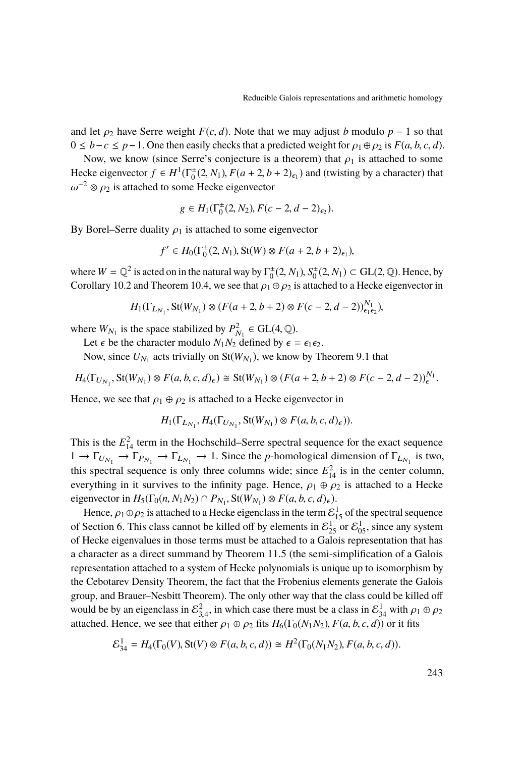and let $\rho_2$ have Serre weight $F(c, d)$. Note that we may adjust $b$ modulo $p-1$ so that $0 \leq b - c \leq p-1$. One then easily checks that a predicted weight for $\rho_1 \oplus \rho_2$ is $F(a, b, c, d)$.

Now, we know (since Serre's conjecture is a theorem) that $\rho_1$ is attached to some Hecke eigenvector $f \in H^1(\Gamma_0^{\pm}(2, N_1), F(a+2, b+2)_{\epsilon_1})$ and (twisting by a character) that $\omega^{-2} \otimes \rho_2$ is attached to some Hecke eigenvector

$$g \in H_1(\Gamma_0^{\pm}(2, N_2), F(c-2, d-2)_{\epsilon_2}).$$

By Borel–Serre duality $\rho_1$ is attached to some eigenvector

$$f' \in H_0(\Gamma_0^{\pm}(2, N_1), \mathrm{St}(W) \otimes F(a+2, b+2)_{\epsilon_1}),$$

where $W = \mathbb{Q}^2$ is acted on in the natural way by $\Gamma_0^{\pm}(2, N_1), S_0^{\pm}(2, N_1) \subset \mathrm{GL}(2, \mathbb{Q})$. Hence, by Corollary 10.2 and Theorem 10.4, we see that $\rho_1 \oplus \rho_2$ is attached to a Hecke eigenvector in

$$H_1(\Gamma_{L_{N_1}}, \mathrm{St}(W_{N_1}) \otimes (F(a+2, b+2) \otimes F(c-2, d-2))^{N_1}_{\epsilon_1 \epsilon_2}),$$

where $W_{N_1}$ is the space stabilized by $P^2_{N_1} \in \mathrm{GL}(4, \mathbb{Q})$.

Let $\epsilon$ be the character modulo $N_1 N_2$ defined by $\epsilon = \epsilon_1 \epsilon_2$.

Now, since $U_{N_1}$ acts trivially on $\mathrm{St}(W_{N_1})$, we know by Theorem 9.1 that

$$H_4(\Gamma_{U_{N_1}}, \mathrm{St}(W_{N_1}) \otimes F(a, b, c, d)_{\epsilon}) \cong \mathrm{St}(W_{N_1}) \otimes (F(a+2, b+2) \otimes F(c-2, d-2))^{N_1}_{\epsilon}.$$

Hence, we see that $\rho_1 \oplus \rho_2$ is attached to a Hecke eigenvector in

$$H_1(\Gamma_{L_{N_1}}, H_4(\Gamma_{U_{N_1}}, \mathrm{St}(W_{N_1}) \otimes F(a, b, c, d)_{\epsilon})).$$

This is the $E^2_{14}$ term in the Hochschild–Serre spectral sequence for the exact sequence $1 \to \Gamma_{U_{N_1}} \to \Gamma_{P_{N_1}} \to \Gamma_{L_{N_1}} \to 1$. Since the $p$-homological dimension of $\Gamma_{L_{N_1}}$ is two, this spectral sequence is only three columns wide; since $E^2_{14}$ is in the center column, everything in it survives to the infinity page. Hence, $\rho_1 \oplus \rho_2$ is attached to a Hecke eigenvector in $H_5(\Gamma_0(n, N_1 N_2) \cap P_{N_1}, \mathrm{St}(W_{N_1}) \otimes F(a, b, c, d)_{\epsilon})$.

Hence, $\rho_1 \oplus \rho_2$ is attached to a Hecke eigenclass in the term $\mathcal{E}^1_{15}$ of the spectral sequence of Section 6. This class cannot be killed off by elements in $\mathcal{E}^1_{25}$ or $\mathcal{E}^1_{05}$, since any system of Hecke eigenvalues in those terms must be attached to a Galois representation that has a character as a direct summand by Theorem 11.5 (the semi-simplification of a Galois representation attached to a system of Hecke polynomials is unique up to isomorphism by the Cebotarev Density Theorem, the fact that the Frobenius elements generate the Galois group, and Brauer–Nesbitt Theorem). The only other way that the class could be killed off would be by an eigenclass in $\mathcal{E}^2_{3,4}$, in which case there must be a class in $\mathcal{E}^1_{34}$ with $\rho_1 \oplus \rho_2$ attached. Hence, we see that either $\rho_1 \oplus \rho_2$ fits $H_6(\Gamma_0(N_1 N_2), F(a, b, c, d))$ or it fits

$$\mathcal{E}^1_{34} = H_4(\Gamma_0(V), \mathrm{St}(V) \otimes F(a, b, c, d)) \cong H^2(\Gamma_0(N_1 N_2), F(a, b, c, d)).$$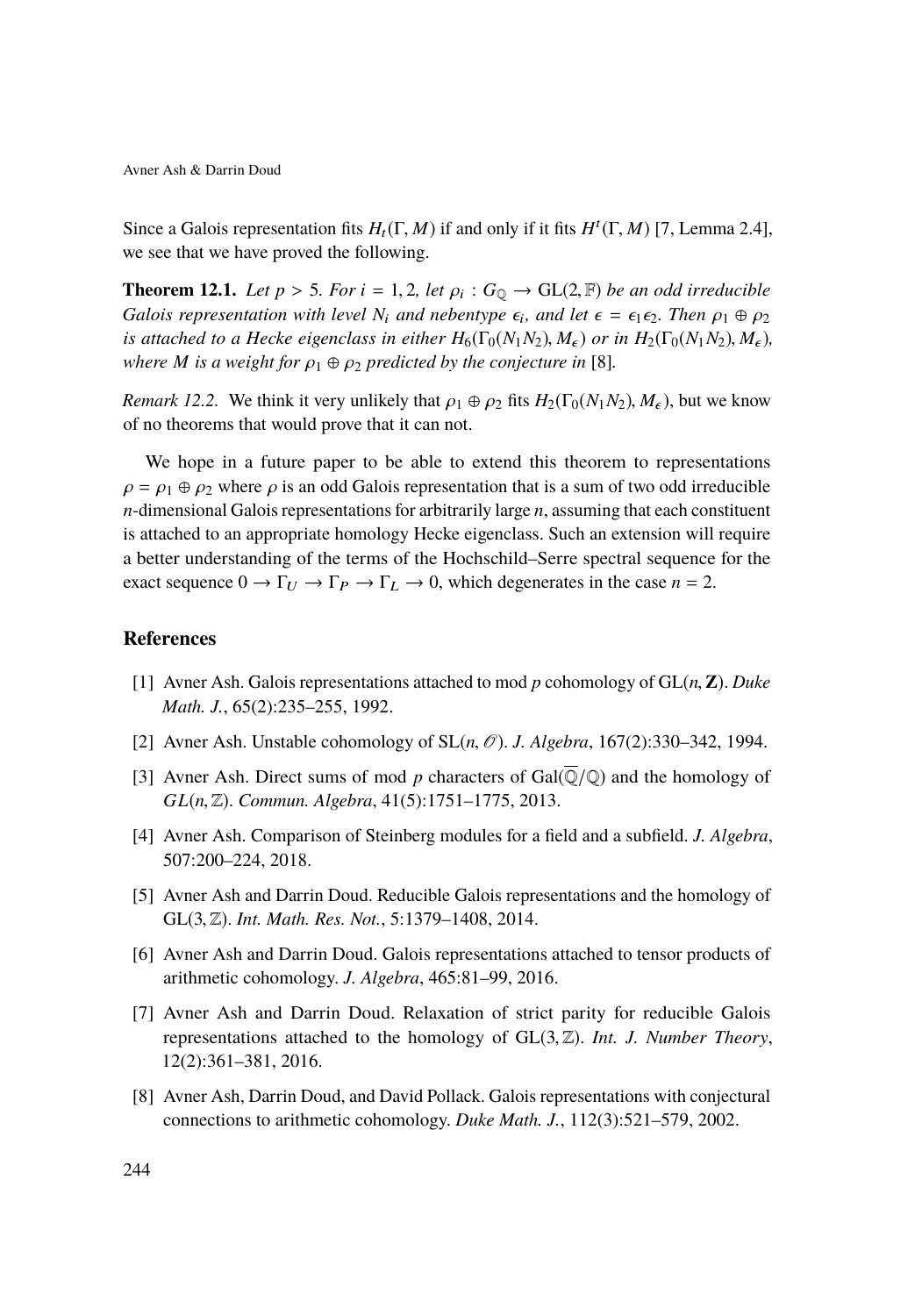Since a Galois representation fits $H_t(\Gamma, M)$ if and only if it fits $H^t(\Gamma, M)$ [7, Lemma 2.4], we see that we have proved the following.

**Theorem 12.1.** *Let $p > 5$. For $i = 1, 2$, let $\rho_i : G_{\mathbb{Q}} \to \mathrm{GL}(2, \mathbb{F})$ be an odd irreducible Galois representation with level $N_i$ and nebentype $\epsilon_i$, and let $\epsilon = \epsilon_1\epsilon_2$. Then $\rho_1 \oplus \rho_2$ is attached to a Hecke eigenclass in either $H_6(\Gamma_0(N_1N_2), M_\epsilon)$ or in $H_2(\Gamma_0(N_1N_2), M_\epsilon)$, where $M$ is a weight for $\rho_1 \oplus \rho_2$ predicted by the conjecture in* [8].

*Remark 12.2.* We think it very unlikely that $\rho_1 \oplus \rho_2$ fits $H_2(\Gamma_0(N_1N_2), M_\epsilon)$, but we know of no theorems that would prove that it can not.

We hope in a future paper to be able to extend this theorem to representations $\rho = \rho_1 \oplus \rho_2$ where $\rho$ is an odd Galois representation that is a sum of two odd irreducible $n$-dimensional Galois representations for arbitrarily large $n$, assuming that each constituent is attached to an appropriate homology Hecke eigenclass. Such an extension will require a better understanding of the terms of the Hochschild–Serre spectral sequence for the exact sequence $0 \to \Gamma_U \to \Gamma_P \to \Gamma_L \to 0$, which degenerates in the case $n = 2$.

## References

[1] Avner Ash. Galois representations attached to mod $p$ cohomology of $\mathrm{GL}(n, \mathbf{Z})$. *Duke Math. J.*, 65(2):235–255, 1992.

[2] Avner Ash. Unstable cohomology of $\mathrm{SL}(n, \mathcal{O})$. *J. Algebra*, 167(2):330–342, 1994.

[3] Avner Ash. Direct sums of mod $p$ characters of $\mathrm{Gal}(\overline{\mathbb{Q}}/\mathbb{Q})$ and the homology of $GL(n, \mathbb{Z})$. *Commun. Algebra*, 41(5):1751–1775, 2013.

[4] Avner Ash. Comparison of Steinberg modules for a field and a subfield. *J. Algebra*, 507:200–224, 2018.

[5] Avner Ash and Darrin Doud. Reducible Galois representations and the homology of $\mathrm{GL}(3, \mathbb{Z})$. *Int. Math. Res. Not.*, 5:1379–1408, 2014.

[6] Avner Ash and Darrin Doud. Galois representations attached to tensor products of arithmetic cohomology. *J. Algebra*, 465:81–99, 2016.

[7] Avner Ash and Darrin Doud. Relaxation of strict parity for reducible Galois representations attached to the homology of $\mathrm{GL}(3, \mathbb{Z})$. *Int. J. Number Theory*, 12(2):361–381, 2016.

[8] Avner Ash, Darrin Doud, and David Pollack. Galois representations with conjectural connections to arithmetic cohomology. *Duke Math. J.*, 112(3):521–579, 2002.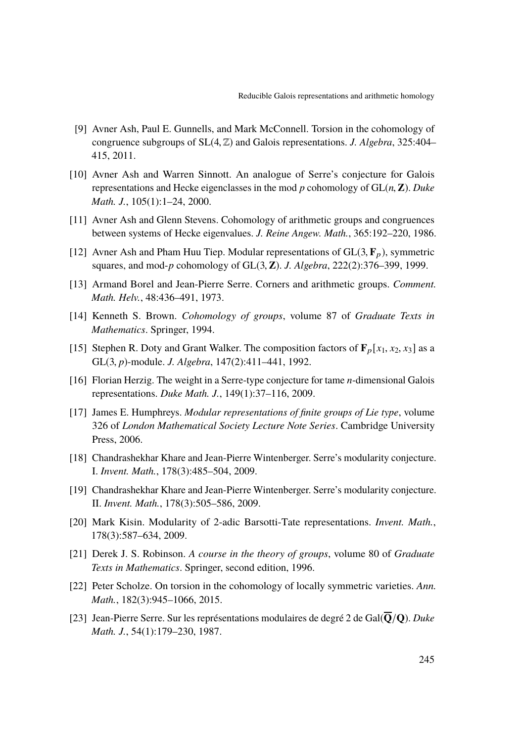[9] Avner Ash, Paul E. Gunnells, and Mark McConnell. Torsion in the cohomology of congruence subgroups of $\mathrm{SL}(4, \mathbb{Z})$ and Galois representations. *J. Algebra*, 325:404–415, 2011.

[10] Avner Ash and Warren Sinnott. An analogue of Serre's conjecture for Galois representations and Hecke eigenclasses in the mod $p$ cohomology of $\mathrm{GL}(n, \mathbf{Z})$. *Duke Math. J.*, 105(1):1–24, 2000.

[11] Avner Ash and Glenn Stevens. Cohomology of arithmetic groups and congruences between systems of Hecke eigenvalues. *J. Reine Angew. Math.*, 365:192–220, 1986.

[12] Avner Ash and Pham Huu Tiep. Modular representations of $\mathrm{GL}(3, \mathbf{F}_p)$, symmetric squares, and mod-$p$ cohomology of $\mathrm{GL}(3, \mathbf{Z})$. *J. Algebra*, 222(2):376–399, 1999.

[13] Armand Borel and Jean-Pierre Serre. Corners and arithmetic groups. *Comment. Math. Helv.*, 48:436–491, 1973.

[14] Kenneth S. Brown. *Cohomology of groups*, volume 87 of *Graduate Texts in Mathematics*. Springer, 1994.

[15] Stephen R. Doty and Grant Walker. The composition factors of $\mathbf{F}_p[x_1, x_2, x_3]$ as a $\mathrm{GL}(3, p)$-module. *J. Algebra*, 147(2):411–441, 1992.

[16] Florian Herzig. The weight in a Serre-type conjecture for tame $n$-dimensional Galois representations. *Duke Math. J.*, 149(1):37–116, 2009.

[17] James E. Humphreys. *Modular representations of finite groups of Lie type*, volume 326 of *London Mathematical Society Lecture Note Series*. Cambridge University Press, 2006.

[18] Chandrashekhar Khare and Jean-Pierre Wintenberger. Serre's modularity conjecture. I. *Invent. Math.*, 178(3):485–504, 2009.

[19] Chandrashekhar Khare and Jean-Pierre Wintenberger. Serre's modularity conjecture. II. *Invent. Math.*, 178(3):505–586, 2009.

[20] Mark Kisin. Modularity of 2-adic Barsotti-Tate representations. *Invent. Math.*, 178(3):587–634, 2009.

[21] Derek J. S. Robinson. *A course in the theory of groups*, volume 80 of *Graduate Texts in Mathematics*. Springer, second edition, 1996.

[22] Peter Scholze. On torsion in the cohomology of locally symmetric varieties. *Ann. Math.*, 182(3):945–1066, 2015.

[23] Jean-Pierre Serre. Sur les représentations modulaires de degré 2 de $\mathrm{Gal}(\overline{\mathbf{Q}}/\mathbf{Q})$. *Duke Math. J.*, 54(1):179–230, 1987.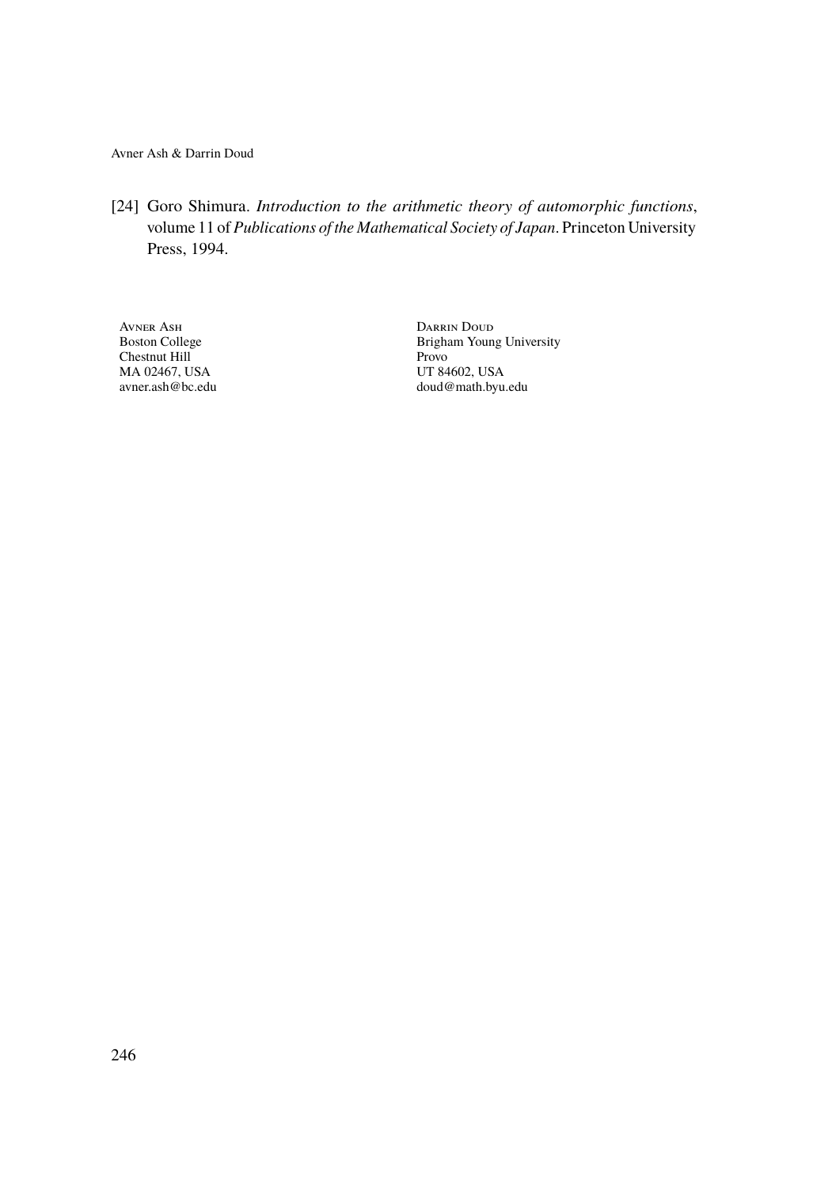[24] Goro Shimura. *Introduction to the arithmetic theory of automorphic functions*, volume 11 of *Publications of the Mathematical Society of Japan*. Princeton University Press, 1994.

Avner Ash
Boston College
Chestnut Hill
MA 02467, USA
avner.ash@bc.edu

Darrin Doud
Brigham Young University
Provo
UT 84602, USA
doud@math.byu.edu